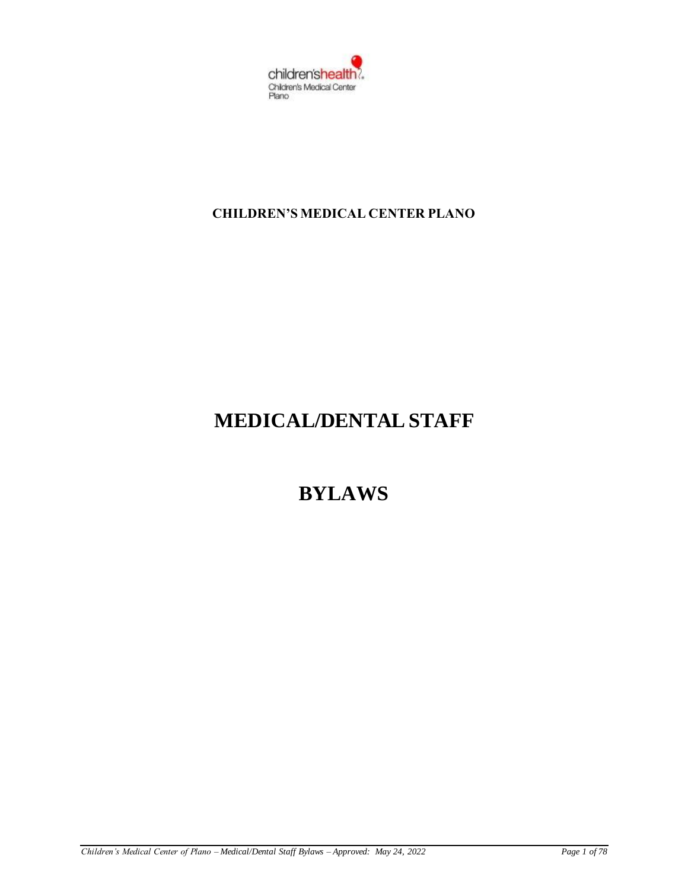childrenshealth
Children's Medical Center
Plano

**CHILDREN'S MEDICAL CENTER PLANO**

# MEDICAL/DENTAL STAFF

# BYLAWS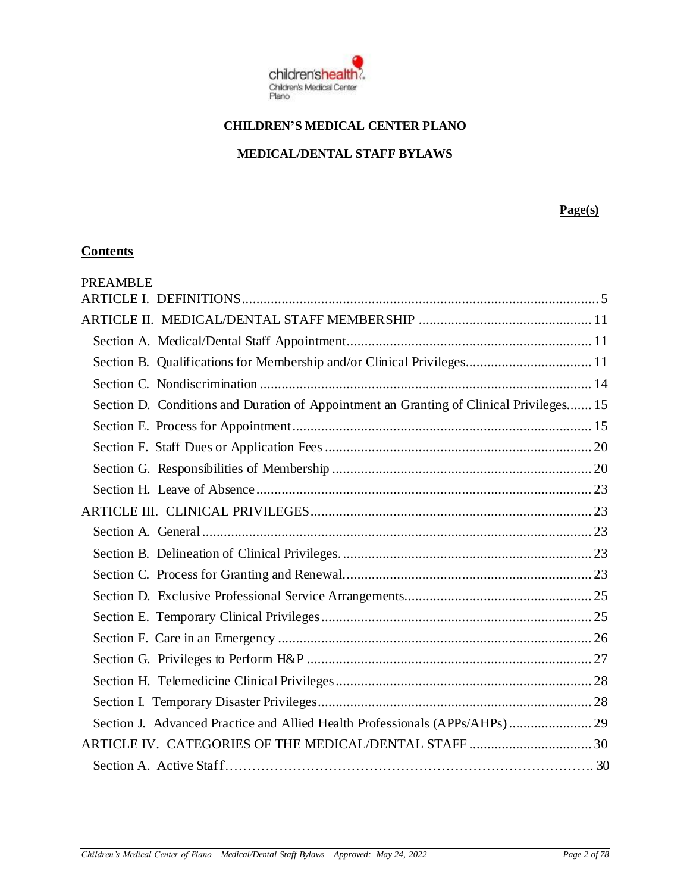**CHILDREN'S MEDICAL CENTER PLANO**

**MEDICAL/DENTAL STAFF BYLAWS**

**Page(s)**

## Contents

PREAMBLE

ARTICLE I. DEFINITIONS.......................................................................................5

ARTICLE II. MEDICAL/DENTAL STAFF MEMBERSHIP ...............................................11

- Section A. Medical/Dental Staff Appointment...............................................................11
- Section B. Qualifications for Membership and/or Clinical Privileges.................................11
- Section C. Nondiscrimination .................................................................................14
- Section D. Conditions and Duration of Appointment an Granting of Clinical Privileges.......15
- Section E. Process for Appointment.........................................................................15
- Section F. Staff Dues or Application Fees ..................................................................20
- Section G. Responsibilities of Membership ................................................................20
- Section H. Leave of Absence...................................................................................23

ARTICLE III. CLINICAL PRIVILEGES.........................................................................23

- Section A. General..................................................................................................23
- Section B. Delineation of Clinical Privileges................................................................23
- Section C. Process for Granting and Renewal...............................................................23
- Section D. Exclusive Professional Service Arrangements...............................................25
- Section E. Temporary Clinical Privileges.....................................................................25
- Section F. Care in an Emergency .............................................................................26
- Section G. Privileges to Perform H&P .......................................................................27
- Section H. Telemedicine Clinical Privileges.................................................................28
- Section I. Temporary Disaster Privileges.....................................................................28
- Section J. Advanced Practice and Allied Health Professionals (APPs/AHPs).....................29

ARTICLE IV. CATEGORIES OF THE MEDICAL/DENTAL STAFF ....................................30

- Section A. Active Staff.............................................................................................30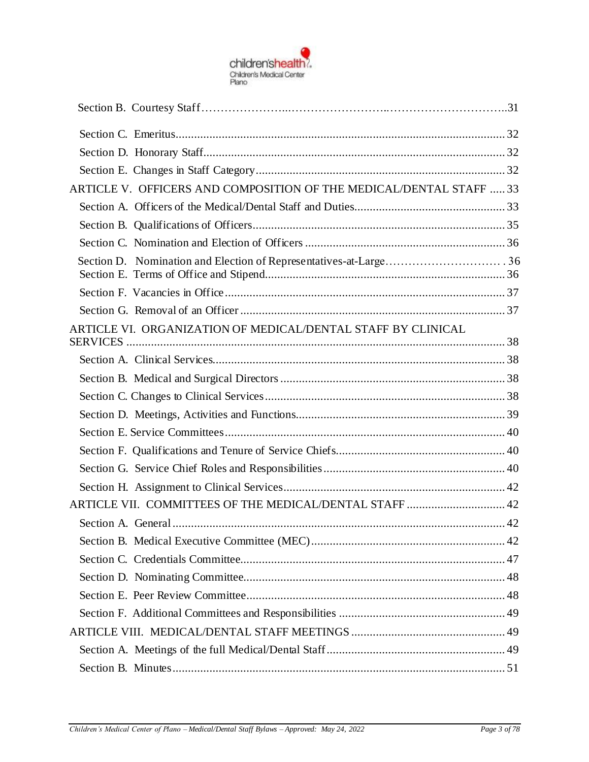Section B. Courtesy Staff ..... 31

Section C. Emeritus ..... 32

Section D. Honorary Staff ..... 32

Section E. Changes in Staff Category ..... 32

ARTICLE V. OFFICERS AND COMPOSITION OF THE MEDICAL/DENTAL STAFF ..... 33

Section A. Officers of the Medical/Dental Staff and Duties ..... 33

Section B. Qualifications of Officers ..... 35

Section C. Nomination and Election of Officers ..... 36

Section D. Nomination and Election of Representatives-at-Large ..... 36

Section E. Terms of Office and Stipend ..... 36

Section F. Vacancies in Office ..... 37

Section G. Removal of an Officer ..... 37

ARTICLE VI. ORGANIZATION OF MEDICAL/DENTAL STAFF BY CLINICAL SERVICES ..... 38

Section A. Clinical Services ..... 38

Section B. Medical and Surgical Directors ..... 38

Section C. Changes to Clinical Services ..... 38

Section D. Meetings, Activities and Functions ..... 39

Section E. Service Committees ..... 40

Section F. Qualifications and Tenure of Service Chiefs ..... 40

Section G. Service Chief Roles and Responsibilities ..... 40

Section H. Assignment to Clinical Services ..... 42

ARTICLE VII. COMMITTEES OF THE MEDICAL/DENTAL STAFF ..... 42

Section A. General ..... 42

Section B. Medical Executive Committee (MEC) ..... 42

Section C. Credentials Committee ..... 47

Section D. Nominating Committee ..... 48

Section E. Peer Review Committee ..... 48

Section F. Additional Committees and Responsibilities ..... 49

ARTICLE VIII. MEDICAL/DENTAL STAFF MEETINGS ..... 49

Section A. Meetings of the full Medical/Dental Staff ..... 49

Section B. Minutes ..... 51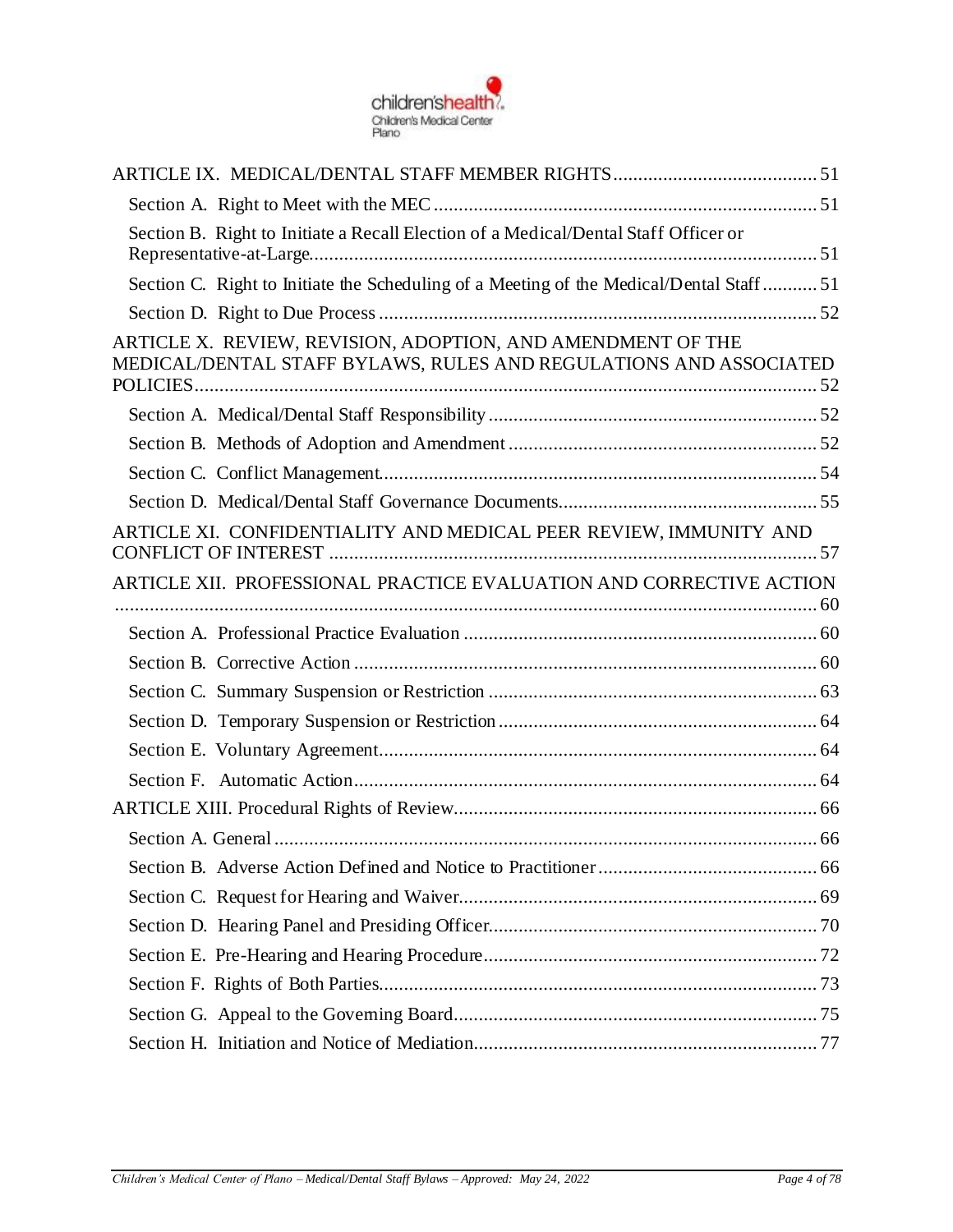ARTICLE IX. MEDICAL/DENTAL STAFF MEMBER RIGHTS ........................................ 51

Section A. Right to Meet with the MEC ........................................................................ 51

Section B. Right to Initiate a Recall Election of a Medical/Dental Staff Officer or Representative-at-Large........................................................................................................ 51

Section C. Right to Initiate the Scheduling of a Meeting of the Medical/Dental Staff ........... 51

Section D. Right to Due Process ........................................................................................ 52

ARTICLE X. REVIEW, REVISION, ADOPTION, AND AMENDMENT OF THE MEDICAL/DENTAL STAFF BYLAWS, RULES AND REGULATIONS AND ASSOCIATED POLICIES........................................................................................................................ 52

Section A. Medical/Dental Staff Responsibility .................................................................. 52

Section B. Methods of Adoption and Amendment .............................................................. 52

Section C. Conflict Management........................................................................................ 54

Section D. Medical/Dental Staff Governance Documents.................................................... 55

ARTICLE XI. CONFIDENTIALITY AND MEDICAL PEER REVIEW, IMMUNITY AND CONFLICT OF INTEREST ................................................................................................. 57

ARTICLE XII. PROFESSIONAL PRACTICE EVALUATION AND CORRECTIVE ACTION ......................................................................................................................................... 60

Section A. Professional Practice Evaluation ...................................................................... 60

Section B. Corrective Action ............................................................................................. 60

Section C. Summary Suspension or Restriction .................................................................. 63

Section D. Temporary Suspension or Restriction ................................................................ 64

Section E. Voluntary Agreement......................................................................................... 64

Section F. Automatic Action............................................................................................... 64

ARTICLE XIII. Procedural Rights of Review......................................................................... 66

Section A. General ............................................................................................................ 66

Section B. Adverse Action Defined and Notice to Practitioner ............................................ 66

Section C. Request for Hearing and Waiver........................................................................ 69

Section D. Hearing Panel and Presiding Officer.................................................................. 70

Section E. Pre-Hearing and Hearing Procedure................................................................... 72

Section F. Rights of Both Parties........................................................................................ 73

Section G. Appeal to the Governing Board......................................................................... 75

Section H. Initiation and Notice of Mediation..................................................................... 77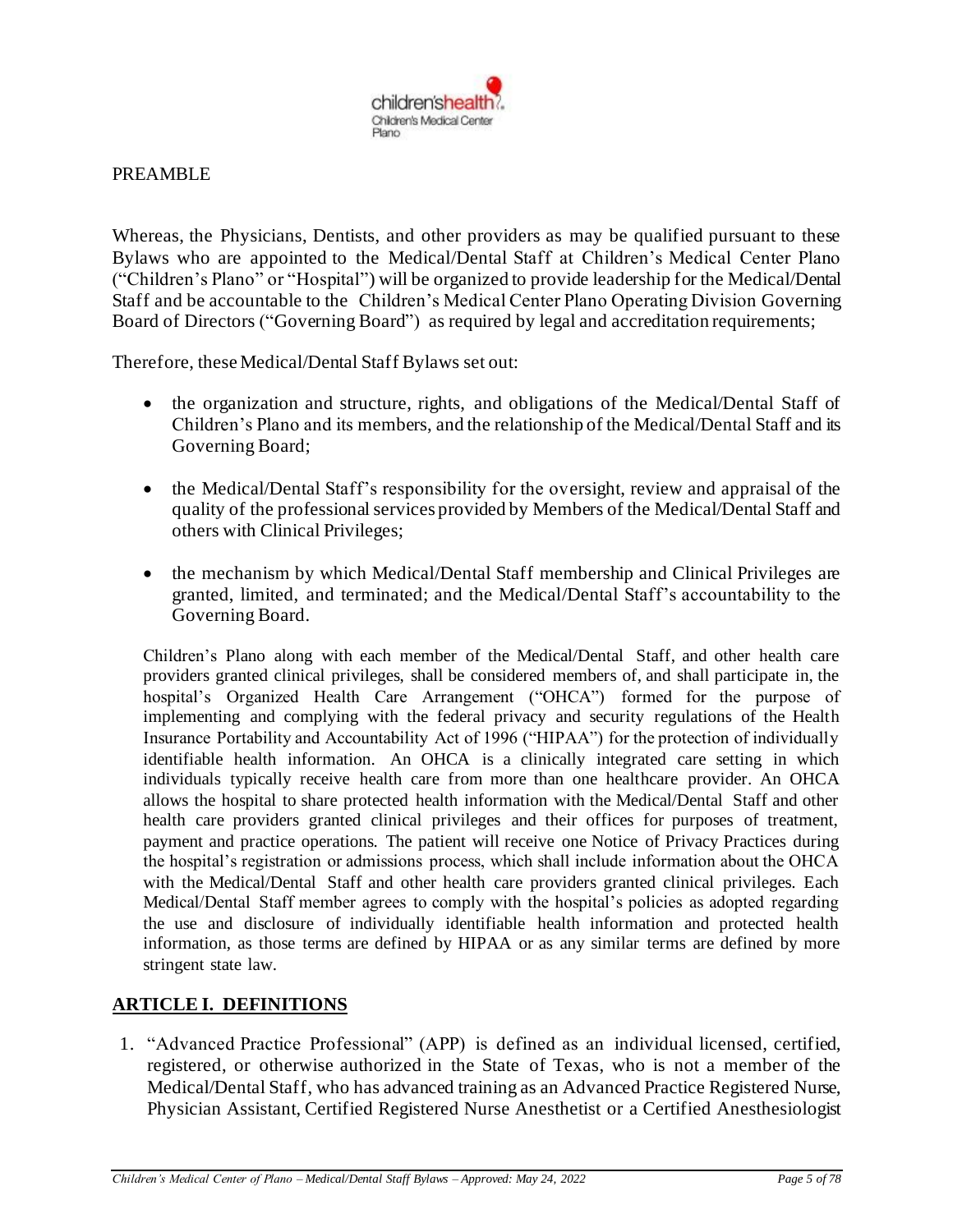PREAMBLE

Whereas, the Physicians, Dentists, and other providers as may be qualified pursuant to these Bylaws who are appointed to the Medical/Dental Staff at Children's Medical Center Plano ("Children's Plano" or "Hospital") will be organized to provide leadership for the Medical/Dental Staff and be accountable to the Children's Medical Center Plano Operating Division Governing Board of Directors ("Governing Board") as required by legal and accreditation requirements;

Therefore, these Medical/Dental Staff Bylaws set out:

- the organization and structure, rights, and obligations of the Medical/Dental Staff of Children's Plano and its members, and the relationship of the Medical/Dental Staff and its Governing Board;
- the Medical/Dental Staff's responsibility for the oversight, review and appraisal of the quality of the professional services provided by Members of the Medical/Dental Staff and others with Clinical Privileges;
- the mechanism by which Medical/Dental Staff membership and Clinical Privileges are granted, limited, and terminated; and the Medical/Dental Staff's accountability to the Governing Board.

Children's Plano along with each member of the Medical/Dental Staff, and other health care providers granted clinical privileges, shall be considered members of, and shall participate in, the hospital's Organized Health Care Arrangement ("OHCA") formed for the purpose of implementing and complying with the federal privacy and security regulations of the Health Insurance Portability and Accountability Act of 1996 ("HIPAA") for the protection of individually identifiable health information. An OHCA is a clinically integrated care setting in which individuals typically receive health care from more than one healthcare provider. An OHCA allows the hospital to share protected health information with the Medical/Dental Staff and other health care providers granted clinical privileges and their offices for purposes of treatment, payment and practice operations. The patient will receive one Notice of Privacy Practices during the hospital's registration or admissions process, which shall include information about the OHCA with the Medical/Dental Staff and other health care providers granted clinical privileges. Each Medical/Dental Staff member agrees to comply with the hospital's policies as adopted regarding the use and disclosure of individually identifiable health information and protected health information, as those terms are defined by HIPAA or as any similar terms are defined by more stringent state law.

## ARTICLE I. DEFINITIONS

1. "Advanced Practice Professional" (APP) is defined as an individual licensed, certified, registered, or otherwise authorized in the State of Texas, who is not a member of the Medical/Dental Staff, who has advanced training as an Advanced Practice Registered Nurse, Physician Assistant, Certified Registered Nurse Anesthetist or a Certified Anesthesiologist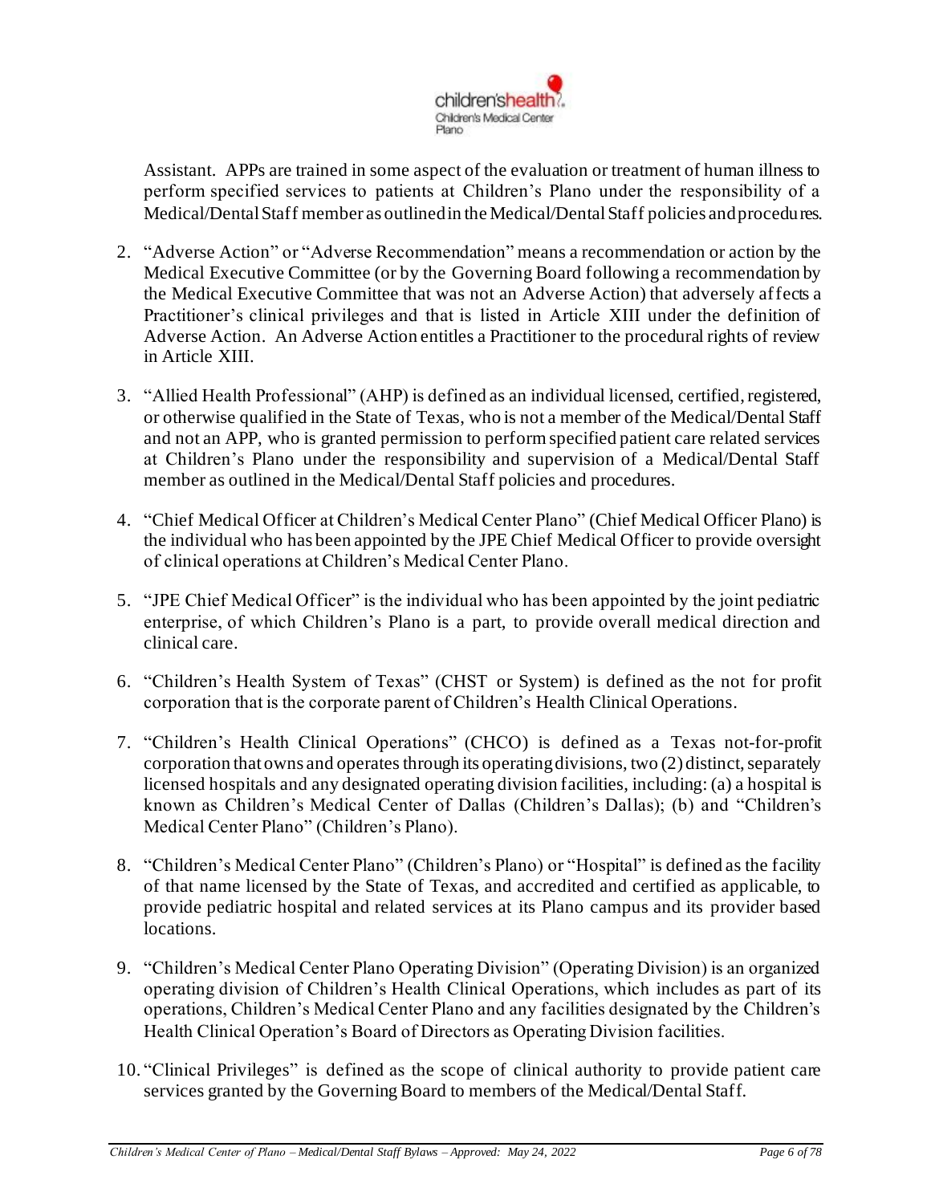Assistant. APPs are trained in some aspect of the evaluation or treatment of human illness to perform specified services to patients at Children's Plano under the responsibility of a Medical/Dental Staff member as outlined in the Medical/Dental Staff policies and procedures.

2. "Adverse Action" or "Adverse Recommendation" means a recommendation or action by the Medical Executive Committee (or by the Governing Board following a recommendation by the Medical Executive Committee that was not an Adverse Action) that adversely affects a Practitioner's clinical privileges and that is listed in Article XIII under the definition of Adverse Action. An Adverse Action entitles a Practitioner to the procedural rights of review in Article XIII.

3. "Allied Health Professional" (AHP) is defined as an individual licensed, certified, registered, or otherwise qualified in the State of Texas, who is not a member of the Medical/Dental Staff and not an APP, who is granted permission to perform specified patient care related services at Children's Plano under the responsibility and supervision of a Medical/Dental Staff member as outlined in the Medical/Dental Staff policies and procedures.

4. "Chief Medical Officer at Children's Medical Center Plano" (Chief Medical Officer Plano) is the individual who has been appointed by the JPE Chief Medical Officer to provide oversight of clinical operations at Children's Medical Center Plano.

5. "JPE Chief Medical Officer" is the individual who has been appointed by the joint pediatric enterprise, of which Children's Plano is a part, to provide overall medical direction and clinical care.

6. "Children's Health System of Texas" (CHST or System) is defined as the not for profit corporation that is the corporate parent of Children's Health Clinical Operations.

7. "Children's Health Clinical Operations" (CHCO) is defined as a Texas not-for-profit corporation that owns and operates through its operating divisions, two (2) distinct, separately licensed hospitals and any designated operating division facilities, including: (a) a hospital is known as Children's Medical Center of Dallas (Children's Dallas); (b) and "Children's Medical Center Plano" (Children's Plano).

8. "Children's Medical Center Plano" (Children's Plano) or "Hospital" is defined as the facility of that name licensed by the State of Texas, and accredited and certified as applicable, to provide pediatric hospital and related services at its Plano campus and its provider based locations.

9. "Children's Medical Center Plano Operating Division" (Operating Division) is an organized operating division of Children's Health Clinical Operations, which includes as part of its operations, Children's Medical Center Plano and any facilities designated by the Children's Health Clinical Operation's Board of Directors as Operating Division facilities.

10. "Clinical Privileges" is defined as the scope of clinical authority to provide patient care services granted by the Governing Board to members of the Medical/Dental Staff.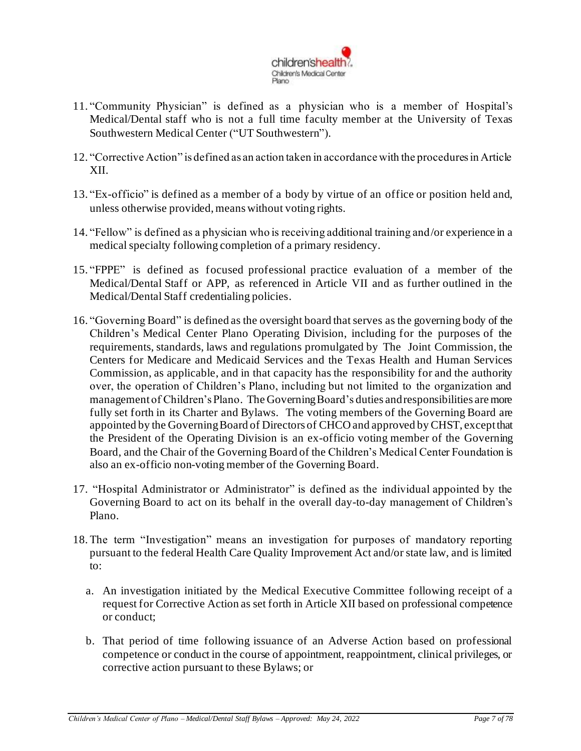11. "Community Physician" is defined as a physician who is a member of Hospital's Medical/Dental staff who is not a full time faculty member at the University of Texas Southwestern Medical Center ("UT Southwestern").

12. "Corrective Action" is defined as an action taken in accordance with the procedures in Article XII.

13. "Ex-officio" is defined as a member of a body by virtue of an office or position held and, unless otherwise provided, means without voting rights.

14. "Fellow" is defined as a physician who is receiving additional training and/or experience in a medical specialty following completion of a primary residency.

15. "FPPE" is defined as focused professional practice evaluation of a member of the Medical/Dental Staff or APP, as referenced in Article VII and as further outlined in the Medical/Dental Staff credentialing policies.

16. "Governing Board" is defined as the oversight board that serves as the governing body of the Children's Medical Center Plano Operating Division, including for the purposes of the requirements, standards, laws and regulations promulgated by The Joint Commission, the Centers for Medicare and Medicaid Services and the Texas Health and Human Services Commission, as applicable, and in that capacity has the responsibility for and the authority over, the operation of Children's Plano, including but not limited to the organization and management of Children's Plano. The Governing Board's duties and responsibilities are more fully set forth in its Charter and Bylaws. The voting members of the Governing Board are appointed by the Governing Board of Directors of CHCO and approved by CHST, except that the President of the Operating Division is an ex-officio voting member of the Governing Board, and the Chair of the Governing Board of the Children's Medical Center Foundation is also an ex-officio non-voting member of the Governing Board.

17. "Hospital Administrator or Administrator" is defined as the individual appointed by the Governing Board to act on its behalf in the overall day-to-day management of Children's Plano.

18. The term "Investigation" means an investigation for purposes of mandatory reporting pursuant to the federal Health Care Quality Improvement Act and/or state law, and is limited to:

    a. An investigation initiated by the Medical Executive Committee following receipt of a request for Corrective Action as set forth in Article XII based on professional competence or conduct;

    b. That period of time following issuance of an Adverse Action based on professional competence or conduct in the course of appointment, reappointment, clinical privileges, or corrective action pursuant to these Bylaws; or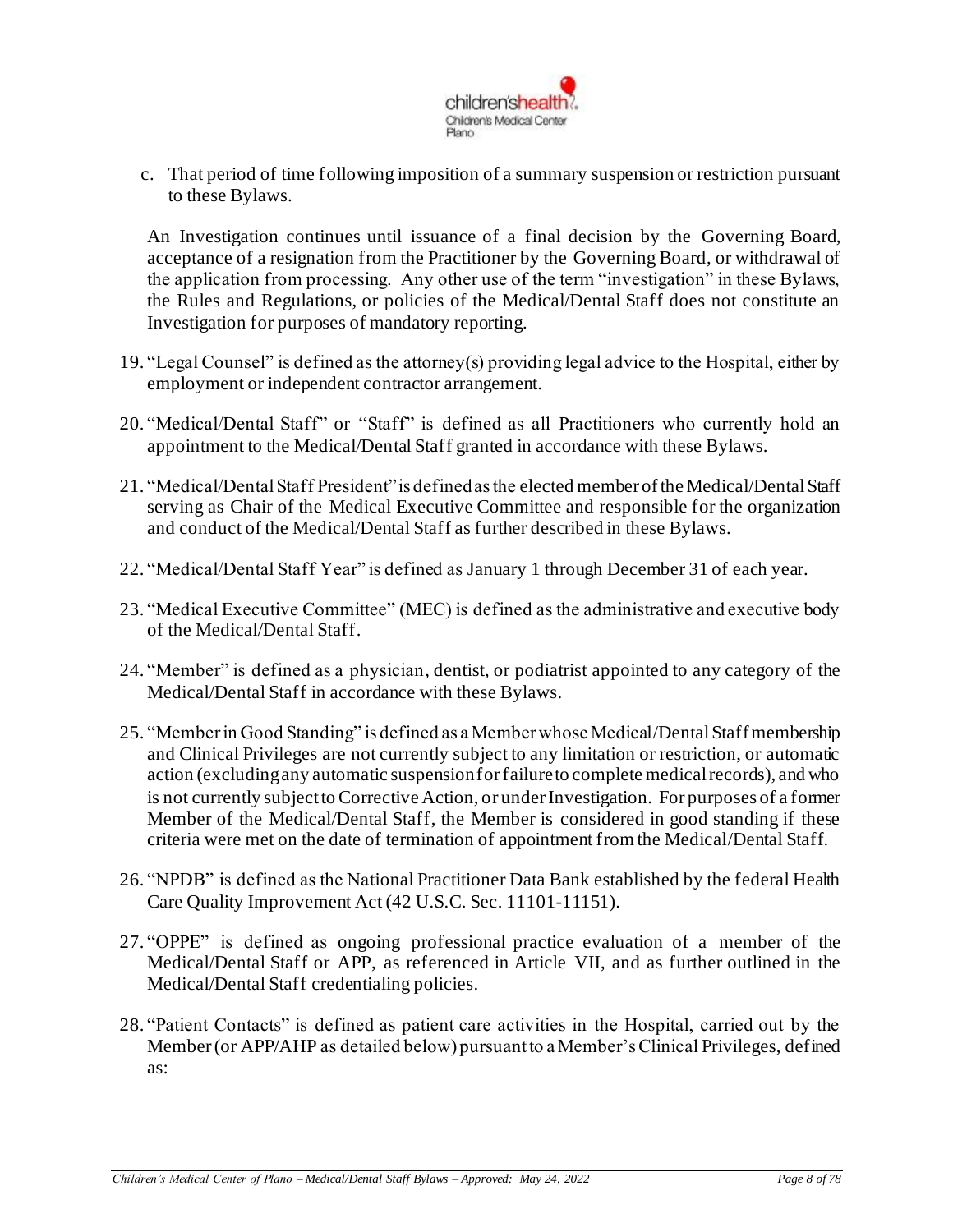c. That period of time following imposition of a summary suspension or restriction pursuant to these Bylaws.

An Investigation continues until issuance of a final decision by the Governing Board, acceptance of a resignation from the Practitioner by the Governing Board, or withdrawal of the application from processing. Any other use of the term "investigation" in these Bylaws, the Rules and Regulations, or policies of the Medical/Dental Staff does not constitute an Investigation for purposes of mandatory reporting.

19. "Legal Counsel" is defined as the attorney(s) providing legal advice to the Hospital, either by employment or independent contractor arrangement.

20. "Medical/Dental Staff" or "Staff" is defined as all Practitioners who currently hold an appointment to the Medical/Dental Staff granted in accordance with these Bylaws.

21. "Medical/Dental Staff President" is defined as the elected member of the Medical/Dental Staff serving as Chair of the Medical Executive Committee and responsible for the organization and conduct of the Medical/Dental Staff as further described in these Bylaws.

22. "Medical/Dental Staff Year" is defined as January 1 through December 31 of each year.

23. "Medical Executive Committee" (MEC) is defined as the administrative and executive body of the Medical/Dental Staff.

24. "Member" is defined as a physician, dentist, or podiatrist appointed to any category of the Medical/Dental Staff in accordance with these Bylaws.

25. "Member in Good Standing" is defined as a Member whose Medical/Dental Staff membership and Clinical Privileges are not currently subject to any limitation or restriction, or automatic action (excluding any automatic suspension for failure to complete medical records), and who is not currently subject to Corrective Action, or under Investigation. For purposes of a former Member of the Medical/Dental Staff, the Member is considered in good standing if these criteria were met on the date of termination of appointment from the Medical/Dental Staff.

26. "NPDB" is defined as the National Practitioner Data Bank established by the federal Health Care Quality Improvement Act (42 U.S.C. Sec. 11101-11151).

27. "OPPE" is defined as ongoing professional practice evaluation of a member of the Medical/Dental Staff or APP, as referenced in Article VII, and as further outlined in the Medical/Dental Staff credentialing policies.

28. "Patient Contacts" is defined as patient care activities in the Hospital, carried out by the Member (or APP/AHP as detailed below) pursuant to a Member's Clinical Privileges, defined as: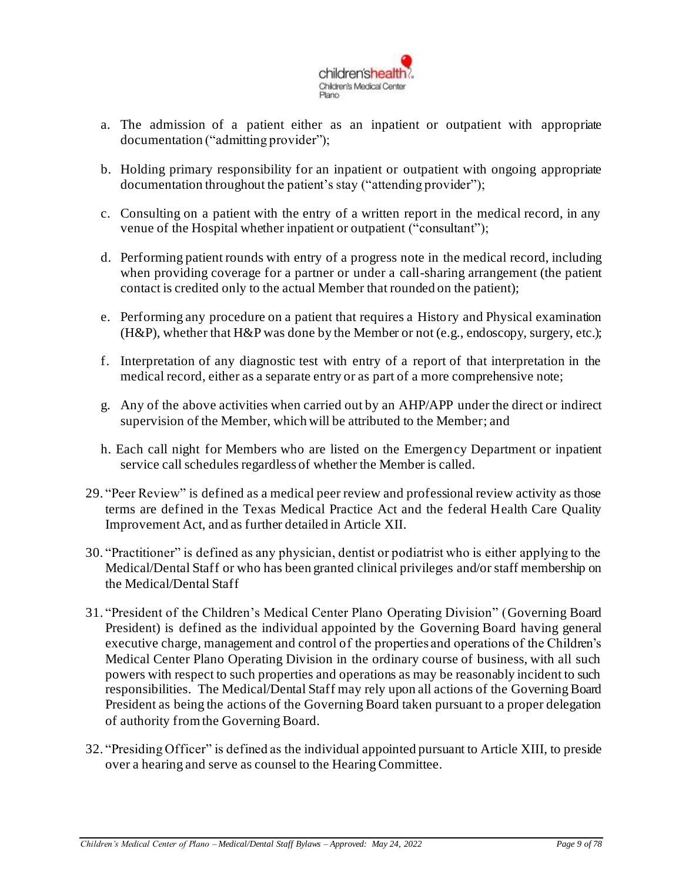a. The admission of a patient either as an inpatient or outpatient with appropriate documentation ("admitting provider");

b. Holding primary responsibility for an inpatient or outpatient with ongoing appropriate documentation throughout the patient's stay ("attending provider");

c. Consulting on a patient with the entry of a written report in the medical record, in any venue of the Hospital whether inpatient or outpatient ("consultant");

d. Performing patient rounds with entry of a progress note in the medical record, including when providing coverage for a partner or under a call-sharing arrangement (the patient contact is credited only to the actual Member that rounded on the patient);

e. Performing any procedure on a patient that requires a History and Physical examination (H&P), whether that H&P was done by the Member or not (e.g., endoscopy, surgery, etc.);

f. Interpretation of any diagnostic test with entry of a report of that interpretation in the medical record, either as a separate entry or as part of a more comprehensive note;

g. Any of the above activities when carried out by an AHP/APP under the direct or indirect supervision of the Member, which will be attributed to the Member; and

h. Each call night for Members who are listed on the Emergency Department or inpatient service call schedules regardless of whether the Member is called.

29. "Peer Review" is defined as a medical peer review and professional review activity as those terms are defined in the Texas Medical Practice Act and the federal Health Care Quality Improvement Act, and as further detailed in Article XII.

30. "Practitioner" is defined as any physician, dentist or podiatrist who is either applying to the Medical/Dental Staff or who has been granted clinical privileges and/or staff membership on the Medical/Dental Staff

31. "President of the Children's Medical Center Plano Operating Division" (Governing Board President) is defined as the individual appointed by the Governing Board having general executive charge, management and control of the properties and operations of the Children's Medical Center Plano Operating Division in the ordinary course of business, with all such powers with respect to such properties and operations as may be reasonably incident to such responsibilities. The Medical/Dental Staff may rely upon all actions of the Governing Board President as being the actions of the Governing Board taken pursuant to a proper delegation of authority from the Governing Board.

32. "Presiding Officer" is defined as the individual appointed pursuant to Article XIII, to preside over a hearing and serve as counsel to the Hearing Committee.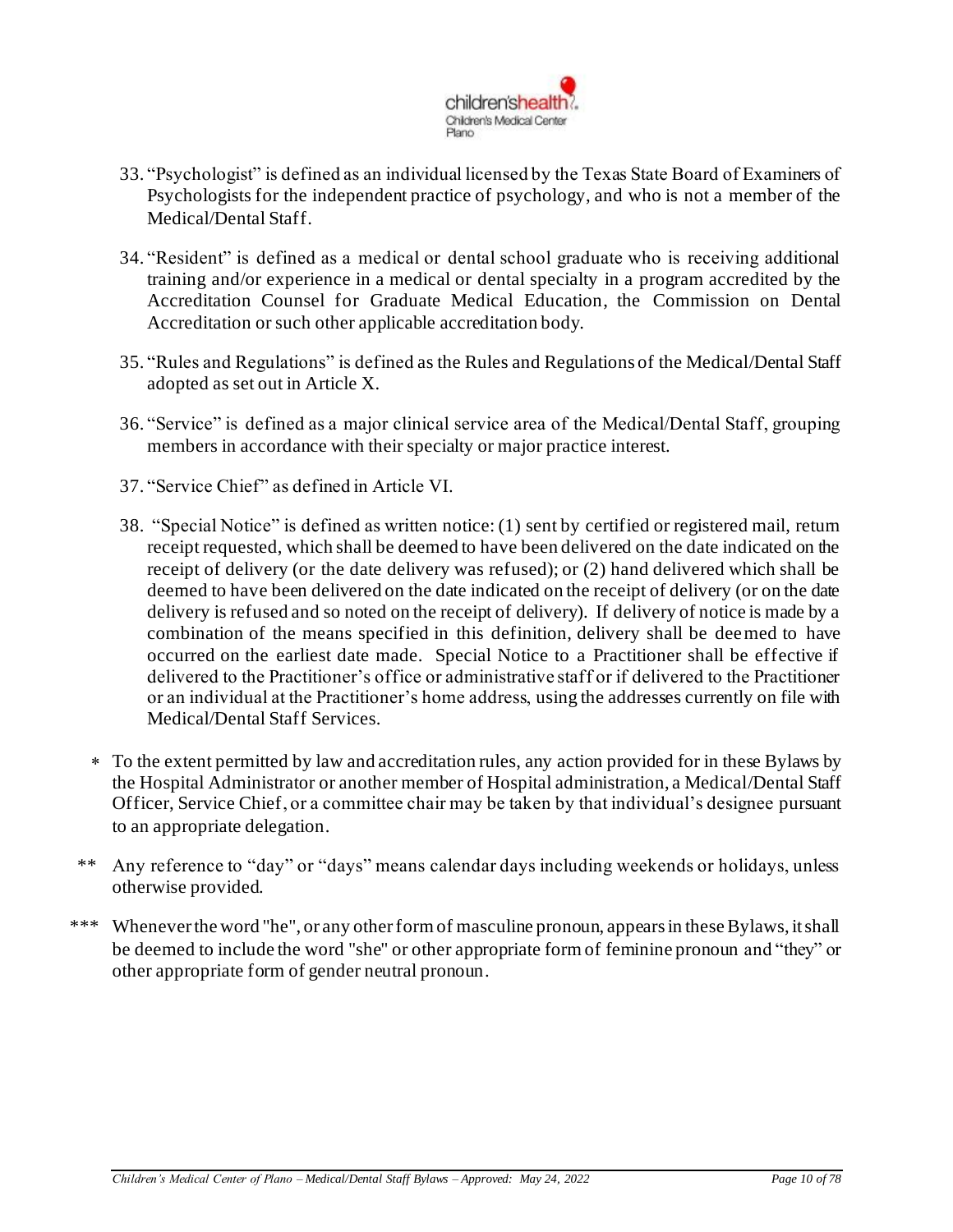33. "Psychologist" is defined as an individual licensed by the Texas State Board of Examiners of Psychologists for the independent practice of psychology, and who is not a member of the Medical/Dental Staff.

34. "Resident" is defined as a medical or dental school graduate who is receiving additional training and/or experience in a medical or dental specialty in a program accredited by the Accreditation Counsel for Graduate Medical Education, the Commission on Dental Accreditation or such other applicable accreditation body.

35. "Rules and Regulations" is defined as the Rules and Regulations of the Medical/Dental Staff adopted as set out in Article X.

36. "Service" is defined as a major clinical service area of the Medical/Dental Staff, grouping members in accordance with their specialty or major practice interest.

37. "Service Chief" as defined in Article VI.

38. "Special Notice" is defined as written notice: (1) sent by certified or registered mail, return receipt requested, which shall be deemed to have been delivered on the date indicated on the receipt of delivery (or the date delivery was refused); or (2) hand delivered which shall be deemed to have been delivered on the date indicated on the receipt of delivery (or on the date delivery is refused and so noted on the receipt of delivery). If delivery of notice is made by a combination of the means specified in this definition, delivery shall be deemed to have occurred on the earliest date made. Special Notice to a Practitioner shall be effective if delivered to the Practitioner's office or administrative staff or if delivered to the Practitioner or an individual at the Practitioner's home address, using the addresses currently on file with Medical/Dental Staff Services.

\* To the extent permitted by law and accreditation rules, any action provided for in these Bylaws by the Hospital Administrator or another member of Hospital administration, a Medical/Dental Staff Officer, Service Chief, or a committee chair may be taken by that individual's designee pursuant to an appropriate delegation.

\*\* Any reference to "day" or "days" means calendar days including weekends or holidays, unless otherwise provided.

\*\*\* Whenever the word "he", or any other form of masculine pronoun, appears in these Bylaws, it shall be deemed to include the word "she" or other appropriate form of feminine pronoun and "they" or other appropriate form of gender neutral pronoun.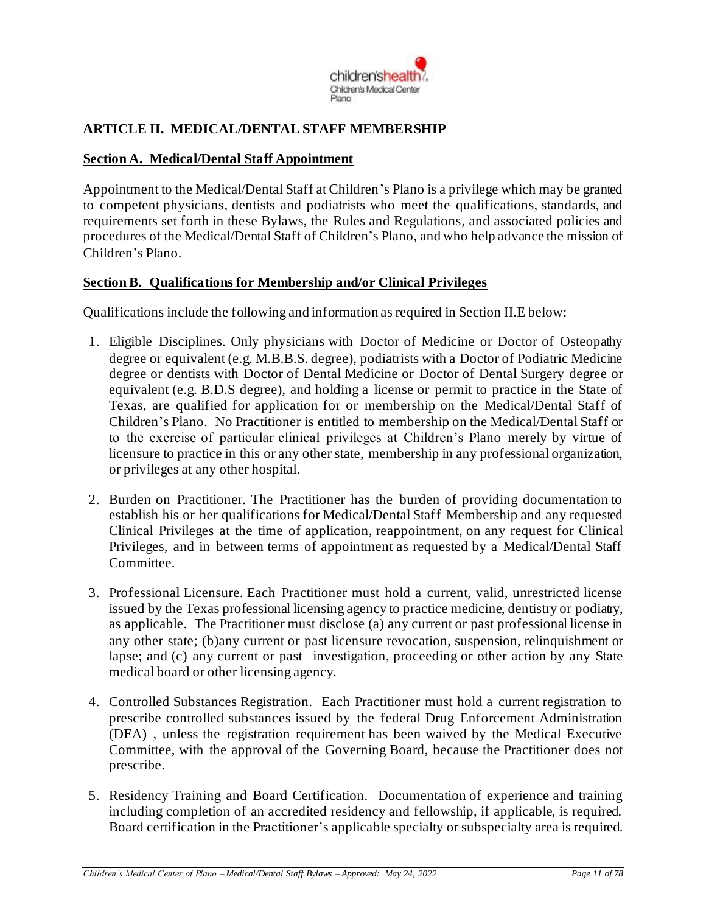## ARTICLE II. MEDICAL/DENTAL STAFF MEMBERSHIP

### Section A. Medical/Dental Staff Appointment

Appointment to the Medical/Dental Staff at Children's Plano is a privilege which may be granted to competent physicians, dentists and podiatrists who meet the qualifications, standards, and requirements set forth in these Bylaws, the Rules and Regulations, and associated policies and procedures of the Medical/Dental Staff of Children's Plano, and who help advance the mission of Children's Plano.

### Section B. Qualifications for Membership and/or Clinical Privileges

Qualifications include the following and information as required in Section II.E below:

1. Eligible Disciplines. Only physicians with Doctor of Medicine or Doctor of Osteopathy degree or equivalent (e.g. M.B.B.S. degree), podiatrists with a Doctor of Podiatric Medicine degree or dentists with Doctor of Dental Medicine or Doctor of Dental Surgery degree or equivalent (e.g. B.D.S degree), and holding a license or permit to practice in the State of Texas, are qualified for application for or membership on the Medical/Dental Staff of Children's Plano. No Practitioner is entitled to membership on the Medical/Dental Staff or to the exercise of particular clinical privileges at Children's Plano merely by virtue of licensure to practice in this or any other state, membership in any professional organization, or privileges at any other hospital.

2. Burden on Practitioner. The Practitioner has the burden of providing documentation to establish his or her qualifications for Medical/Dental Staff Membership and any requested Clinical Privileges at the time of application, reappointment, on any request for Clinical Privileges, and in between terms of appointment as requested by a Medical/Dental Staff Committee.

3. Professional Licensure. Each Practitioner must hold a current, valid, unrestricted license issued by the Texas professional licensing agency to practice medicine, dentistry or podiatry, as applicable. The Practitioner must disclose (a) any current or past professional license in any other state; (b)any current or past licensure revocation, suspension, relinquishment or lapse; and (c) any current or past investigation, proceeding or other action by any State medical board or other licensing agency.

4. Controlled Substances Registration. Each Practitioner must hold a current registration to prescribe controlled substances issued by the federal Drug Enforcement Administration (DEA) , unless the registration requirement has been waived by the Medical Executive Committee, with the approval of the Governing Board, because the Practitioner does not prescribe.

5. Residency Training and Board Certification. Documentation of experience and training including completion of an accredited residency and fellowship, if applicable, is required. Board certification in the Practitioner's applicable specialty or subspecialty area is required.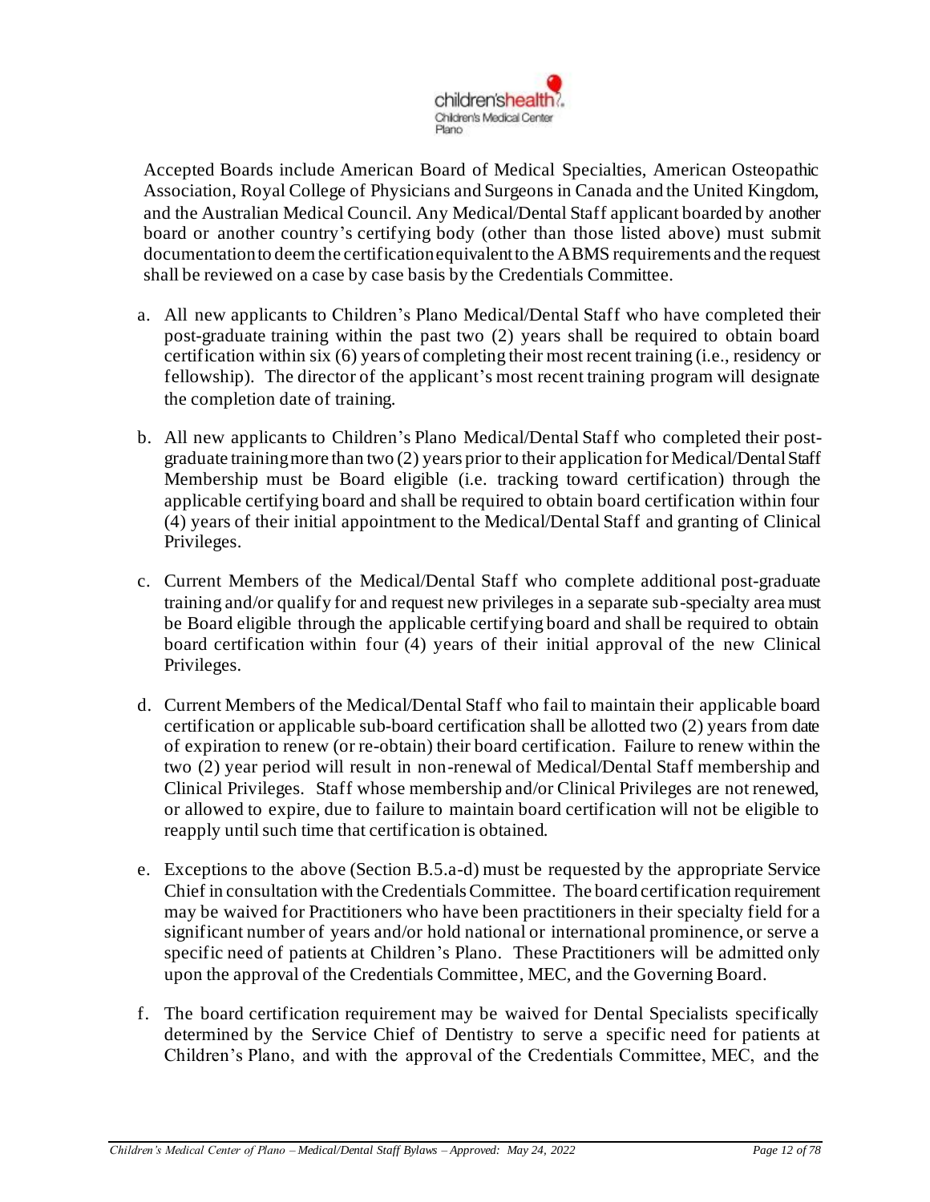Accepted Boards include American Board of Medical Specialties, American Osteopathic Association, Royal College of Physicians and Surgeons in Canada and the United Kingdom, and the Australian Medical Council. Any Medical/Dental Staff applicant boarded by another board or another country's certifying body (other than those listed above) must submit documentation to deem the certification equivalent to the ABMS requirements and the request shall be reviewed on a case by case basis by the Credentials Committee.

a. All new applicants to Children's Plano Medical/Dental Staff who have completed their post-graduate training within the past two (2) years shall be required to obtain board certification within six (6) years of completing their most recent training (i.e., residency or fellowship). The director of the applicant's most recent training program will designate the completion date of training.

b. All new applicants to Children's Plano Medical/Dental Staff who completed their post-graduate training more than two (2) years prior to their application for Medical/Dental Staff Membership must be Board eligible (i.e. tracking toward certification) through the applicable certifying board and shall be required to obtain board certification within four (4) years of their initial appointment to the Medical/Dental Staff and granting of Clinical Privileges.

c. Current Members of the Medical/Dental Staff who complete additional post-graduate training and/or qualify for and request new privileges in a separate sub-specialty area must be Board eligible through the applicable certifying board and shall be required to obtain board certification within four (4) years of their initial approval of the new Clinical Privileges.

d. Current Members of the Medical/Dental Staff who fail to maintain their applicable board certification or applicable sub-board certification shall be allotted two (2) years from date of expiration to renew (or re-obtain) their board certification. Failure to renew within the two (2) year period will result in non-renewal of Medical/Dental Staff membership and Clinical Privileges. Staff whose membership and/or Clinical Privileges are not renewed, or allowed to expire, due to failure to maintain board certification will not be eligible to reapply until such time that certification is obtained.

e. Exceptions to the above (Section B.5.a-d) must be requested by the appropriate Service Chief in consultation with the Credentials Committee. The board certification requirement may be waived for Practitioners who have been practitioners in their specialty field for a significant number of years and/or hold national or international prominence, or serve a specific need of patients at Children's Plano. These Practitioners will be admitted only upon the approval of the Credentials Committee, MEC, and the Governing Board.

f. The board certification requirement may be waived for Dental Specialists specifically determined by the Service Chief of Dentistry to serve a specific need for patients at Children's Plano, and with the approval of the Credentials Committee, MEC, and the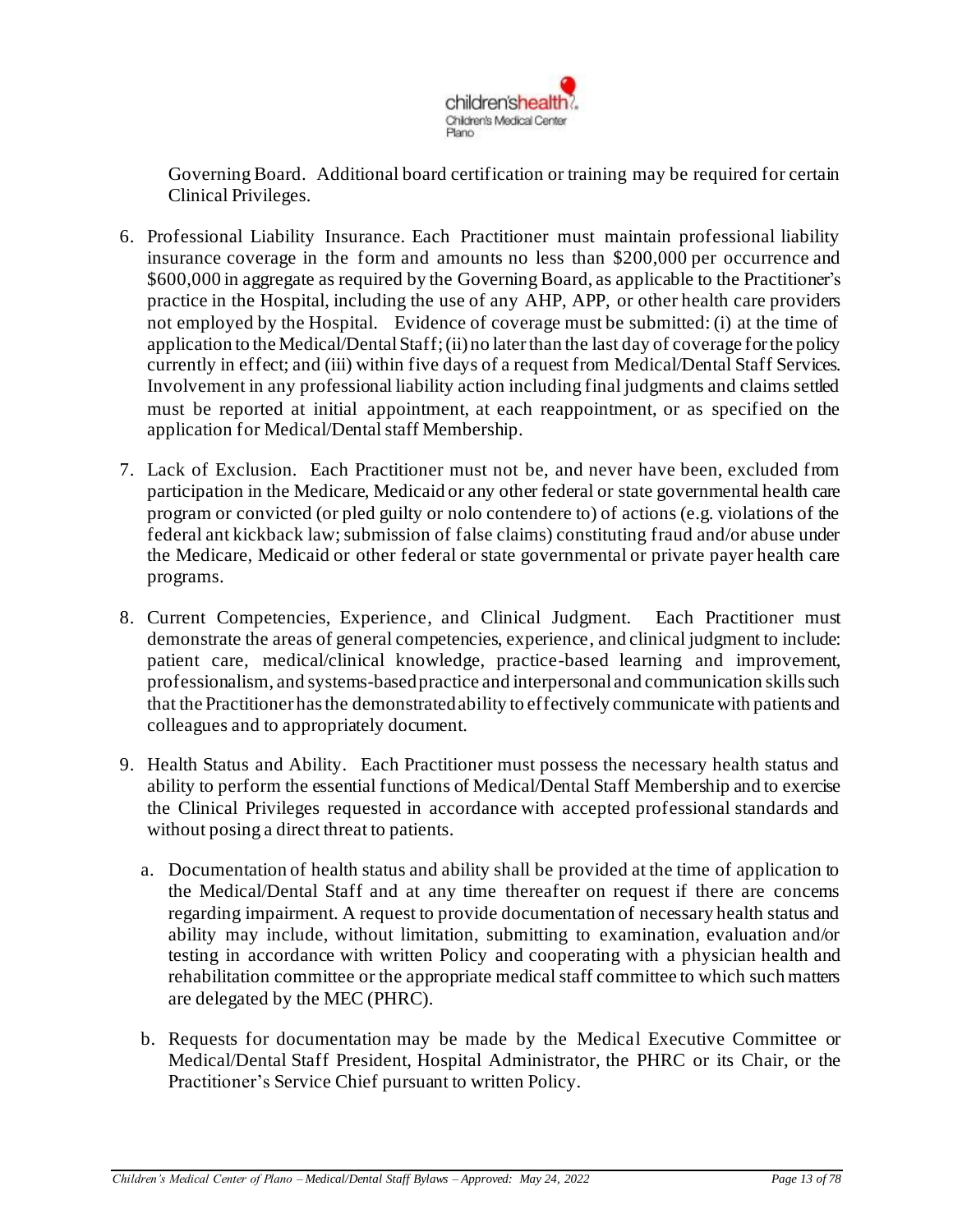Governing Board. Additional board certification or training may be required for certain Clinical Privileges.

6. Professional Liability Insurance. Each Practitioner must maintain professional liability insurance coverage in the form and amounts no less than $200,000 per occurrence and $600,000 in aggregate as required by the Governing Board, as applicable to the Practitioner's practice in the Hospital, including the use of any AHP, APP, or other health care providers not employed by the Hospital. Evidence of coverage must be submitted: (i) at the time of application to the Medical/Dental Staff; (ii) no later than the last day of coverage for the policy currently in effect; and (iii) within five days of a request from Medical/Dental Staff Services. Involvement in any professional liability action including final judgments and claims settled must be reported at initial appointment, at each reappointment, or as specified on the application for Medical/Dental staff Membership.

7. Lack of Exclusion. Each Practitioner must not be, and never have been, excluded from participation in the Medicare, Medicaid or any other federal or state governmental health care program or convicted (or pled guilty or nolo contendere to) of actions (e.g. violations of the federal ant kickback law; submission of false claims) constituting fraud and/or abuse under the Medicare, Medicaid or other federal or state governmental or private payer health care programs.

8. Current Competencies, Experience, and Clinical Judgment. Each Practitioner must demonstrate the areas of general competencies, experience, and clinical judgment to include: patient care, medical/clinical knowledge, practice-based learning and improvement, professionalism, and systems-based practice and interpersonal and communication skills such that the Practitioner has the demonstrated ability to effectively communicate with patients and colleagues and to appropriately document.

9. Health Status and Ability. Each Practitioner must possess the necessary health status and ability to perform the essential functions of Medical/Dental Staff Membership and to exercise the Clinical Privileges requested in accordance with accepted professional standards and without posing a direct threat to patients.

   a. Documentation of health status and ability shall be provided at the time of application to the Medical/Dental Staff and at any time thereafter on request if there are concerns regarding impairment. A request to provide documentation of necessary health status and ability may include, without limitation, submitting to examination, evaluation and/or testing in accordance with written Policy and cooperating with a physician health and rehabilitation committee or the appropriate medical staff committee to which such matters are delegated by the MEC (PHRC).

   b. Requests for documentation may be made by the Medical Executive Committee or Medical/Dental Staff President, Hospital Administrator, the PHRC or its Chair, or the Practitioner's Service Chief pursuant to written Policy.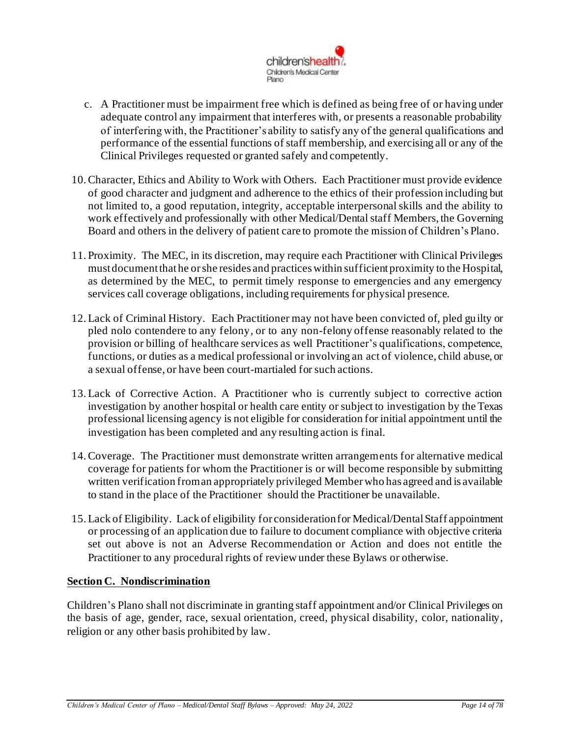c. A Practitioner must be impairment free which is defined as being free of or having under adequate control any impairment that interferes with, or presents a reasonable probability of interfering with, the Practitioner's ability to satisfy any of the general qualifications and performance of the essential functions of staff membership, and exercising all or any of the Clinical Privileges requested or granted safely and competently.

10. Character, Ethics and Ability to Work with Others. Each Practitioner must provide evidence of good character and judgment and adherence to the ethics of their profession including but not limited to, a good reputation, integrity, acceptable interpersonal skills and the ability to work effectively and professionally with other Medical/Dental staff Members, the Governing Board and others in the delivery of patient care to promote the mission of Children's Plano.

11. Proximity. The MEC, in its discretion, may require each Practitioner with Clinical Privileges must document that he or she resides and practices within sufficient proximity to the Hospital, as determined by the MEC, to permit timely response to emergencies and any emergency services call coverage obligations, including requirements for physical presence.

12. Lack of Criminal History. Each Practitioner may not have been convicted of, pled guilty or pled nolo contendere to any felony, or to any non-felony offense reasonably related to the provision or billing of healthcare services as well Practitioner's qualifications, competence, functions, or duties as a medical professional or involving an act of violence, child abuse, or a sexual offense, or have been court-martialed for such actions.

13. Lack of Corrective Action. A Practitioner who is currently subject to corrective action investigation by another hospital or health care entity or subject to investigation by the Texas professional licensing agency is not eligible for consideration for initial appointment until the investigation has been completed and any resulting action is final.

14. Coverage. The Practitioner must demonstrate written arrangements for alternative medical coverage for patients for whom the Practitioner is or will become responsible by submitting written verification from an appropriately privileged Member who has agreed and is available to stand in the place of the Practitioner should the Practitioner be unavailable.

15. Lack of Eligibility. Lack of eligibility for consideration for Medical/Dental Staff appointment or processing of an application due to failure to document compliance with objective criteria set out above is not an Adverse Recommendation or Action and does not entitle the Practitioner to any procedural rights of review under these Bylaws or otherwise.

## Section C. Nondiscrimination

Children's Plano shall not discriminate in granting staff appointment and/or Clinical Privileges on the basis of age, gender, race, sexual orientation, creed, physical disability, color, nationality, religion or any other basis prohibited by law.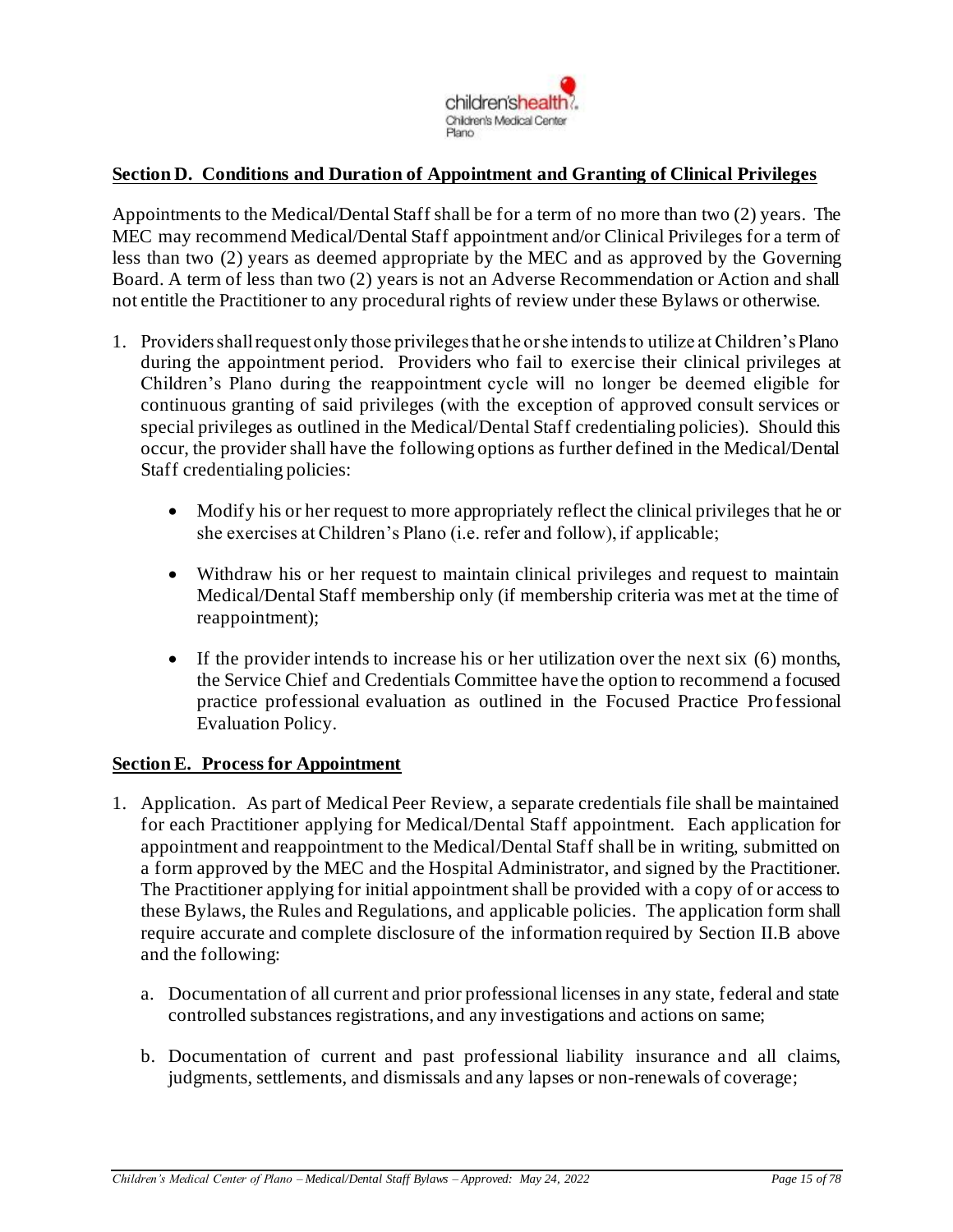**Section D. Conditions and Duration of Appointment and Granting of Clinical Privileges**

Appointments to the Medical/Dental Staff shall be for a term of no more than two (2) years. The MEC may recommend Medical/Dental Staff appointment and/or Clinical Privileges for a term of less than two (2) years as deemed appropriate by the MEC and as approved by the Governing Board. A term of less than two (2) years is not an Adverse Recommendation or Action and shall not entitle the Practitioner to any procedural rights of review under these Bylaws or otherwise.

1. Providers shall request only those privileges that he or she intends to utilize at Children's Plano during the appointment period. Providers who fail to exercise their clinical privileges at Children's Plano during the reappointment cycle will no longer be deemed eligible for continuous granting of said privileges (with the exception of approved consult services or special privileges as outlined in the Medical/Dental Staff credentialing policies). Should this occur, the provider shall have the following options as further defined in the Medical/Dental Staff credentialing policies:

   - Modify his or her request to more appropriately reflect the clinical privileges that he or she exercises at Children's Plano (i.e. refer and follow), if applicable;

   - Withdraw his or her request to maintain clinical privileges and request to maintain Medical/Dental Staff membership only (if membership criteria was met at the time of reappointment);

   - If the provider intends to increase his or her utilization over the next six (6) months, the Service Chief and Credentials Committee have the option to recommend a focused practice professional evaluation as outlined in the Focused Practice Professional Evaluation Policy.

**Section E. Process for Appointment**

1. Application. As part of Medical Peer Review, a separate credentials file shall be maintained for each Practitioner applying for Medical/Dental Staff appointment. Each application for appointment and reappointment to the Medical/Dental Staff shall be in writing, submitted on a form approved by the MEC and the Hospital Administrator, and signed by the Practitioner. The Practitioner applying for initial appointment shall be provided with a copy of or access to these Bylaws, the Rules and Regulations, and applicable policies. The application form shall require accurate and complete disclosure of the information required by Section II.B above and the following:

   a. Documentation of all current and prior professional licenses in any state, federal and state controlled substances registrations, and any investigations and actions on same;

   b. Documentation of current and past professional liability insurance and all claims, judgments, settlements, and dismissals and any lapses or non-renewals of coverage;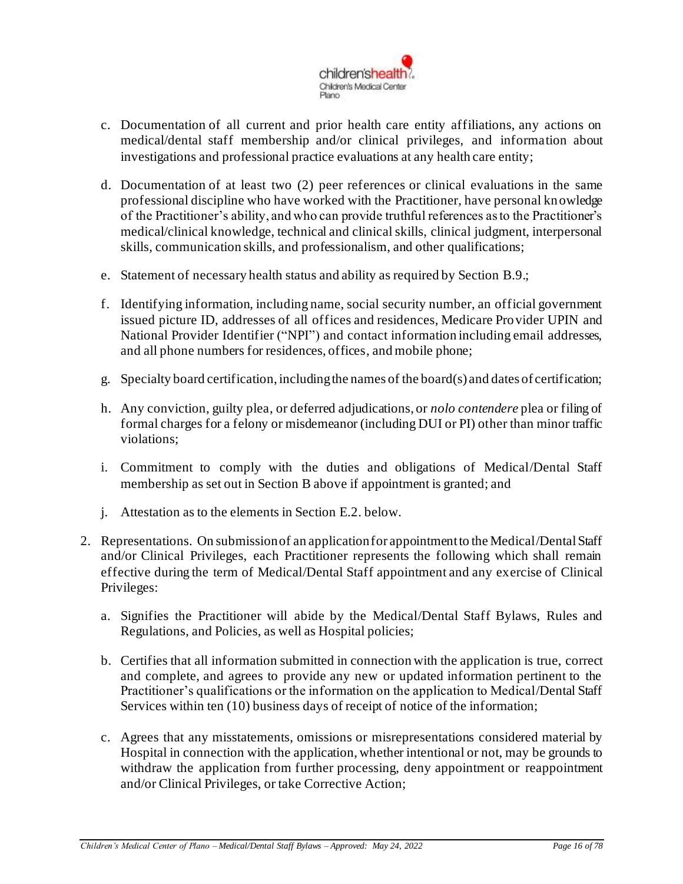c. Documentation of all current and prior health care entity affiliations, any actions on medical/dental staff membership and/or clinical privileges, and information about investigations and professional practice evaluations at any health care entity;

d. Documentation of at least two (2) peer references or clinical evaluations in the same professional discipline who have worked with the Practitioner, have personal knowledge of the Practitioner's ability, and who can provide truthful references as to the Practitioner's medical/clinical knowledge, technical and clinical skills, clinical judgment, interpersonal skills, communication skills, and professionalism, and other qualifications;

e. Statement of necessary health status and ability as required by Section B.9.;

f. Identifying information, including name, social security number, an official government issued picture ID, addresses of all offices and residences, Medicare Provider UPIN and National Provider Identifier ("NPI") and contact information including email addresses, and all phone numbers for residences, offices, and mobile phone;

g. Specialty board certification, including the names of the board(s) and dates of certification;

h. Any conviction, guilty plea, or deferred adjudications, or *nolo contendere* plea or filing of formal charges for a felony or misdemeanor (including DUI or PI) other than minor traffic violations;

i. Commitment to comply with the duties and obligations of Medical/Dental Staff membership as set out in Section B above if appointment is granted; and

j. Attestation as to the elements in Section E.2. below.

2. Representations. On submission of an application for appointment to the Medical/Dental Staff and/or Clinical Privileges, each Practitioner represents the following which shall remain effective during the term of Medical/Dental Staff appointment and any exercise of Clinical Privileges:

   a. Signifies the Practitioner will abide by the Medical/Dental Staff Bylaws, Rules and Regulations, and Policies, as well as Hospital policies;

   b. Certifies that all information submitted in connection with the application is true, correct and complete, and agrees to provide any new or updated information pertinent to the Practitioner's qualifications or the information on the application to Medical/Dental Staff Services within ten (10) business days of receipt of notice of the information;

   c. Agrees that any misstatements, omissions or misrepresentations considered material by Hospital in connection with the application, whether intentional or not, may be grounds to withdraw the application from further processing, deny appointment or reappointment and/or Clinical Privileges, or take Corrective Action;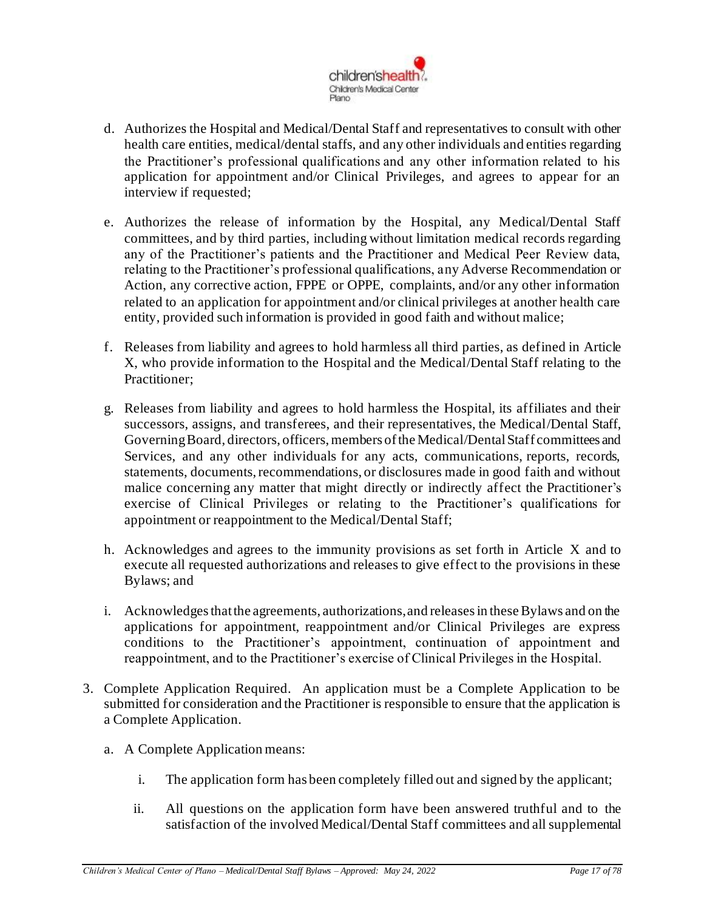d. Authorizes the Hospital and Medical/Dental Staff and representatives to consult with other health care entities, medical/dental staffs, and any other individuals and entities regarding the Practitioner's professional qualifications and any other information related to his application for appointment and/or Clinical Privileges, and agrees to appear for an interview if requested;

e. Authorizes the release of information by the Hospital, any Medical/Dental Staff committees, and by third parties, including without limitation medical records regarding any of the Practitioner's patients and the Practitioner and Medical Peer Review data, relating to the Practitioner's professional qualifications, any Adverse Recommendation or Action, any corrective action, FPPE or OPPE, complaints, and/or any other information related to an application for appointment and/or clinical privileges at another health care entity, provided such information is provided in good faith and without malice;

f. Releases from liability and agrees to hold harmless all third parties, as defined in Article X, who provide information to the Hospital and the Medical/Dental Staff relating to the Practitioner;

g. Releases from liability and agrees to hold harmless the Hospital, its affiliates and their successors, assigns, and transferees, and their representatives, the Medical/Dental Staff, Governing Board, directors, officers, members of the Medical/Dental Staff committees and Services, and any other individuals for any acts, communications, reports, records, statements, documents, recommendations, or disclosures made in good faith and without malice concerning any matter that might directly or indirectly affect the Practitioner's exercise of Clinical Privileges or relating to the Practitioner's qualifications for appointment or reappointment to the Medical/Dental Staff;

h. Acknowledges and agrees to the immunity provisions as set forth in Article X and to execute all requested authorizations and releases to give effect to the provisions in these Bylaws; and

i. Acknowledges that the agreements, authorizations, and releases in these Bylaws and on the applications for appointment, reappointment and/or Clinical Privileges are express conditions to the Practitioner's appointment, continuation of appointment and reappointment, and to the Practitioner's exercise of Clinical Privileges in the Hospital.

3. Complete Application Required. An application must be a Complete Application to be submitted for consideration and the Practitioner is responsible to ensure that the application is a Complete Application.

   a. A Complete Application means:

      i. The application form has been completely filled out and signed by the applicant;

      ii. All questions on the application form have been answered truthful and to the satisfaction of the involved Medical/Dental Staff committees and all supplemental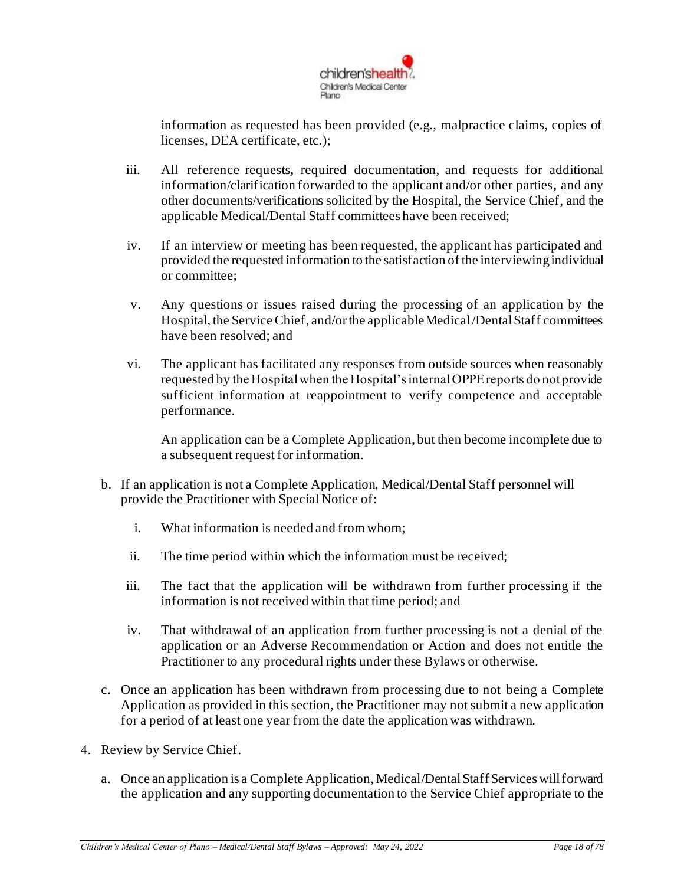information as requested has been provided (e.g., malpractice claims, copies of licenses, DEA certificate, etc.);

iii. All reference requests**,** required documentation, and requests for additional information/clarification forwarded to the applicant and/or other parties**,** and any other documents/verifications solicited by the Hospital, the Service Chief, and the applicable Medical/Dental Staff committees have been received;

iv. If an interview or meeting has been requested, the applicant has participated and provided the requested information to the satisfaction of the interviewing individual or committee;

v. Any questions or issues raised during the processing of an application by the Hospital, the Service Chief, and/or the applicable Medical/Dental Staff committees have been resolved; and

vi. The applicant has facilitated any responses from outside sources when reasonably requested by the Hospital when the Hospital's internal OPPE reports do not provide sufficient information at reappointment to verify competence and acceptable performance.

An application can be a Complete Application, but then become incomplete due to a subsequent request for information.

b. If an application is not a Complete Application, Medical/Dental Staff personnel will provide the Practitioner with Special Notice of:

   i. What information is needed and from whom;

   ii. The time period within which the information must be received;

   iii. The fact that the application will be withdrawn from further processing if the information is not received within that time period; and

   iv. That withdrawal of an application from further processing is not a denial of the application or an Adverse Recommendation or Action and does not entitle the Practitioner to any procedural rights under these Bylaws or otherwise.

c. Once an application has been withdrawn from processing due to not being a Complete Application as provided in this section, the Practitioner may not submit a new application for a period of at least one year from the date the application was withdrawn.

4. Review by Service Chief.

   a. Once an application is a Complete Application, Medical/Dental Staff Services will forward the application and any supporting documentation to the Service Chief appropriate to the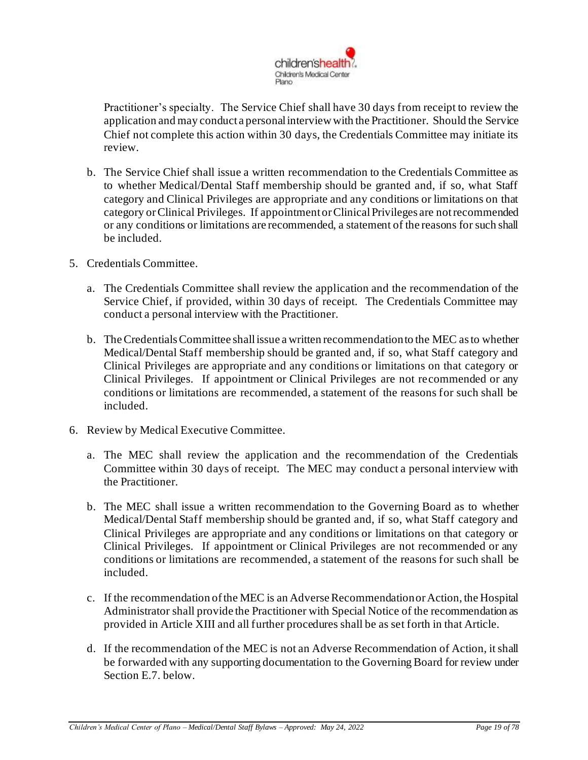Practitioner's specialty. The Service Chief shall have 30 days from receipt to review the application and may conduct a personal interview with the Practitioner. Should the Service Chief not complete this action within 30 days, the Credentials Committee may initiate its review.

b. The Service Chief shall issue a written recommendation to the Credentials Committee as to whether Medical/Dental Staff membership should be granted and, if so, what Staff category and Clinical Privileges are appropriate and any conditions or limitations on that category or Clinical Privileges. If appointment or Clinical Privileges are not recommended or any conditions or limitations are recommended, a statement of the reasons for such shall be included.

5. Credentials Committee.

   a. The Credentials Committee shall review the application and the recommendation of the Service Chief, if provided, within 30 days of receipt. The Credentials Committee may conduct a personal interview with the Practitioner.

   b. The Credentials Committee shall issue a written recommendation to the MEC as to whether Medical/Dental Staff membership should be granted and, if so, what Staff category and Clinical Privileges are appropriate and any conditions or limitations on that category or Clinical Privileges. If appointment or Clinical Privileges are not recommended or any conditions or limitations are recommended, a statement of the reasons for such shall be included.

6. Review by Medical Executive Committee.

   a. The MEC shall review the application and the recommendation of the Credentials Committee within 30 days of receipt. The MEC may conduct a personal interview with the Practitioner.

   b. The MEC shall issue a written recommendation to the Governing Board as to whether Medical/Dental Staff membership should be granted and, if so, what Staff category and Clinical Privileges are appropriate and any conditions or limitations on that category or Clinical Privileges. If appointment or Clinical Privileges are not recommended or any conditions or limitations are recommended, a statement of the reasons for such shall be included.

   c. If the recommendation of the MEC is an Adverse Recommendation or Action, the Hospital Administrator shall provide the Practitioner with Special Notice of the recommendation as provided in Article XIII and all further procedures shall be as set forth in that Article.

   d. If the recommendation of the MEC is not an Adverse Recommendation of Action, it shall be forwarded with any supporting documentation to the Governing Board for review under Section E.7. below.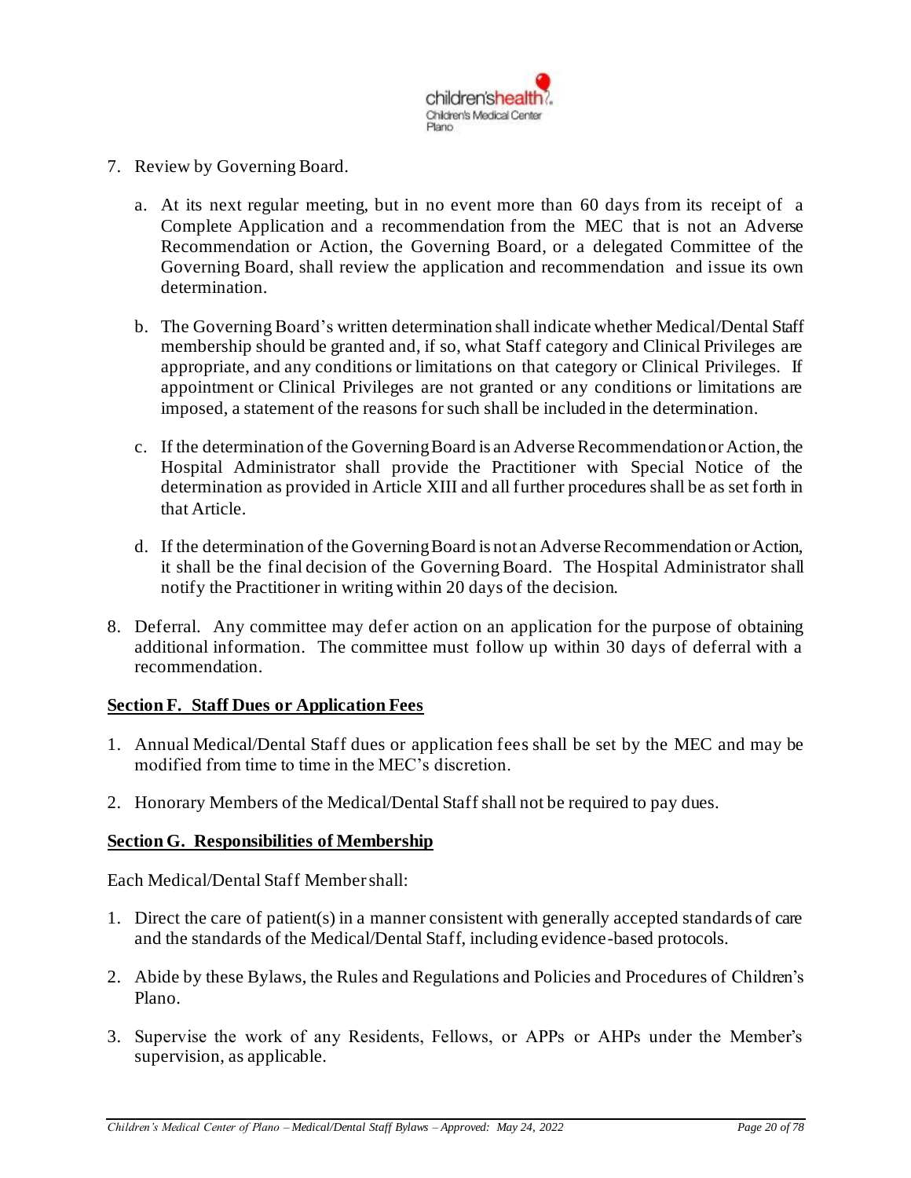7. Review by Governing Board.

   a. At its next regular meeting, but in no event more than 60 days from its receipt of a Complete Application and a recommendation from the MEC that is not an Adverse Recommendation or Action, the Governing Board, or a delegated Committee of the Governing Board, shall review the application and recommendation and issue its own determination.

   b. The Governing Board's written determination shall indicate whether Medical/Dental Staff membership should be granted and, if so, what Staff category and Clinical Privileges are appropriate, and any conditions or limitations on that category or Clinical Privileges. If appointment or Clinical Privileges are not granted or any conditions or limitations are imposed, a statement of the reasons for such shall be included in the determination.

   c. If the determination of the Governing Board is an Adverse Recommendation or Action, the Hospital Administrator shall provide the Practitioner with Special Notice of the determination as provided in Article XIII and all further procedures shall be as set forth in that Article.

   d. If the determination of the Governing Board is not an Adverse Recommendation or Action, it shall be the final decision of the Governing Board. The Hospital Administrator shall notify the Practitioner in writing within 20 days of the decision.

8. Deferral. Any committee may defer action on an application for the purpose of obtaining additional information. The committee must follow up within 30 days of deferral with a recommendation.

**Section F. Staff Dues or Application Fees**

1. Annual Medical/Dental Staff dues or application fees shall be set by the MEC and may be modified from time to time in the MEC's discretion.

2. Honorary Members of the Medical/Dental Staff shall not be required to pay dues.

**Section G. Responsibilities of Membership**

Each Medical/Dental Staff Member shall:

1. Direct the care of patient(s) in a manner consistent with generally accepted standards of care and the standards of the Medical/Dental Staff, including evidence-based protocols.

2. Abide by these Bylaws, the Rules and Regulations and Policies and Procedures of Children's Plano.

3. Supervise the work of any Residents, Fellows, or APPs or AHPs under the Member's supervision, as applicable.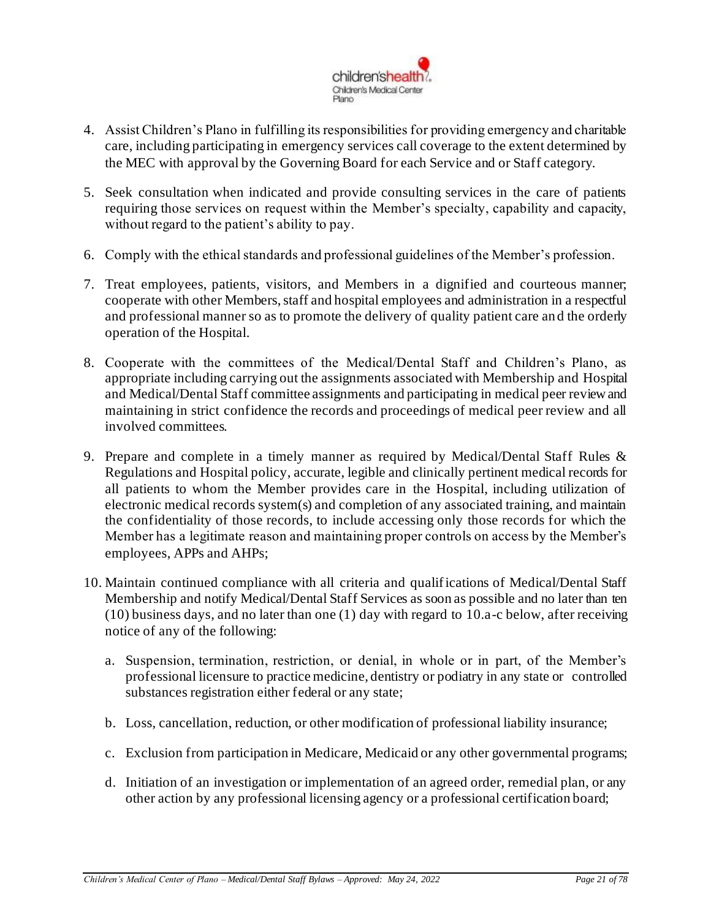4. Assist Children's Plano in fulfilling its responsibilities for providing emergency and charitable care, including participating in emergency services call coverage to the extent determined by the MEC with approval by the Governing Board for each Service and or Staff category.

5. Seek consultation when indicated and provide consulting services in the care of patients requiring those services on request within the Member's specialty, capability and capacity, without regard to the patient's ability to pay.

6. Comply with the ethical standards and professional guidelines of the Member's profession.

7. Treat employees, patients, visitors, and Members in a dignified and courteous manner; cooperate with other Members, staff and hospital employees and administration in a respectful and professional manner so as to promote the delivery of quality patient care and the orderly operation of the Hospital.

8. Cooperate with the committees of the Medical/Dental Staff and Children's Plano, as appropriate including carrying out the assignments associated with Membership and Hospital and Medical/Dental Staff committee assignments and participating in medical peer review and maintaining in strict confidence the records and proceedings of medical peer review and all involved committees.

9. Prepare and complete in a timely manner as required by Medical/Dental Staff Rules & Regulations and Hospital policy, accurate, legible and clinically pertinent medical records for all patients to whom the Member provides care in the Hospital, including utilization of electronic medical records system(s) and completion of any associated training, and maintain the confidentiality of those records, to include accessing only those records for which the Member has a legitimate reason and maintaining proper controls on access by the Member's employees, APPs and AHPs;

10. Maintain continued compliance with all criteria and qualifications of Medical/Dental Staff Membership and notify Medical/Dental Staff Services as soon as possible and no later than ten (10) business days, and no later than one (1) day with regard to 10.a-c below, after receiving notice of any of the following:

    a. Suspension, termination, restriction, or denial, in whole or in part, of the Member's professional licensure to practice medicine, dentistry or podiatry in any state or controlled substances registration either federal or any state;

    b. Loss, cancellation, reduction, or other modification of professional liability insurance;

    c. Exclusion from participation in Medicare, Medicaid or any other governmental programs;

    d. Initiation of an investigation or implementation of an agreed order, remedial plan, or any other action by any professional licensing agency or a professional certification board;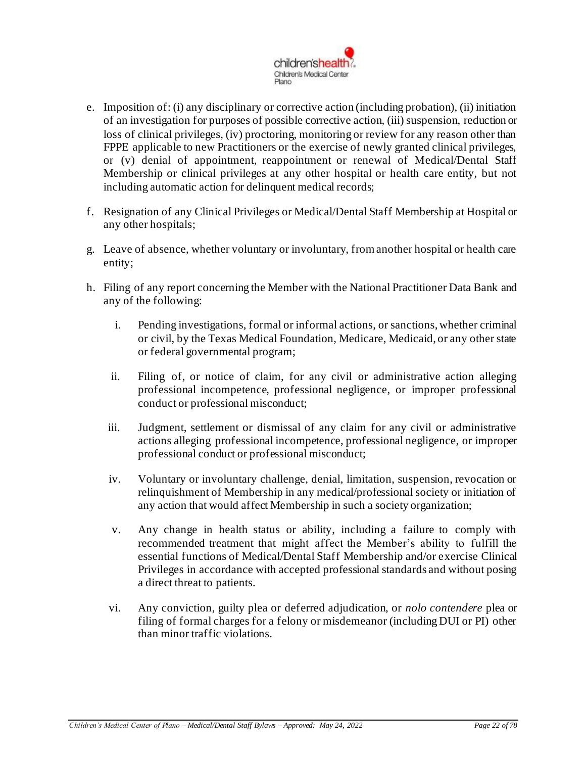e. Imposition of: (i) any disciplinary or corrective action (including probation), (ii) initiation of an investigation for purposes of possible corrective action, (iii) suspension, reduction or loss of clinical privileges, (iv) proctoring, monitoring or review for any reason other than FPPE applicable to new Practitioners or the exercise of newly granted clinical privileges, or (v) denial of appointment, reappointment or renewal of Medical/Dental Staff Membership or clinical privileges at any other hospital or health care entity, but not including automatic action for delinquent medical records;

f. Resignation of any Clinical Privileges or Medical/Dental Staff Membership at Hospital or any other hospitals;

g. Leave of absence, whether voluntary or involuntary, from another hospital or health care entity;

h. Filing of any report concerning the Member with the National Practitioner Data Bank and any of the following:

   i. Pending investigations, formal or informal actions, or sanctions, whether criminal or civil, by the Texas Medical Foundation, Medicare, Medicaid, or any other state or federal governmental program;

   ii. Filing of, or notice of claim, for any civil or administrative action alleging professional incompetence, professional negligence, or improper professional conduct or professional misconduct;

   iii. Judgment, settlement or dismissal of any claim for any civil or administrative actions alleging professional incompetence, professional negligence, or improper professional conduct or professional misconduct;

   iv. Voluntary or involuntary challenge, denial, limitation, suspension, revocation or relinquishment of Membership in any medical/professional society or initiation of any action that would affect Membership in such a society organization;

   v. Any change in health status or ability, including a failure to comply with recommended treatment that might affect the Member's ability to fulfill the essential functions of Medical/Dental Staff Membership and/or exercise Clinical Privileges in accordance with accepted professional standards and without posing a direct threat to patients.

   vi. Any conviction, guilty plea or deferred adjudication, or *nolo contendere* plea or filing of formal charges for a felony or misdemeanor (including DUI or PI) other than minor traffic violations.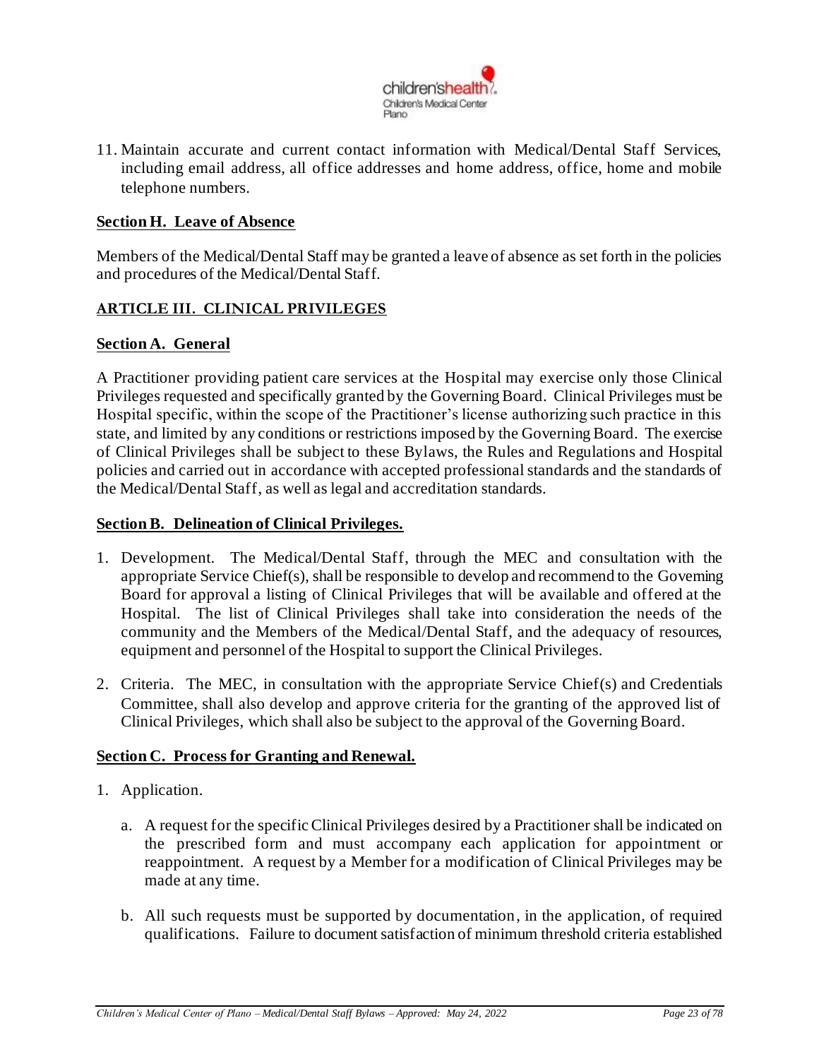11. Maintain accurate and current contact information with Medical/Dental Staff Services, including email address, all office addresses and home address, office, home and mobile telephone numbers.

**Section H. Leave of Absence**

Members of the Medical/Dental Staff may be granted a leave of absence as set forth in the policies and procedures of the Medical/Dental Staff.

## ARTICLE III. CLINICAL PRIVILEGES

**Section A. General**

A Practitioner providing patient care services at the Hospital may exercise only those Clinical Privileges requested and specifically granted by the Governing Board. Clinical Privileges must be Hospital specific, within the scope of the Practitioner's license authorizing such practice in this state, and limited by any conditions or restrictions imposed by the Governing Board. The exercise of Clinical Privileges shall be subject to these Bylaws, the Rules and Regulations and Hospital policies and carried out in accordance with accepted professional standards and the standards of the Medical/Dental Staff, as well as legal and accreditation standards.

**Section B. Delineation of Clinical Privileges.**

1. Development. The Medical/Dental Staff, through the MEC and consultation with the appropriate Service Chief(s), shall be responsible to develop and recommend to the Governing Board for approval a listing of Clinical Privileges that will be available and offered at the Hospital. The list of Clinical Privileges shall take into consideration the needs of the community and the Members of the Medical/Dental Staff, and the adequacy of resources, equipment and personnel of the Hospital to support the Clinical Privileges.

2. Criteria. The MEC, in consultation with the appropriate Service Chief(s) and Credentials Committee, shall also develop and approve criteria for the granting of the approved list of Clinical Privileges, which shall also be subject to the approval of the Governing Board.

**Section C. Process for Granting and Renewal.**

1. Application.

   a. A request for the specific Clinical Privileges desired by a Practitioner shall be indicated on the prescribed form and must accompany each application for appointment or reappointment. A request by a Member for a modification of Clinical Privileges may be made at any time.

   b. All such requests must be supported by documentation, in the application, of required qualifications. Failure to document satisfaction of minimum threshold criteria established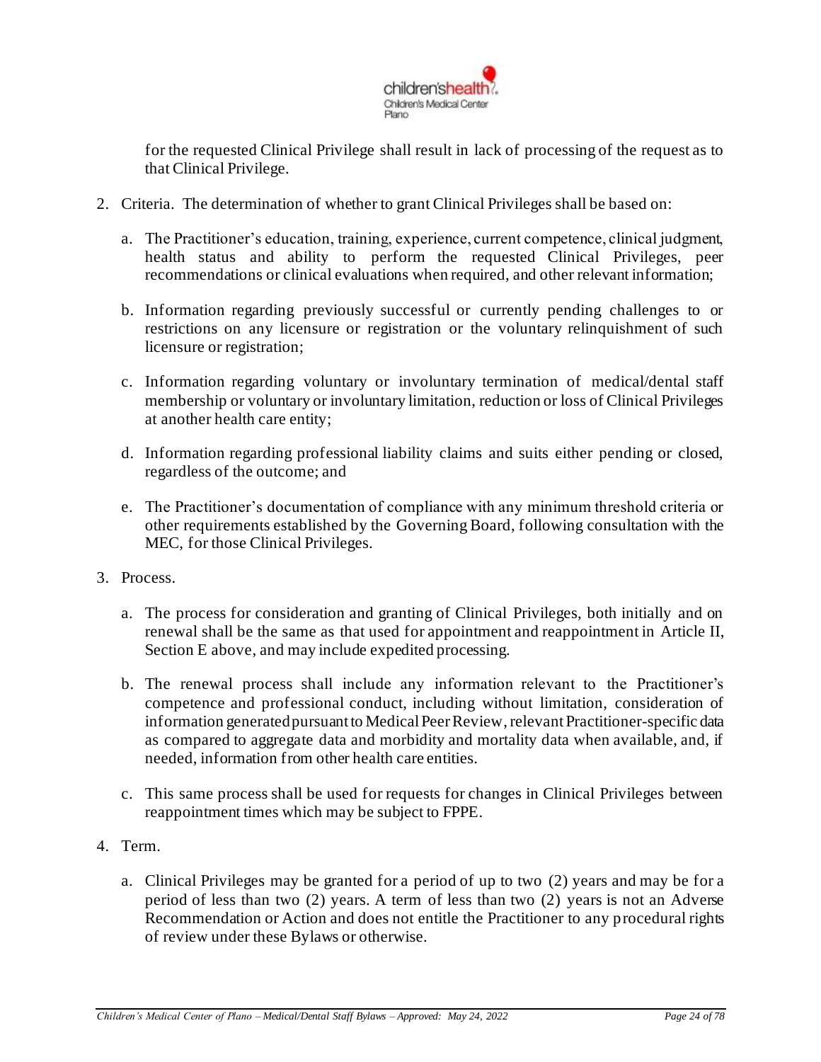for the requested Clinical Privilege shall result in lack of processing of the request as to that Clinical Privilege.

2. Criteria. The determination of whether to grant Clinical Privileges shall be based on:

   a. The Practitioner's education, training, experience, current competence, clinical judgment, health status and ability to perform the requested Clinical Privileges, peer recommendations or clinical evaluations when required, and other relevant information;

   b. Information regarding previously successful or currently pending challenges to or restrictions on any licensure or registration or the voluntary relinquishment of such licensure or registration;

   c. Information regarding voluntary or involuntary termination of medical/dental staff membership or voluntary or involuntary limitation, reduction or loss of Clinical Privileges at another health care entity;

   d. Information regarding professional liability claims and suits either pending or closed, regardless of the outcome; and

   e. The Practitioner's documentation of compliance with any minimum threshold criteria or other requirements established by the Governing Board, following consultation with the MEC, for those Clinical Privileges.

3. Process.

   a. The process for consideration and granting of Clinical Privileges, both initially and on renewal shall be the same as that used for appointment and reappointment in Article II, Section E above, and may include expedited processing.

   b. The renewal process shall include any information relevant to the Practitioner's competence and professional conduct, including without limitation, consideration of information generated pursuant to Medical Peer Review, relevant Practitioner-specific data as compared to aggregate data and morbidity and mortality data when available, and, if needed, information from other health care entities.

   c. This same process shall be used for requests for changes in Clinical Privileges between reappointment times which may be subject to FPPE.

4. Term.

   a. Clinical Privileges may be granted for a period of up to two (2) years and may be for a period of less than two (2) years. A term of less than two (2) years is not an Adverse Recommendation or Action and does not entitle the Practitioner to any procedural rights of review under these Bylaws or otherwise.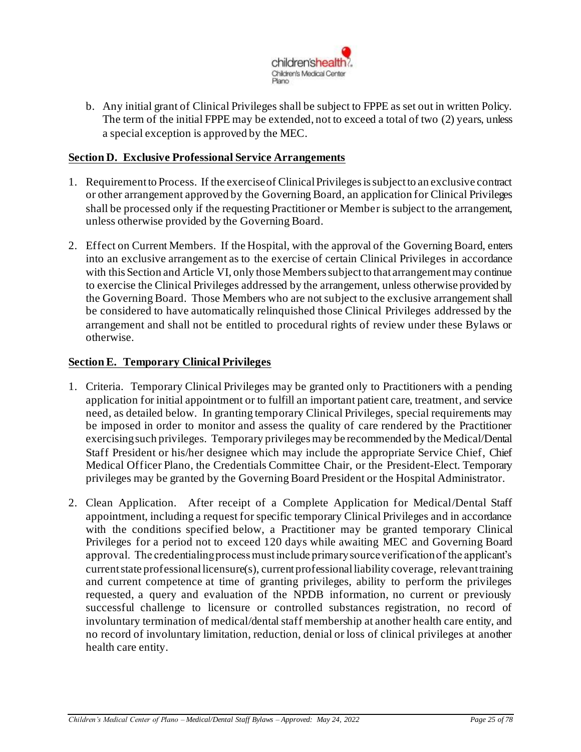b. Any initial grant of Clinical Privileges shall be subject to FPPE as set out in written Policy. The term of the initial FPPE may be extended, not to exceed a total of two (2) years, unless a special exception is approved by the MEC.

**Section D. Exclusive Professional Service Arrangements**

1. Requirement to Process. If the exercise of Clinical Privileges is subject to an exclusive contract or other arrangement approved by the Governing Board, an application for Clinical Privileges shall be processed only if the requesting Practitioner or Member is subject to the arrangement, unless otherwise provided by the Governing Board.

2. Effect on Current Members. If the Hospital, with the approval of the Governing Board, enters into an exclusive arrangement as to the exercise of certain Clinical Privileges in accordance with this Section and Article VI, only those Members subject to that arrangement may continue to exercise the Clinical Privileges addressed by the arrangement, unless otherwise provided by the Governing Board. Those Members who are not subject to the exclusive arrangement shall be considered to have automatically relinquished those Clinical Privileges addressed by the arrangement and shall not be entitled to procedural rights of review under these Bylaws or otherwise.

**Section E. Temporary Clinical Privileges**

1. Criteria. Temporary Clinical Privileges may be granted only to Practitioners with a pending application for initial appointment or to fulfill an important patient care, treatment, and service need, as detailed below. In granting temporary Clinical Privileges, special requirements may be imposed in order to monitor and assess the quality of care rendered by the Practitioner exercising such privileges. Temporary privileges may be recommended by the Medical/Dental Staff President or his/her designee which may include the appropriate Service Chief, Chief Medical Officer Plano, the Credentials Committee Chair, or the President-Elect. Temporary privileges may be granted by the Governing Board President or the Hospital Administrator.

2. Clean Application. After receipt of a Complete Application for Medical/Dental Staff appointment, including a request for specific temporary Clinical Privileges and in accordance with the conditions specified below, a Practitioner may be granted temporary Clinical Privileges for a period not to exceed 120 days while awaiting MEC and Governing Board approval. The credentialing process must include primary source verification of the applicant's current state professional licensure(s), current professional liability coverage, relevant training and current competence at time of granting privileges, ability to perform the privileges requested, a query and evaluation of the NPDB information, no current or previously successful challenge to licensure or controlled substances registration, no record of involuntary termination of medical/dental staff membership at another health care entity, and no record of involuntary limitation, reduction, denial or loss of clinical privileges at another health care entity.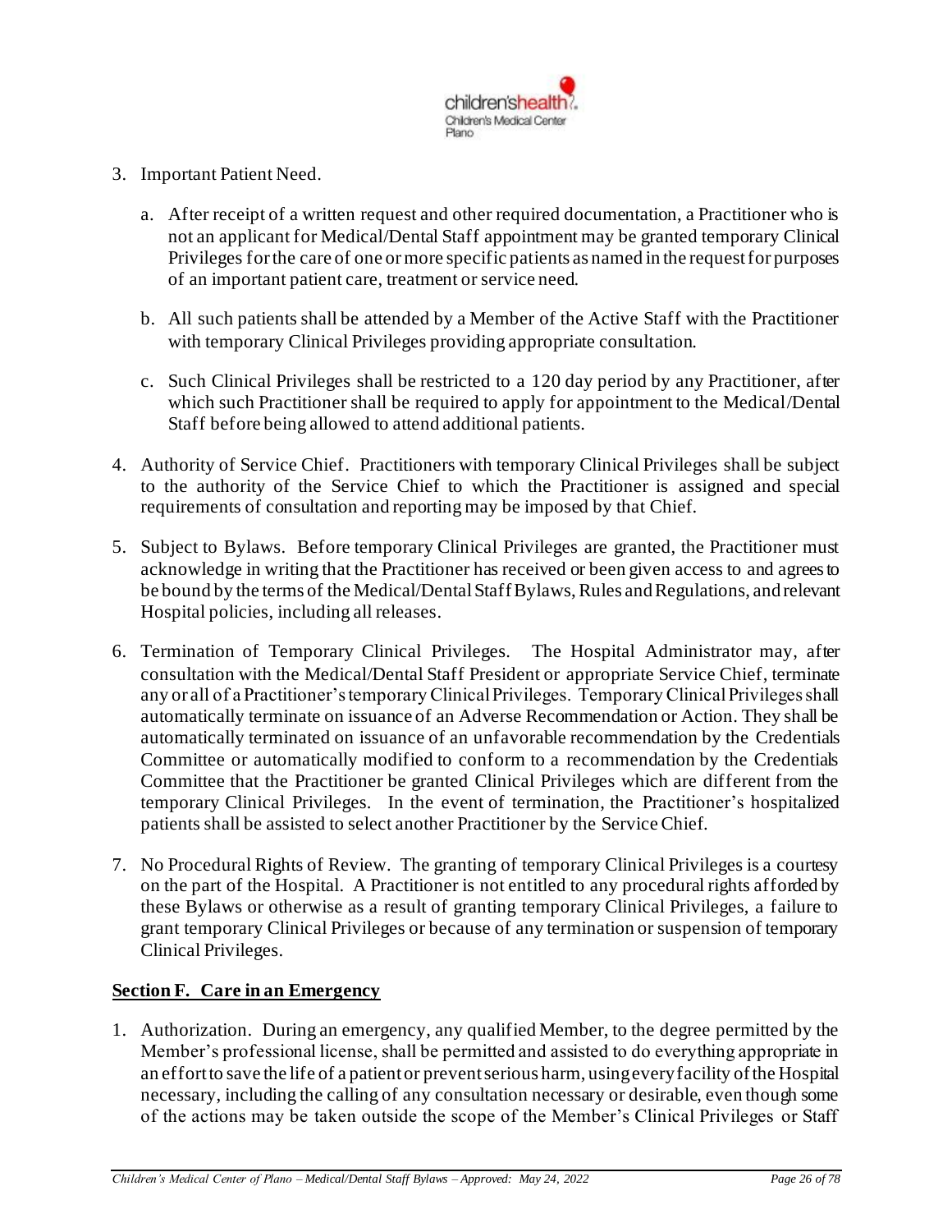3. Important Patient Need.

    a. After receipt of a written request and other required documentation, a Practitioner who is not an applicant for Medical/Dental Staff appointment may be granted temporary Clinical Privileges for the care of one or more specific patients as named in the request for purposes of an important patient care, treatment or service need.

    b. All such patients shall be attended by a Member of the Active Staff with the Practitioner with temporary Clinical Privileges providing appropriate consultation.

    c. Such Clinical Privileges shall be restricted to a 120 day period by any Practitioner, after which such Practitioner shall be required to apply for appointment to the Medical/Dental Staff before being allowed to attend additional patients.

4. Authority of Service Chief. Practitioners with temporary Clinical Privileges shall be subject to the authority of the Service Chief to which the Practitioner is assigned and special requirements of consultation and reporting may be imposed by that Chief.

5. Subject to Bylaws. Before temporary Clinical Privileges are granted, the Practitioner must acknowledge in writing that the Practitioner has received or been given access to and agrees to be bound by the terms of the Medical/Dental Staff Bylaws, Rules and Regulations, and relevant Hospital policies, including all releases.

6. Termination of Temporary Clinical Privileges. The Hospital Administrator may, after consultation with the Medical/Dental Staff President or appropriate Service Chief, terminate any or all of a Practitioner's temporary Clinical Privileges. Temporary Clinical Privileges shall automatically terminate on issuance of an Adverse Recommendation or Action. They shall be automatically terminated on issuance of an unfavorable recommendation by the Credentials Committee or automatically modified to conform to a recommendation by the Credentials Committee that the Practitioner be granted Clinical Privileges which are different from the temporary Clinical Privileges. In the event of termination, the Practitioner's hospitalized patients shall be assisted to select another Practitioner by the Service Chief.

7. No Procedural Rights of Review. The granting of temporary Clinical Privileges is a courtesy on the part of the Hospital. A Practitioner is not entitled to any procedural rights afforded by these Bylaws or otherwise as a result of granting temporary Clinical Privileges, a failure to grant temporary Clinical Privileges or because of any termination or suspension of temporary Clinical Privileges.

## Section F. Care in an Emergency

1. Authorization. During an emergency, any qualified Member, to the degree permitted by the Member's professional license, shall be permitted and assisted to do everything appropriate in an effort to save the life of a patient or prevent serious harm, using every facility of the Hospital necessary, including the calling of any consultation necessary or desirable, even though some of the actions may be taken outside the scope of the Member's Clinical Privileges or Staff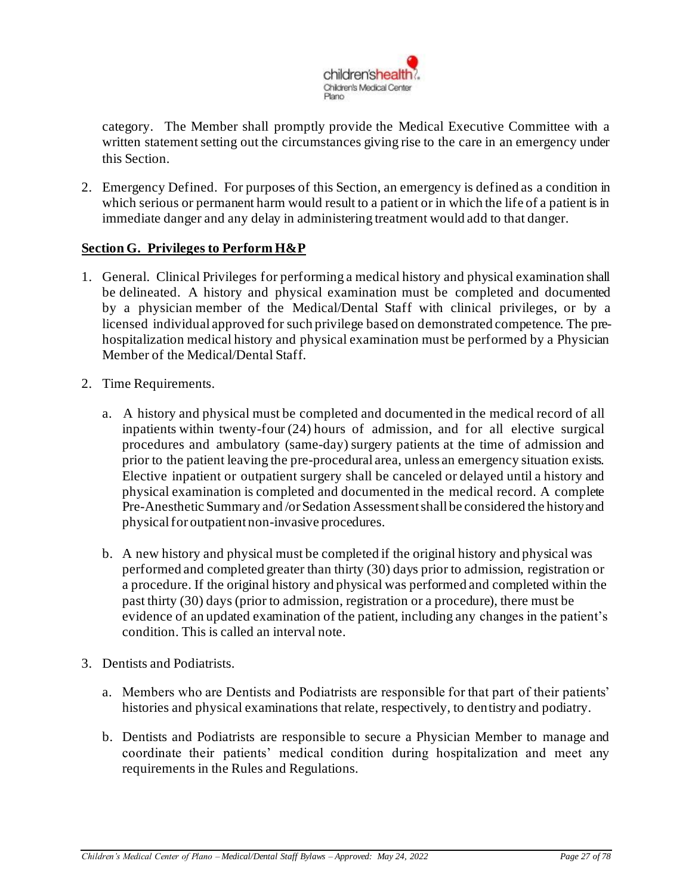category. The Member shall promptly provide the Medical Executive Committee with a written statement setting out the circumstances giving rise to the care in an emergency under this Section.

2. Emergency Defined. For purposes of this Section, an emergency is defined as a condition in which serious or permanent harm would result to a patient or in which the life of a patient is in immediate danger and any delay in administering treatment would add to that danger.

**Section G. Privileges to Perform H&P**

1. General. Clinical Privileges for performing a medical history and physical examination shall be delineated. A history and physical examination must be completed and documented by a physician member of the Medical/Dental Staff with clinical privileges, or by a licensed individual approved for such privilege based on demonstrated competence. The pre-hospitalization medical history and physical examination must be performed by a Physician Member of the Medical/Dental Staff.

2. Time Requirements.

   a. A history and physical must be completed and documented in the medical record of all inpatients within twenty-four (24) hours of admission, and for all elective surgical procedures and ambulatory (same-day) surgery patients at the time of admission and prior to the patient leaving the pre-procedural area, unless an emergency situation exists. Elective inpatient or outpatient surgery shall be canceled or delayed until a history and physical examination is completed and documented in the medical record. A complete Pre-Anesthetic Summary and /or Sedation Assessment shall be considered the history and physical for outpatient non-invasive procedures.

   b. A new history and physical must be completed if the original history and physical was performed and completed greater than thirty (30) days prior to admission, registration or a procedure. If the original history and physical was performed and completed within the past thirty (30) days (prior to admission, registration or a procedure), there must be evidence of an updated examination of the patient, including any changes in the patient's condition. This is called an interval note.

3. Dentists and Podiatrists.

   a. Members who are Dentists and Podiatrists are responsible for that part of their patients' histories and physical examinations that relate, respectively, to dentistry and podiatry.

   b. Dentists and Podiatrists are responsible to secure a Physician Member to manage and coordinate their patients' medical condition during hospitalization and meet any requirements in the Rules and Regulations.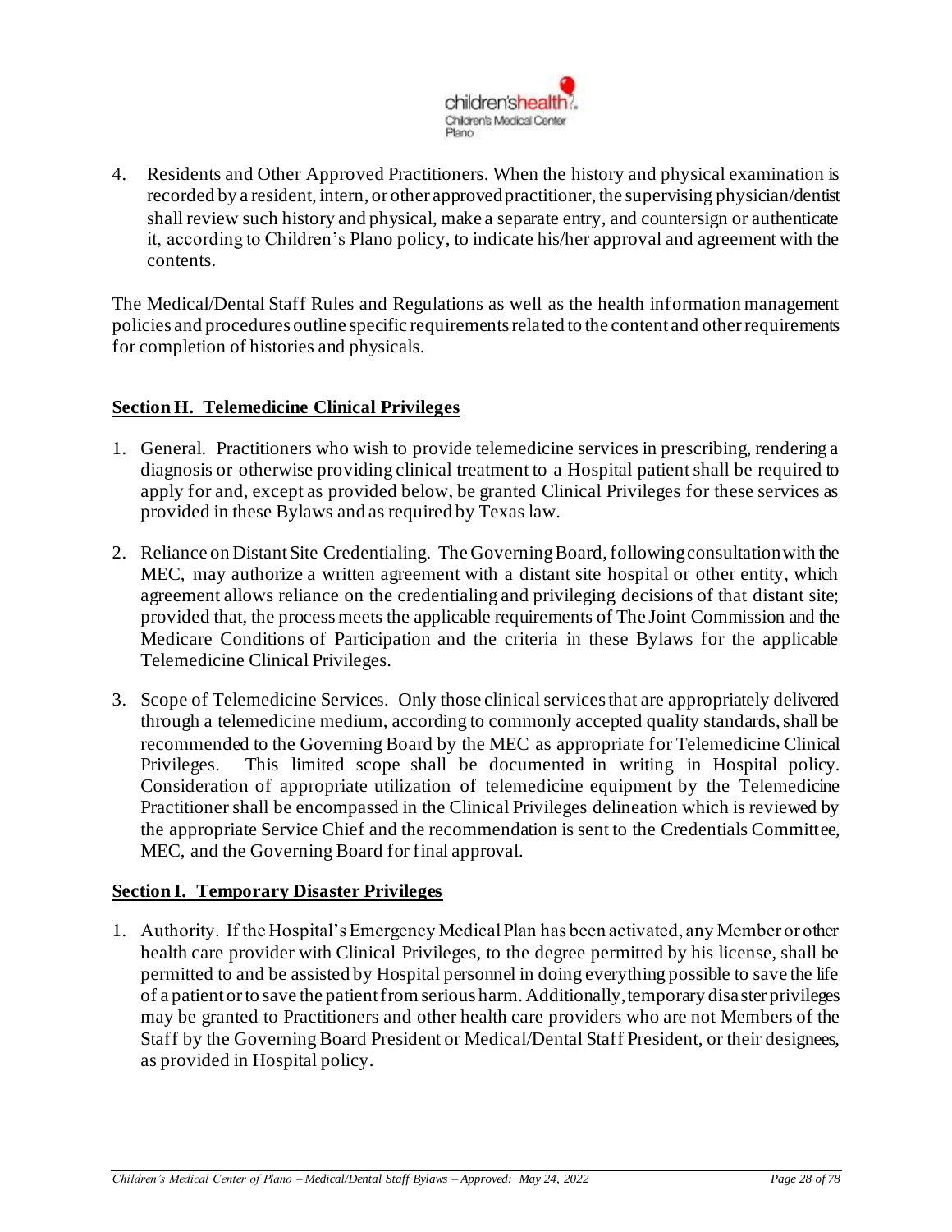4. Residents and Other Approved Practitioners. When the history and physical examination is recorded by a resident, intern, or other approved practitioner, the supervising physician/dentist shall review such history and physical, make a separate entry, and countersign or authenticate it, according to Children's Plano policy, to indicate his/her approval and agreement with the contents.

The Medical/Dental Staff Rules and Regulations as well as the health information management policies and procedures outline specific requirements related to the content and other requirements for completion of histories and physicals.

**Section H. Telemedicine Clinical Privileges**

1. General. Practitioners who wish to provide telemedicine services in prescribing, rendering a diagnosis or otherwise providing clinical treatment to a Hospital patient shall be required to apply for and, except as provided below, be granted Clinical Privileges for these services as provided in these Bylaws and as required by Texas law.

2. Reliance on Distant Site Credentialing. The Governing Board, following consultation with the MEC, may authorize a written agreement with a distant site hospital or other entity, which agreement allows reliance on the credentialing and privileging decisions of that distant site; provided that, the process meets the applicable requirements of The Joint Commission and the Medicare Conditions of Participation and the criteria in these Bylaws for the applicable Telemedicine Clinical Privileges.

3. Scope of Telemedicine Services. Only those clinical services that are appropriately delivered through a telemedicine medium, according to commonly accepted quality standards, shall be recommended to the Governing Board by the MEC as appropriate for Telemedicine Clinical Privileges. This limited scope shall be documented in writing in Hospital policy. Consideration of appropriate utilization of telemedicine equipment by the Telemedicine Practitioner shall be encompassed in the Clinical Privileges delineation which is reviewed by the appropriate Service Chief and the recommendation is sent to the Credentials Committee, MEC, and the Governing Board for final approval.

**Section I. Temporary Disaster Privileges**

1. Authority. If the Hospital's Emergency Medical Plan has been activated, any Member or other health care provider with Clinical Privileges, to the degree permitted by his license, shall be permitted to and be assisted by Hospital personnel in doing everything possible to save the life of a patient or to save the patient from serious harm. Additionally, temporary disaster privileges may be granted to Practitioners and other health care providers who are not Members of the Staff by the Governing Board President or Medical/Dental Staff President, or their designees, as provided in Hospital policy.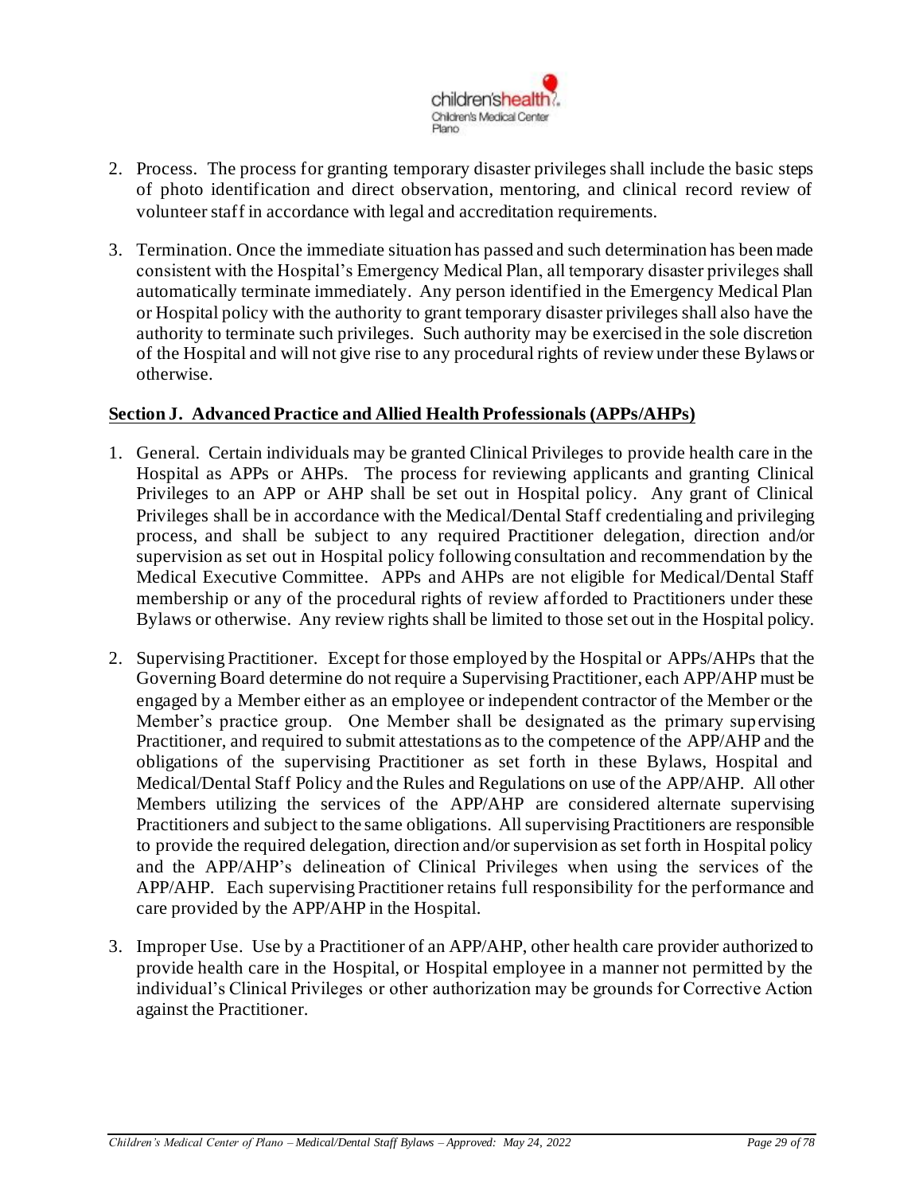2. Process. The process for granting temporary disaster privileges shall include the basic steps of photo identification and direct observation, mentoring, and clinical record review of volunteer staff in accordance with legal and accreditation requirements.

3. Termination. Once the immediate situation has passed and such determination has been made consistent with the Hospital's Emergency Medical Plan, all temporary disaster privileges shall automatically terminate immediately. Any person identified in the Emergency Medical Plan or Hospital policy with the authority to grant temporary disaster privileges shall also have the authority to terminate such privileges. Such authority may be exercised in the sole discretion of the Hospital and will not give rise to any procedural rights of review under these Bylaws or otherwise.

**Section J. Advanced Practice and Allied Health Professionals (APPs/AHPs)**

1. General. Certain individuals may be granted Clinical Privileges to provide health care in the Hospital as APPs or AHPs. The process for reviewing applicants and granting Clinical Privileges to an APP or AHP shall be set out in Hospital policy. Any grant of Clinical Privileges shall be in accordance with the Medical/Dental Staff credentialing and privileging process, and shall be subject to any required Practitioner delegation, direction and/or supervision as set out in Hospital policy following consultation and recommendation by the Medical Executive Committee. APPs and AHPs are not eligible for Medical/Dental Staff membership or any of the procedural rights of review afforded to Practitioners under these Bylaws or otherwise. Any review rights shall be limited to those set out in the Hospital policy.

2. Supervising Practitioner. Except for those employed by the Hospital or APPs/AHPs that the Governing Board determine do not require a Supervising Practitioner, each APP/AHP must be engaged by a Member either as an employee or independent contractor of the Member or the Member's practice group. One Member shall be designated as the primary supervising Practitioner, and required to submit attestations as to the competence of the APP/AHP and the obligations of the supervising Practitioner as set forth in these Bylaws, Hospital and Medical/Dental Staff Policy and the Rules and Regulations on use of the APP/AHP. All other Members utilizing the services of the APP/AHP are considered alternate supervising Practitioners and subject to the same obligations. All supervising Practitioners are responsible to provide the required delegation, direction and/or supervision as set forth in Hospital policy and the APP/AHP's delineation of Clinical Privileges when using the services of the APP/AHP. Each supervising Practitioner retains full responsibility for the performance and care provided by the APP/AHP in the Hospital.

3. Improper Use. Use by a Practitioner of an APP/AHP, other health care provider authorized to provide health care in the Hospital, or Hospital employee in a manner not permitted by the individual's Clinical Privileges or other authorization may be grounds for Corrective Action against the Practitioner.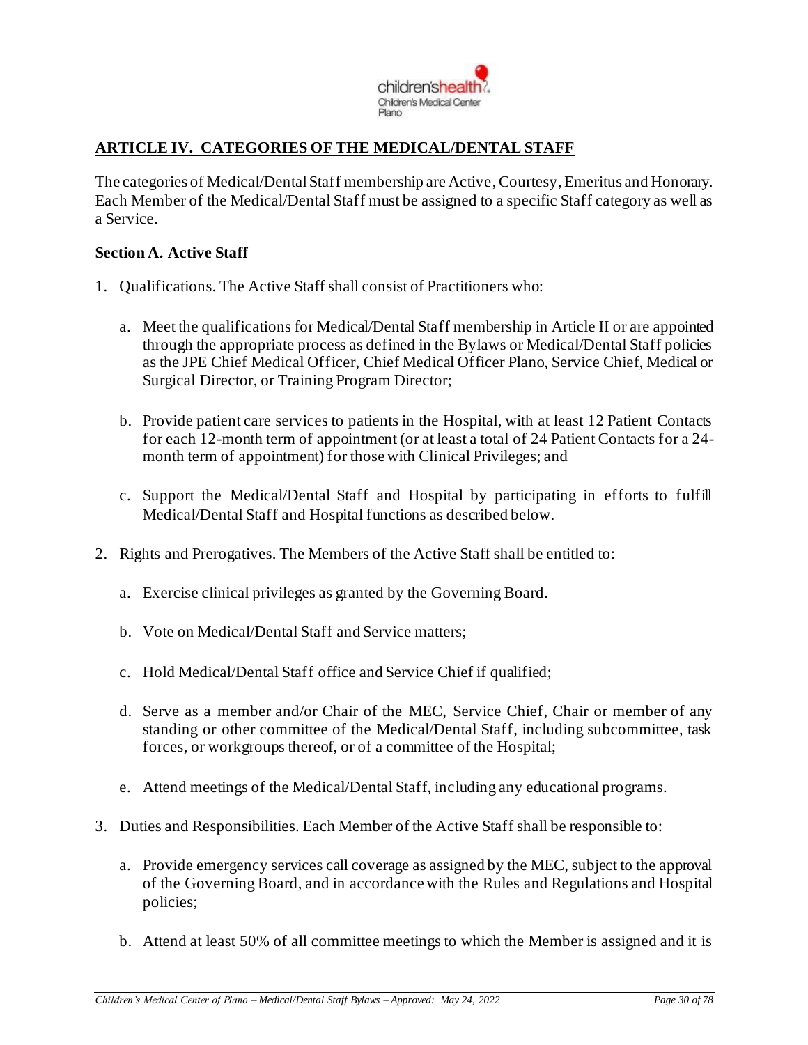## ARTICLE IV. CATEGORIES OF THE MEDICAL/DENTAL STAFF

The categories of Medical/Dental Staff membership are Active, Courtesy, Emeritus and Honorary. Each Member of the Medical/Dental Staff must be assigned to a specific Staff category as well as a Service.

### Section A. Active Staff

1. Qualifications. The Active Staff shall consist of Practitioners who:

   a. Meet the qualifications for Medical/Dental Staff membership in Article II or are appointed through the appropriate process as defined in the Bylaws or Medical/Dental Staff policies as the JPE Chief Medical Officer, Chief Medical Officer Plano, Service Chief, Medical or Surgical Director, or Training Program Director;

   b. Provide patient care services to patients in the Hospital, with at least 12 Patient Contacts for each 12-month term of appointment (or at least a total of 24 Patient Contacts for a 24-month term of appointment) for those with Clinical Privileges; and

   c. Support the Medical/Dental Staff and Hospital by participating in efforts to fulfill Medical/Dental Staff and Hospital functions as described below.

2. Rights and Prerogatives. The Members of the Active Staff shall be entitled to:

   a. Exercise clinical privileges as granted by the Governing Board.

   b. Vote on Medical/Dental Staff and Service matters;

   c. Hold Medical/Dental Staff office and Service Chief if qualified;

   d. Serve as a member and/or Chair of the MEC, Service Chief, Chair or member of any standing or other committee of the Medical/Dental Staff, including subcommittee, task forces, or workgroups thereof, or of a committee of the Hospital;

   e. Attend meetings of the Medical/Dental Staff, including any educational programs.

3. Duties and Responsibilities. Each Member of the Active Staff shall be responsible to:

   a. Provide emergency services call coverage as assigned by the MEC, subject to the approval of the Governing Board, and in accordance with the Rules and Regulations and Hospital policies;

   b. Attend at least 50% of all committee meetings to which the Member is assigned and it is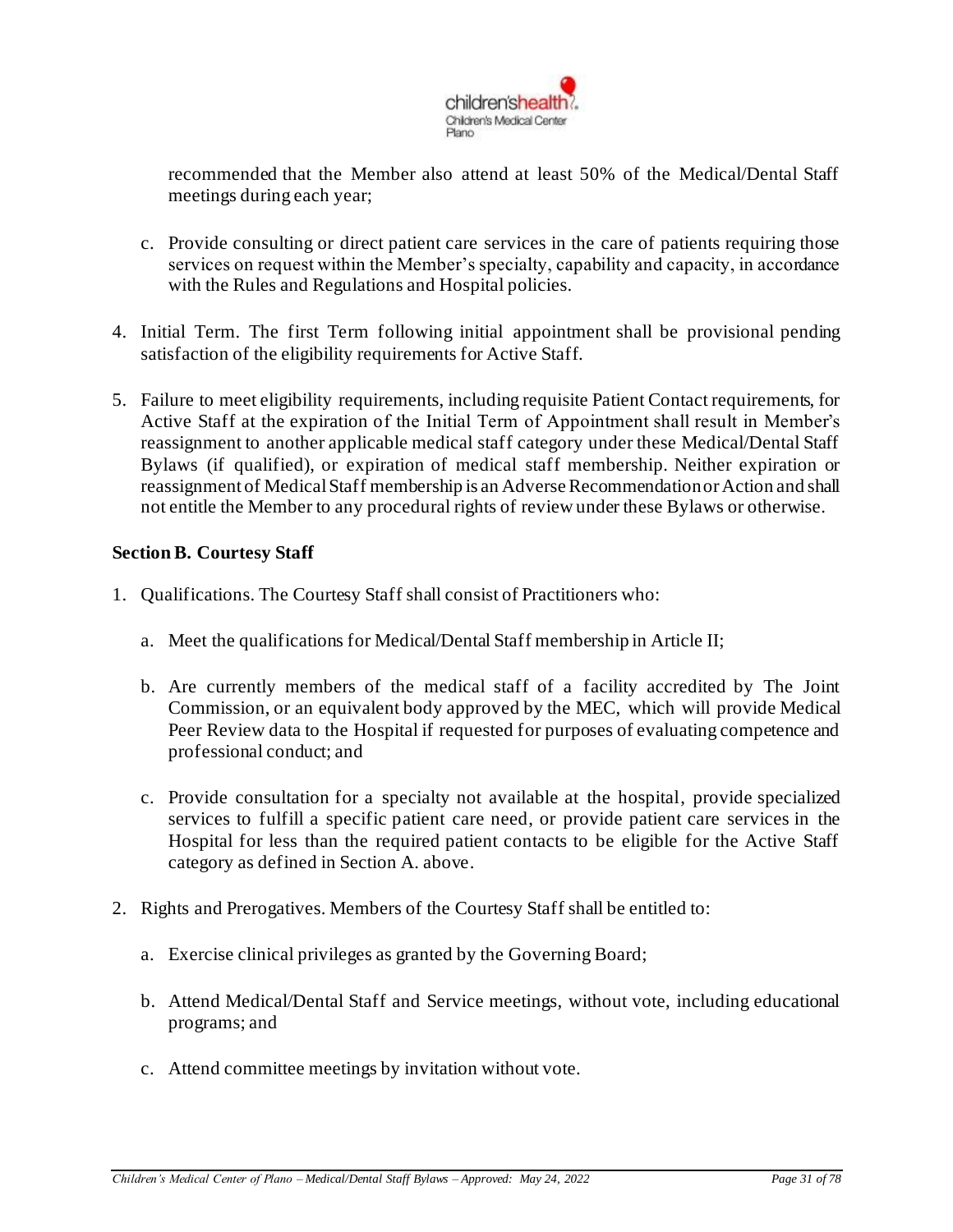recommended that the Member also attend at least 50% of the Medical/Dental Staff meetings during each year;

c. Provide consulting or direct patient care services in the care of patients requiring those services on request within the Member's specialty, capability and capacity, in accordance with the Rules and Regulations and Hospital policies.

4. Initial Term. The first Term following initial appointment shall be provisional pending satisfaction of the eligibility requirements for Active Staff.

5. Failure to meet eligibility requirements, including requisite Patient Contact requirements, for Active Staff at the expiration of the Initial Term of Appointment shall result in Member's reassignment to another applicable medical staff category under these Medical/Dental Staff Bylaws (if qualified), or expiration of medical staff membership. Neither expiration or reassignment of Medical Staff membership is an Adverse Recommendation or Action and shall not entitle the Member to any procedural rights of review under these Bylaws or otherwise.

**Section B. Courtesy Staff**

1. Qualifications. The Courtesy Staff shall consist of Practitioners who:

   a. Meet the qualifications for Medical/Dental Staff membership in Article II;

   b. Are currently members of the medical staff of a facility accredited by The Joint Commission, or an equivalent body approved by the MEC, which will provide Medical Peer Review data to the Hospital if requested for purposes of evaluating competence and professional conduct; and

   c. Provide consultation for a specialty not available at the hospital, provide specialized services to fulfill a specific patient care need, or provide patient care services in the Hospital for less than the required patient contacts to be eligible for the Active Staff category as defined in Section A. above.

2. Rights and Prerogatives. Members of the Courtesy Staff shall be entitled to:

   a. Exercise clinical privileges as granted by the Governing Board;

   b. Attend Medical/Dental Staff and Service meetings, without vote, including educational programs; and

   c. Attend committee meetings by invitation without vote.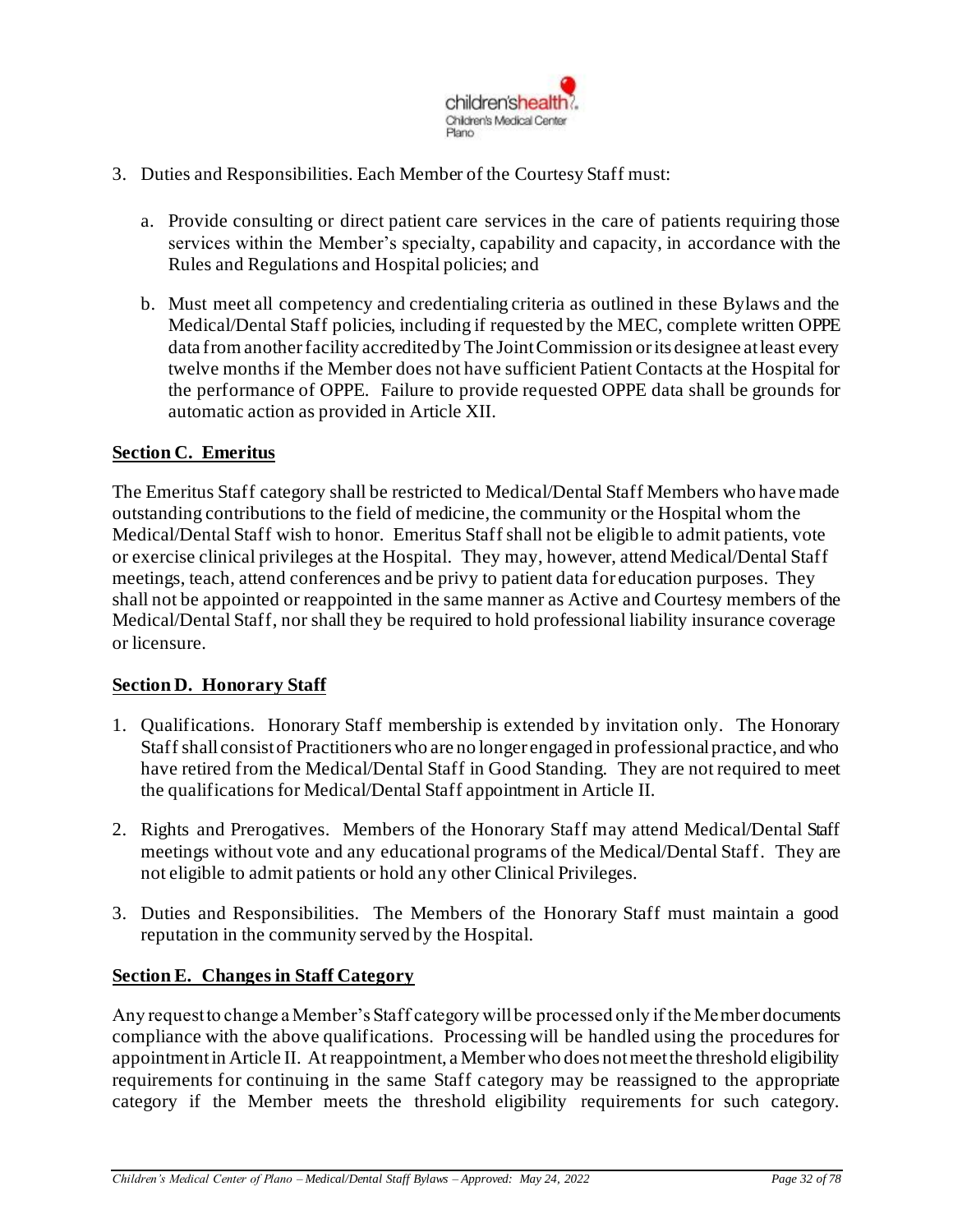3. Duties and Responsibilities. Each Member of the Courtesy Staff must:

    a. Provide consulting or direct patient care services in the care of patients requiring those services within the Member's specialty, capability and capacity, in accordance with the Rules and Regulations and Hospital policies; and

    b. Must meet all competency and credentialing criteria as outlined in these Bylaws and the Medical/Dental Staff policies, including if requested by the MEC, complete written OPPE data from another facility accredited by The Joint Commission or its designee at least every twelve months if the Member does not have sufficient Patient Contacts at the Hospital for the performance of OPPE. Failure to provide requested OPPE data shall be grounds for automatic action as provided in Article XII.

**Section C. Emeritus**

The Emeritus Staff category shall be restricted to Medical/Dental Staff Members who have made outstanding contributions to the field of medicine, the community or the Hospital whom the Medical/Dental Staff wish to honor. Emeritus Staff shall not be eligible to admit patients, vote or exercise clinical privileges at the Hospital. They may, however, attend Medical/Dental Staff meetings, teach, attend conferences and be privy to patient data for education purposes. They shall not be appointed or reappointed in the same manner as Active and Courtesy members of the Medical/Dental Staff, nor shall they be required to hold professional liability insurance coverage or licensure.

**Section D. Honorary Staff**

1. Qualifications. Honorary Staff membership is extended by invitation only. The Honorary Staff shall consist of Practitioners who are no longer engaged in professional practice, and who have retired from the Medical/Dental Staff in Good Standing. They are not required to meet the qualifications for Medical/Dental Staff appointment in Article II.

2. Rights and Prerogatives. Members of the Honorary Staff may attend Medical/Dental Staff meetings without vote and any educational programs of the Medical/Dental Staff. They are not eligible to admit patients or hold any other Clinical Privileges.

3. Duties and Responsibilities. The Members of the Honorary Staff must maintain a good reputation in the community served by the Hospital.

**Section E. Changes in Staff Category**

Any request to change a Member's Staff category will be processed only if the Member documents compliance with the above qualifications. Processing will be handled using the procedures for appointment in Article II. At reappointment, a Member who does not meet the threshold eligibility requirements for continuing in the same Staff category may be reassigned to the appropriate category if the Member meets the threshold eligibility requirements for such category.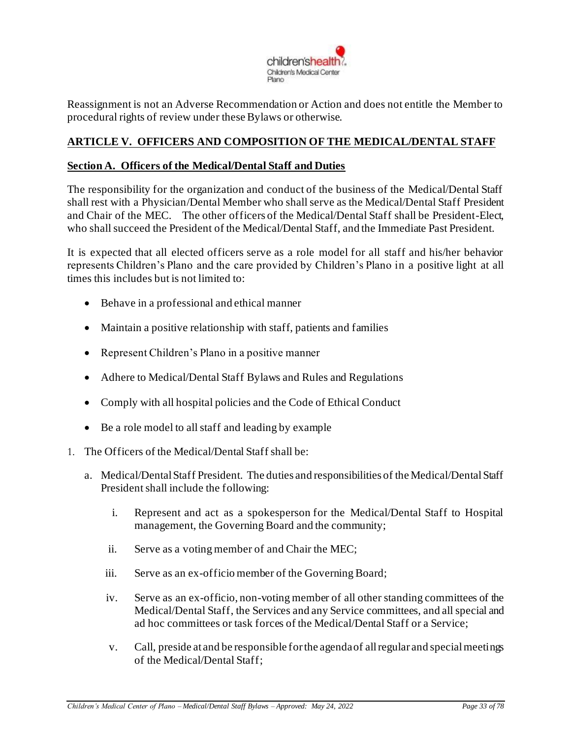Reassignment is not an Adverse Recommendation or Action and does not entitle the Member to procedural rights of review under these Bylaws or otherwise.

## ARTICLE V. OFFICERS AND COMPOSITION OF THE MEDICAL/DENTAL STAFF

### Section A. Officers of the Medical/Dental Staff and Duties

The responsibility for the organization and conduct of the business of the Medical/Dental Staff shall rest with a Physician/Dental Member who shall serve as the Medical/Dental Staff President and Chair of the MEC. The other officers of the Medical/Dental Staff shall be President-Elect, who shall succeed the President of the Medical/Dental Staff, and the Immediate Past President.

It is expected that all elected officers serve as a role model for all staff and his/her behavior represents Children's Plano and the care provided by Children's Plano in a positive light at all times this includes but is not limited to:

- Behave in a professional and ethical manner
- Maintain a positive relationship with staff, patients and families
- Represent Children's Plano in a positive manner
- Adhere to Medical/Dental Staff Bylaws and Rules and Regulations
- Comply with all hospital policies and the Code of Ethical Conduct
- Be a role model to all staff and leading by example

1. The Officers of the Medical/Dental Staff shall be:

   a. Medical/Dental Staff President. The duties and responsibilities of the Medical/Dental Staff President shall include the following:

      i. Represent and act as a spokesperson for the Medical/Dental Staff to Hospital management, the Governing Board and the community;

      ii. Serve as a voting member of and Chair the MEC;

      iii. Serve as an ex-officio member of the Governing Board;

      iv. Serve as an ex-officio, non-voting member of all other standing committees of the Medical/Dental Staff, the Services and any Service committees, and all special and ad hoc committees or task forces of the Medical/Dental Staff or a Service;

      v. Call, preside at and be responsible for the agenda of all regular and special meetings of the Medical/Dental Staff;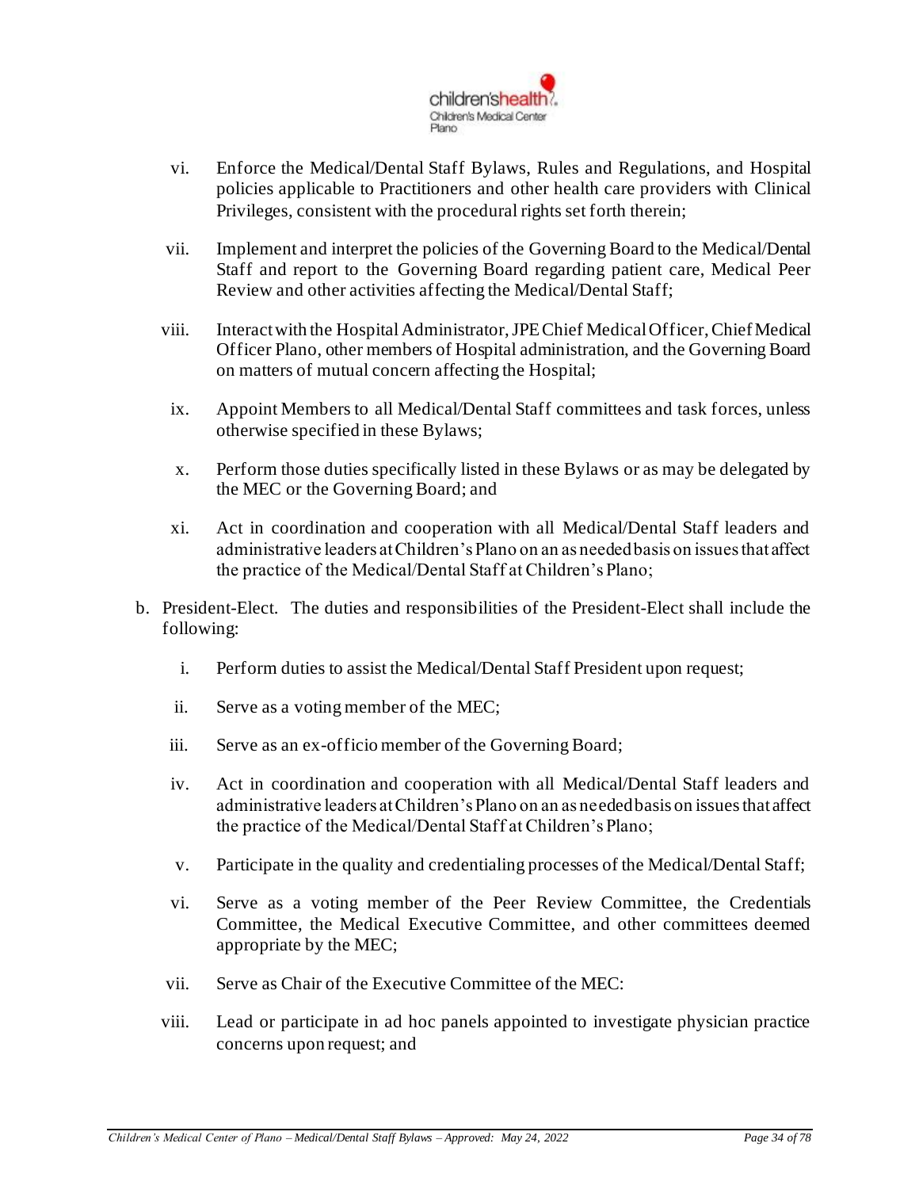vi. Enforce the Medical/Dental Staff Bylaws, Rules and Regulations, and Hospital policies applicable to Practitioners and other health care providers with Clinical Privileges, consistent with the procedural rights set forth therein;

vii. Implement and interpret the policies of the Governing Board to the Medical/Dental Staff and report to the Governing Board regarding patient care, Medical Peer Review and other activities affecting the Medical/Dental Staff;

viii. Interact with the Hospital Administrator, JPE Chief Medical Officer, Chief Medical Officer Plano, other members of Hospital administration, and the Governing Board on matters of mutual concern affecting the Hospital;

ix. Appoint Members to all Medical/Dental Staff committees and task forces, unless otherwise specified in these Bylaws;

x. Perform those duties specifically listed in these Bylaws or as may be delegated by the MEC or the Governing Board; and

xi. Act in coordination and cooperation with all Medical/Dental Staff leaders and administrative leaders at Children's Plano on an as needed basis on issues that affect the practice of the Medical/Dental Staff at Children's Plano;

b. President-Elect. The duties and responsibilities of the President-Elect shall include the following:

i. Perform duties to assist the Medical/Dental Staff President upon request;

ii. Serve as a voting member of the MEC;

iii. Serve as an ex-officio member of the Governing Board;

iv. Act in coordination and cooperation with all Medical/Dental Staff leaders and administrative leaders at Children's Plano on an as needed basis on issues that affect the practice of the Medical/Dental Staff at Children's Plano;

v. Participate in the quality and credentialing processes of the Medical/Dental Staff;

vi. Serve as a voting member of the Peer Review Committee, the Credentials Committee, the Medical Executive Committee, and other committees deemed appropriate by the MEC;

vii. Serve as Chair of the Executive Committee of the MEC:

viii. Lead or participate in ad hoc panels appointed to investigate physician practice concerns upon request; and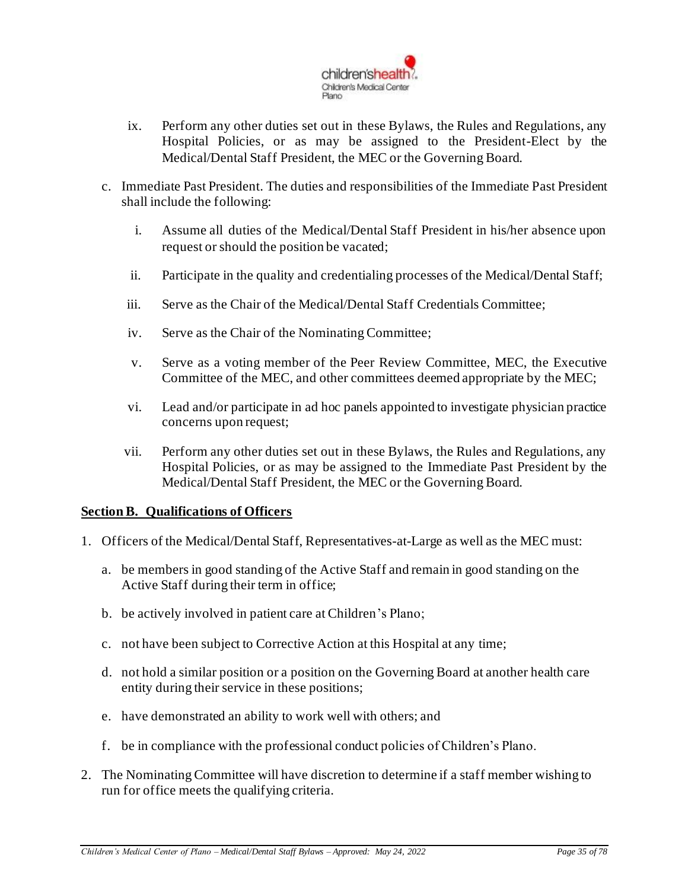ix. Perform any other duties set out in these Bylaws, the Rules and Regulations, any Hospital Policies, or as may be assigned to the President-Elect by the Medical/Dental Staff President, the MEC or the Governing Board.

c. Immediate Past President. The duties and responsibilities of the Immediate Past President shall include the following:

   i. Assume all duties of the Medical/Dental Staff President in his/her absence upon request or should the position be vacated;

   ii. Participate in the quality and credentialing processes of the Medical/Dental Staff;

   iii. Serve as the Chair of the Medical/Dental Staff Credentials Committee;

   iv. Serve as the Chair of the Nominating Committee;

   v. Serve as a voting member of the Peer Review Committee, MEC, the Executive Committee of the MEC, and other committees deemed appropriate by the MEC;

   vi. Lead and/or participate in ad hoc panels appointed to investigate physician practice concerns upon request;

   vii. Perform any other duties set out in these Bylaws, the Rules and Regulations, any Hospital Policies, or as may be assigned to the Immediate Past President by the Medical/Dental Staff President, the MEC or the Governing Board.

**Section B. Qualifications of Officers**

1. Officers of the Medical/Dental Staff, Representatives-at-Large as well as the MEC must:

   a. be members in good standing of the Active Staff and remain in good standing on the Active Staff during their term in office;

   b. be actively involved in patient care at Children's Plano;

   c. not have been subject to Corrective Action at this Hospital at any time;

   d. not hold a similar position or a position on the Governing Board at another health care entity during their service in these positions;

   e. have demonstrated an ability to work well with others; and

   f. be in compliance with the professional conduct policies of Children's Plano.

2. The Nominating Committee will have discretion to determine if a staff member wishing to run for office meets the qualifying criteria.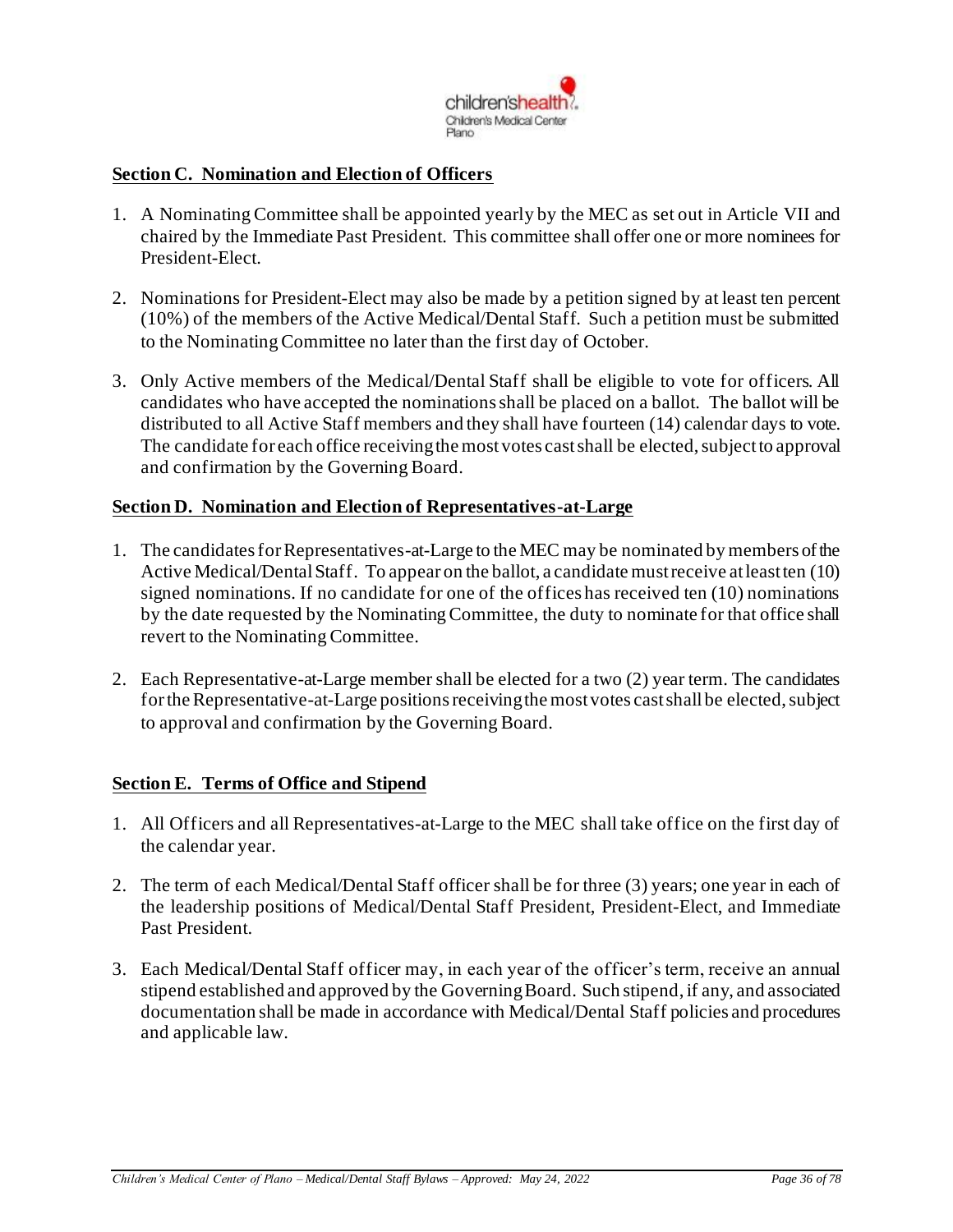**Section C. Nomination and Election of Officers**

1. A Nominating Committee shall be appointed yearly by the MEC as set out in Article VII and chaired by the Immediate Past President. This committee shall offer one or more nominees for President-Elect.

2. Nominations for President-Elect may also be made by a petition signed by at least ten percent (10%) of the members of the Active Medical/Dental Staff. Such a petition must be submitted to the Nominating Committee no later than the first day of October.

3. Only Active members of the Medical/Dental Staff shall be eligible to vote for officers. All candidates who have accepted the nominations shall be placed on a ballot. The ballot will be distributed to all Active Staff members and they shall have fourteen (14) calendar days to vote. The candidate for each office receiving the most votes cast shall be elected, subject to approval and confirmation by the Governing Board.

**Section D. Nomination and Election of Representatives-at-Large**

1. The candidates for Representatives-at-Large to the MEC may be nominated by members of the Active Medical/Dental Staff. To appear on the ballot, a candidate must receive at least ten (10) signed nominations. If no candidate for one of the offices has received ten (10) nominations by the date requested by the Nominating Committee, the duty to nominate for that office shall revert to the Nominating Committee.

2. Each Representative-at-Large member shall be elected for a two (2) year term. The candidates for the Representative-at-Large positions receiving the most votes cast shall be elected, subject to approval and confirmation by the Governing Board.

**Section E. Terms of Office and Stipend**

1. All Officers and all Representatives-at-Large to the MEC shall take office on the first day of the calendar year.

2. The term of each Medical/Dental Staff officer shall be for three (3) years; one year in each of the leadership positions of Medical/Dental Staff President, President-Elect, and Immediate Past President.

3. Each Medical/Dental Staff officer may, in each year of the officer's term, receive an annual stipend established and approved by the Governing Board. Such stipend, if any, and associated documentation shall be made in accordance with Medical/Dental Staff policies and procedures and applicable law.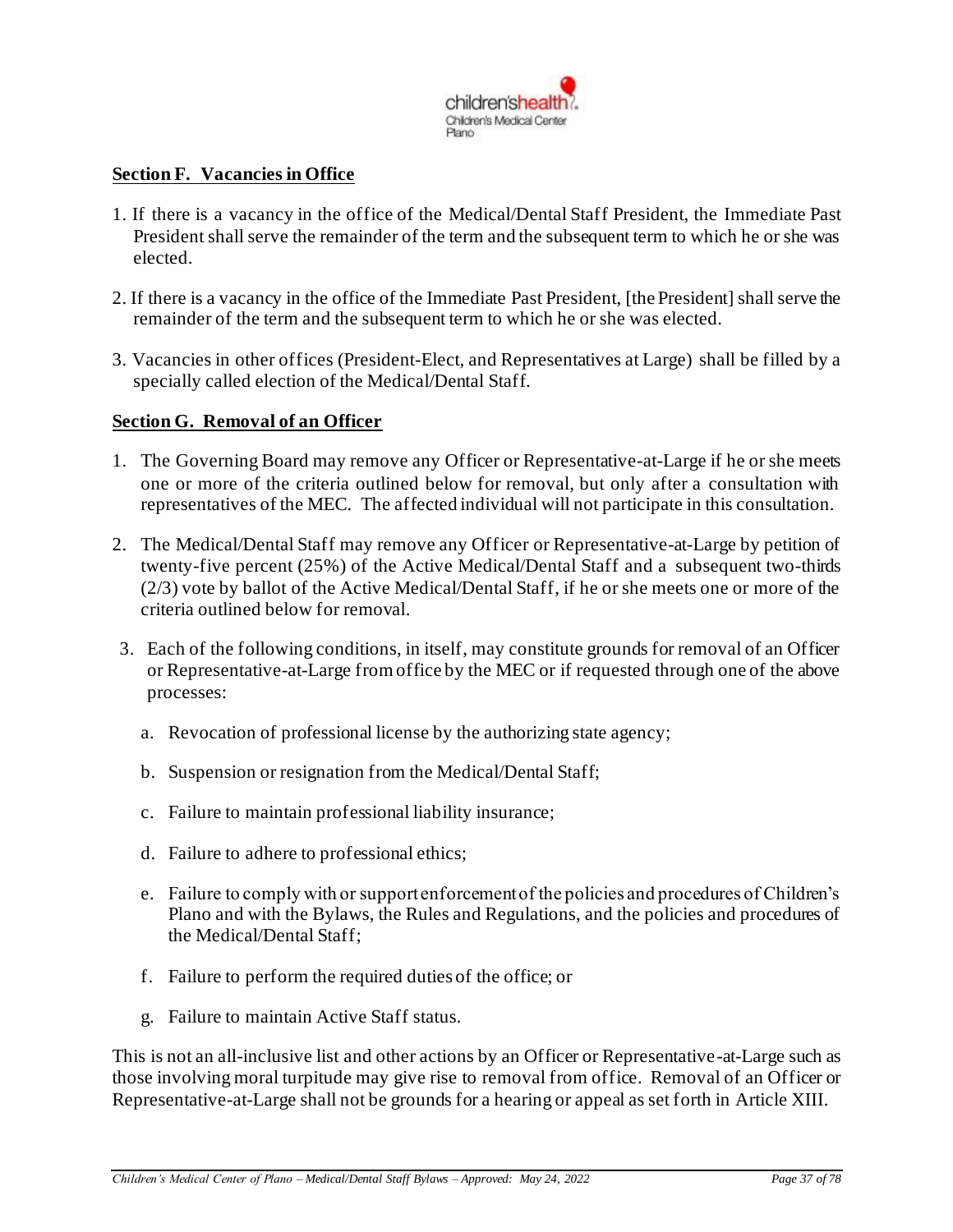## **Section F. Vacancies in Office**

1. If there is a vacancy in the office of the Medical/Dental Staff President, the Immediate Past President shall serve the remainder of the term and the subsequent term to which he or she was elected.

2. If there is a vacancy in the office of the Immediate Past President, [the President] shall serve the remainder of the term and the subsequent term to which he or she was elected.

3. Vacancies in other offices (President-Elect, and Representatives at Large) shall be filled by a specially called election of the Medical/Dental Staff.

## **Section G. Removal of an Officer**

1. The Governing Board may remove any Officer or Representative-at-Large if he or she meets one or more of the criteria outlined below for removal, but only after a consultation with representatives of the MEC. The affected individual will not participate in this consultation.

2. The Medical/Dental Staff may remove any Officer or Representative-at-Large by petition of twenty-five percent (25%) of the Active Medical/Dental Staff and a subsequent two-thirds (2/3) vote by ballot of the Active Medical/Dental Staff, if he or she meets one or more of the criteria outlined below for removal.

3. Each of the following conditions, in itself, may constitute grounds for removal of an Officer or Representative-at-Large from office by the MEC or if requested through one of the above processes:

   a. Revocation of professional license by the authorizing state agency;

   b. Suspension or resignation from the Medical/Dental Staff;

   c. Failure to maintain professional liability insurance;

   d. Failure to adhere to professional ethics;

   e. Failure to comply with or support enforcement of the policies and procedures of Children's Plano and with the Bylaws, the Rules and Regulations, and the policies and procedures of the Medical/Dental Staff;

   f. Failure to perform the required duties of the office; or

   g. Failure to maintain Active Staff status.

This is not an all-inclusive list and other actions by an Officer or Representative-at-Large such as those involving moral turpitude may give rise to removal from office. Removal of an Officer or Representative-at-Large shall not be grounds for a hearing or appeal as set forth in Article XIII.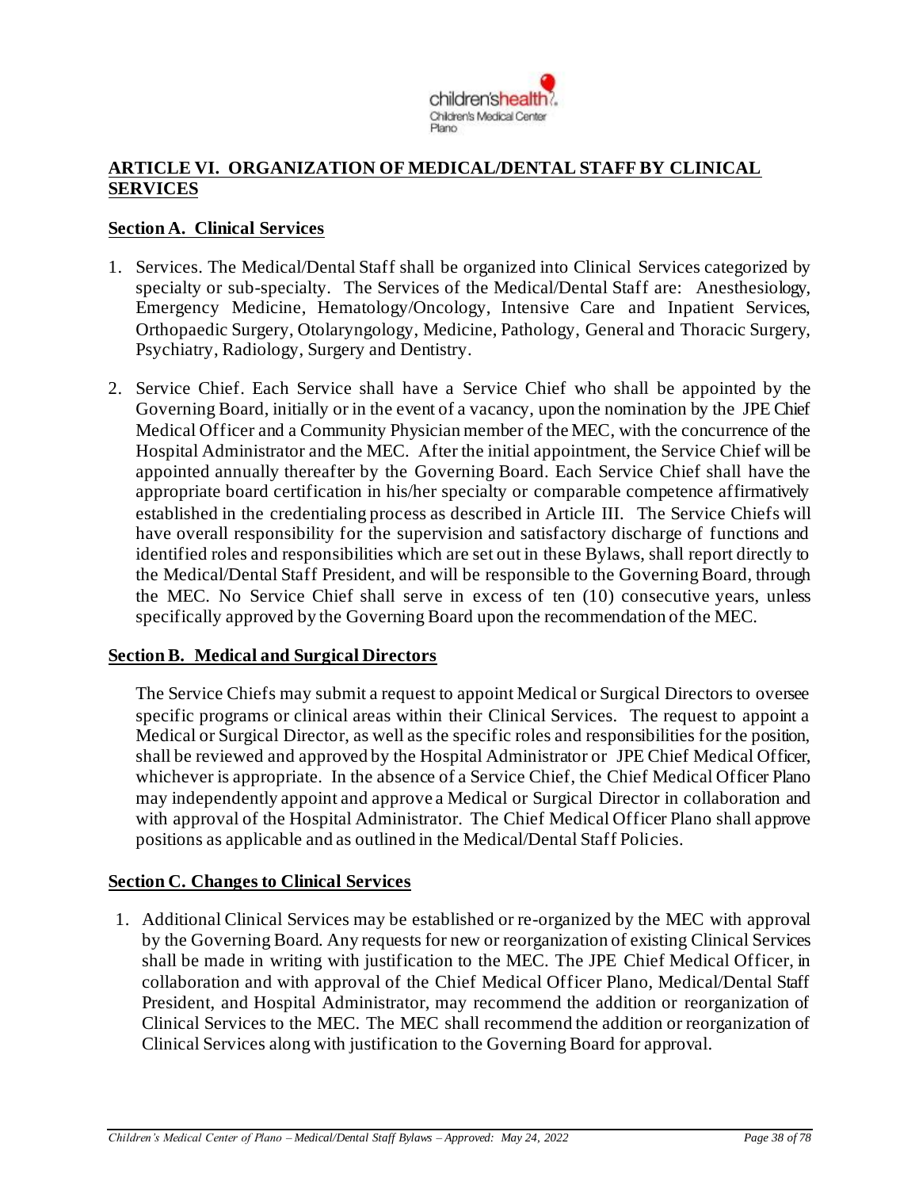## ARTICLE VI. ORGANIZATION OF MEDICAL/DENTAL STAFF BY CLINICAL SERVICES

### Section A. Clinical Services

1. Services. The Medical/Dental Staff shall be organized into Clinical Services categorized by specialty or sub-specialty. The Services of the Medical/Dental Staff are: Anesthesiology, Emergency Medicine, Hematology/Oncology, Intensive Care and Inpatient Services, Orthopaedic Surgery, Otolaryngology, Medicine, Pathology, General and Thoracic Surgery, Psychiatry, Radiology, Surgery and Dentistry.

2. Service Chief. Each Service shall have a Service Chief who shall be appointed by the Governing Board, initially or in the event of a vacancy, upon the nomination by the JPE Chief Medical Officer and a Community Physician member of the MEC, with the concurrence of the Hospital Administrator and the MEC. After the initial appointment, the Service Chief will be appointed annually thereafter by the Governing Board. Each Service Chief shall have the appropriate board certification in his/her specialty or comparable competence affirmatively established in the credentialing process as described in Article III. The Service Chiefs will have overall responsibility for the supervision and satisfactory discharge of functions and identified roles and responsibilities which are set out in these Bylaws, shall report directly to the Medical/Dental Staff President, and will be responsible to the Governing Board, through the MEC. No Service Chief shall serve in excess of ten (10) consecutive years, unless specifically approved by the Governing Board upon the recommendation of the MEC.

### Section B. Medical and Surgical Directors

The Service Chiefs may submit a request to appoint Medical or Surgical Directors to oversee specific programs or clinical areas within their Clinical Services. The request to appoint a Medical or Surgical Director, as well as the specific roles and responsibilities for the position, shall be reviewed and approved by the Hospital Administrator or JPE Chief Medical Officer, whichever is appropriate. In the absence of a Service Chief, the Chief Medical Officer Plano may independently appoint and approve a Medical or Surgical Director in collaboration and with approval of the Hospital Administrator. The Chief Medical Officer Plano shall approve positions as applicable and as outlined in the Medical/Dental Staff Policies.

### Section C. Changes to Clinical Services

1. Additional Clinical Services may be established or re-organized by the MEC with approval by the Governing Board. Any requests for new or reorganization of existing Clinical Services shall be made in writing with justification to the MEC. The JPE Chief Medical Officer, in collaboration and with approval of the Chief Medical Officer Plano, Medical/Dental Staff President, and Hospital Administrator, may recommend the addition or reorganization of Clinical Services to the MEC. The MEC shall recommend the addition or reorganization of Clinical Services along with justification to the Governing Board for approval.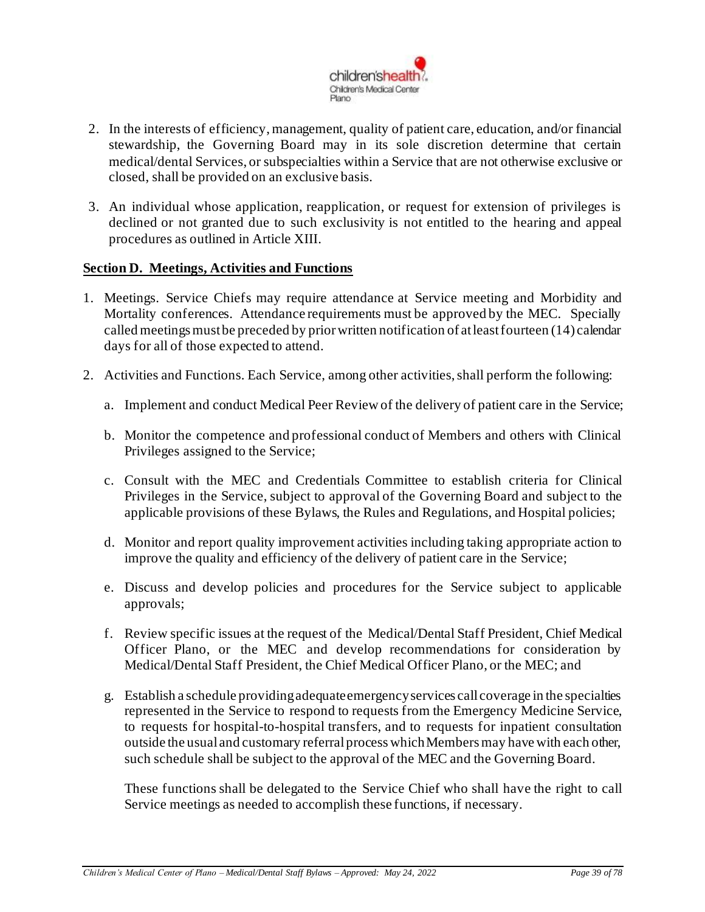2. In the interests of efficiency, management, quality of patient care, education, and/or financial stewardship, the Governing Board may in its sole discretion determine that certain medical/dental Services, or subspecialties within a Service that are not otherwise exclusive or closed, shall be provided on an exclusive basis.

3. An individual whose application, reapplication, or request for extension of privileges is declined or not granted due to such exclusivity is not entitled to the hearing and appeal procedures as outlined in Article XIII.

**Section D. Meetings, Activities and Functions**

1. Meetings. Service Chiefs may require attendance at Service meeting and Morbidity and Mortality conferences. Attendance requirements must be approved by the MEC. Specially called meetings must be preceded by prior written notification of at least fourteen (14) calendar days for all of those expected to attend.

2. Activities and Functions. Each Service, among other activities, shall perform the following:

   a. Implement and conduct Medical Peer Review of the delivery of patient care in the Service;

   b. Monitor the competence and professional conduct of Members and others with Clinical Privileges assigned to the Service;

   c. Consult with the MEC and Credentials Committee to establish criteria for Clinical Privileges in the Service, subject to approval of the Governing Board and subject to the applicable provisions of these Bylaws, the Rules and Regulations, and Hospital policies;

   d. Monitor and report quality improvement activities including taking appropriate action to improve the quality and efficiency of the delivery of patient care in the Service;

   e. Discuss and develop policies and procedures for the Service subject to applicable approvals;

   f. Review specific issues at the request of the Medical/Dental Staff President, Chief Medical Officer Plano, or the MEC and develop recommendations for consideration by Medical/Dental Staff President, the Chief Medical Officer Plano, or the MEC; and

   g. Establish a schedule providing adequate emergency services call coverage in the specialties represented in the Service to respond to requests from the Emergency Medicine Service, to requests for hospital-to-hospital transfers, and to requests for inpatient consultation outside the usual and customary referral process which Members may have with each other, such schedule shall be subject to the approval of the MEC and the Governing Board.

   These functions shall be delegated to the Service Chief who shall have the right to call Service meetings as needed to accomplish these functions, if necessary.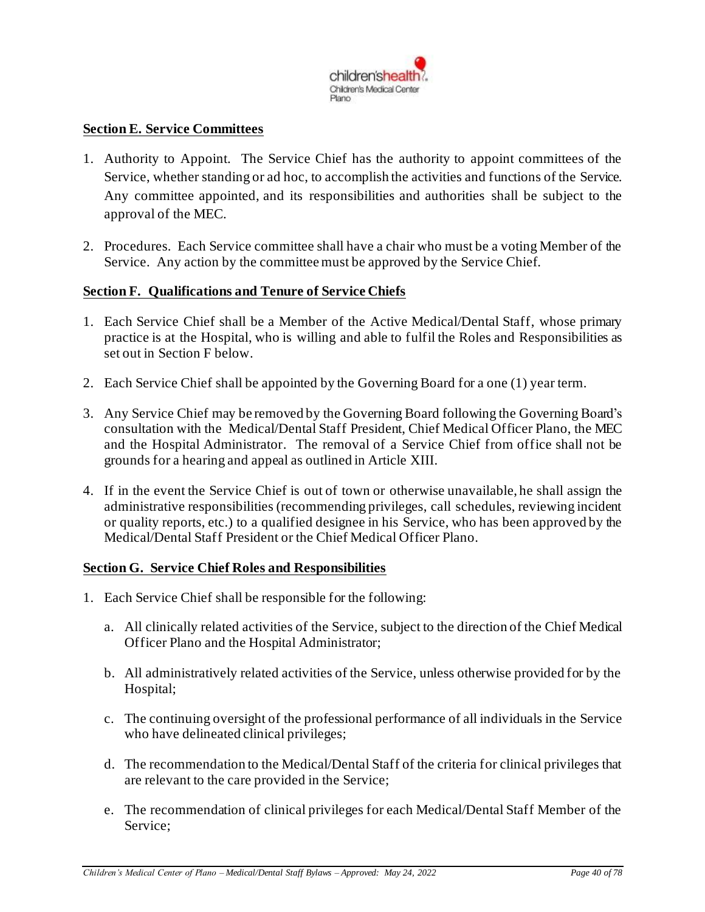## Section E. Service Committees

1. Authority to Appoint. The Service Chief has the authority to appoint committees of the Service, whether standing or ad hoc, to accomplish the activities and functions of the Service. Any committee appointed, and its responsibilities and authorities shall be subject to the approval of the MEC.

2. Procedures. Each Service committee shall have a chair who must be a voting Member of the Service. Any action by the committee must be approved by the Service Chief.

## Section F. Qualifications and Tenure of Service Chiefs

1. Each Service Chief shall be a Member of the Active Medical/Dental Staff, whose primary practice is at the Hospital, who is willing and able to fulfil the Roles and Responsibilities as set out in Section F below.

2. Each Service Chief shall be appointed by the Governing Board for a one (1) year term.

3. Any Service Chief may be removed by the Governing Board following the Governing Board's consultation with the Medical/Dental Staff President, Chief Medical Officer Plano, the MEC and the Hospital Administrator. The removal of a Service Chief from office shall not be grounds for a hearing and appeal as outlined in Article XIII.

4. If in the event the Service Chief is out of town or otherwise unavailable, he shall assign the administrative responsibilities (recommending privileges, call schedules, reviewing incident or quality reports, etc.) to a qualified designee in his Service, who has been approved by the Medical/Dental Staff President or the Chief Medical Officer Plano.

## Section G. Service Chief Roles and Responsibilities

1. Each Service Chief shall be responsible for the following:

   a. All clinically related activities of the Service, subject to the direction of the Chief Medical Officer Plano and the Hospital Administrator;

   b. All administratively related activities of the Service, unless otherwise provided for by the Hospital;

   c. The continuing oversight of the professional performance of all individuals in the Service who have delineated clinical privileges;

   d. The recommendation to the Medical/Dental Staff of the criteria for clinical privileges that are relevant to the care provided in the Service;

   e. The recommendation of clinical privileges for each Medical/Dental Staff Member of the Service;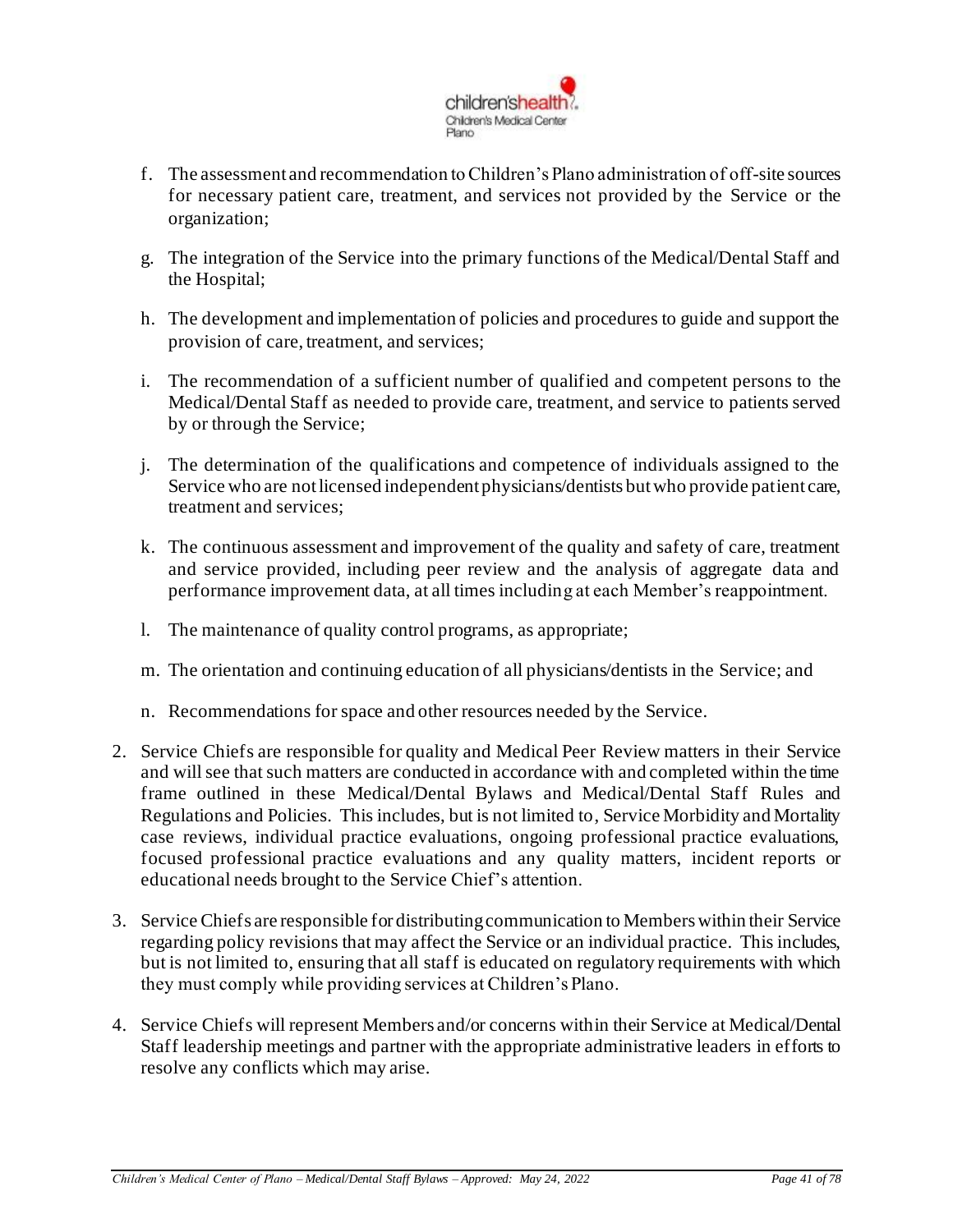f. The assessment and recommendation to Children's Plano administration of off-site sources for necessary patient care, treatment, and services not provided by the Service or the organization;

g. The integration of the Service into the primary functions of the Medical/Dental Staff and the Hospital;

h. The development and implementation of policies and procedures to guide and support the provision of care, treatment, and services;

i. The recommendation of a sufficient number of qualified and competent persons to the Medical/Dental Staff as needed to provide care, treatment, and service to patients served by or through the Service;

j. The determination of the qualifications and competence of individuals assigned to the Service who are not licensed independent physicians/dentists but who provide patient care, treatment and services;

k. The continuous assessment and improvement of the quality and safety of care, treatment and service provided, including peer review and the analysis of aggregate data and performance improvement data, at all times including at each Member's reappointment.

l. The maintenance of quality control programs, as appropriate;

m. The orientation and continuing education of all physicians/dentists in the Service; and

n. Recommendations for space and other resources needed by the Service.

2. Service Chiefs are responsible for quality and Medical Peer Review matters in their Service and will see that such matters are conducted in accordance with and completed within the time frame outlined in these Medical/Dental Bylaws and Medical/Dental Staff Rules and Regulations and Policies. This includes, but is not limited to, Service Morbidity and Mortality case reviews, individual practice evaluations, ongoing professional practice evaluations, focused professional practice evaluations and any quality matters, incident reports or educational needs brought to the Service Chief's attention.

3. Service Chiefs are responsible for distributing communication to Members within their Service regarding policy revisions that may affect the Service or an individual practice. This includes, but is not limited to, ensuring that all staff is educated on regulatory requirements with which they must comply while providing services at Children's Plano.

4. Service Chiefs will represent Members and/or concerns within their Service at Medical/Dental Staff leadership meetings and partner with the appropriate administrative leaders in efforts to resolve any conflicts which may arise.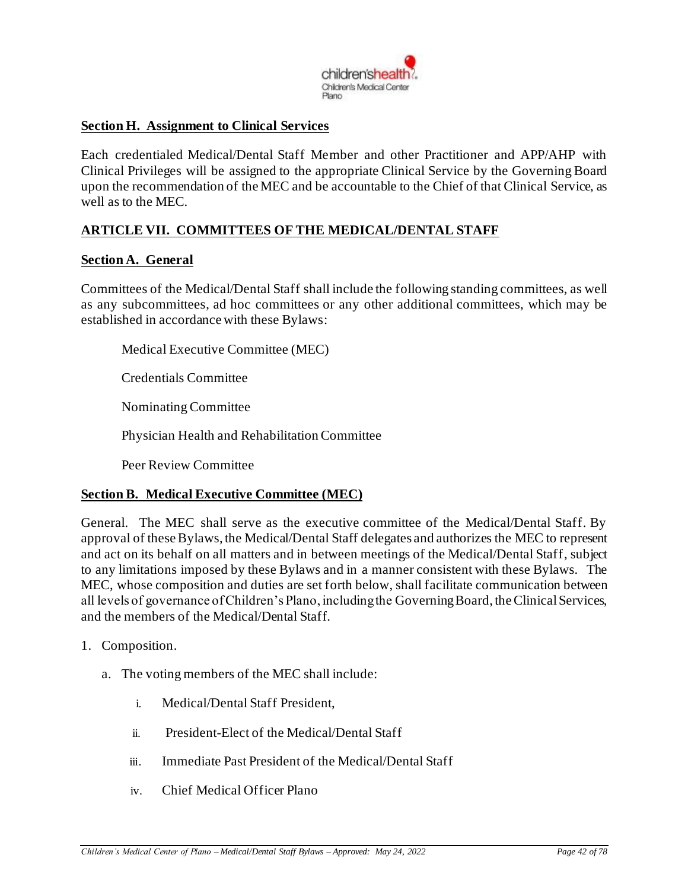**Section H. Assignment to Clinical Services**

Each credentialed Medical/Dental Staff Member and other Practitioner and APP/AHP with Clinical Privileges will be assigned to the appropriate Clinical Service by the Governing Board upon the recommendation of the MEC and be accountable to the Chief of that Clinical Service, as well as to the MEC.

## ARTICLE VII. COMMITTEES OF THE MEDICAL/DENTAL STAFF

**Section A. General**

Committees of the Medical/Dental Staff shall include the following standing committees, as well as any subcommittees, ad hoc committees or any other additional committees, which may be established in accordance with these Bylaws:

Medical Executive Committee (MEC)

Credentials Committee

Nominating Committee

Physician Health and Rehabilitation Committee

Peer Review Committee

**Section B. Medical Executive Committee (MEC)**

General. The MEC shall serve as the executive committee of the Medical/Dental Staff. By approval of these Bylaws, the Medical/Dental Staff delegates and authorizes the MEC to represent and act on its behalf on all matters and in between meetings of the Medical/Dental Staff, subject to any limitations imposed by these Bylaws and in a manner consistent with these Bylaws. The MEC, whose composition and duties are set forth below, shall facilitate communication between all levels of governance of Children's Plano, including the Governing Board, the Clinical Services, and the members of the Medical/Dental Staff.

1. Composition.

   a. The voting members of the MEC shall include:

      i. Medical/Dental Staff President,

      ii. President-Elect of the Medical/Dental Staff

      iii. Immediate Past President of the Medical/Dental Staff

      iv. Chief Medical Officer Plano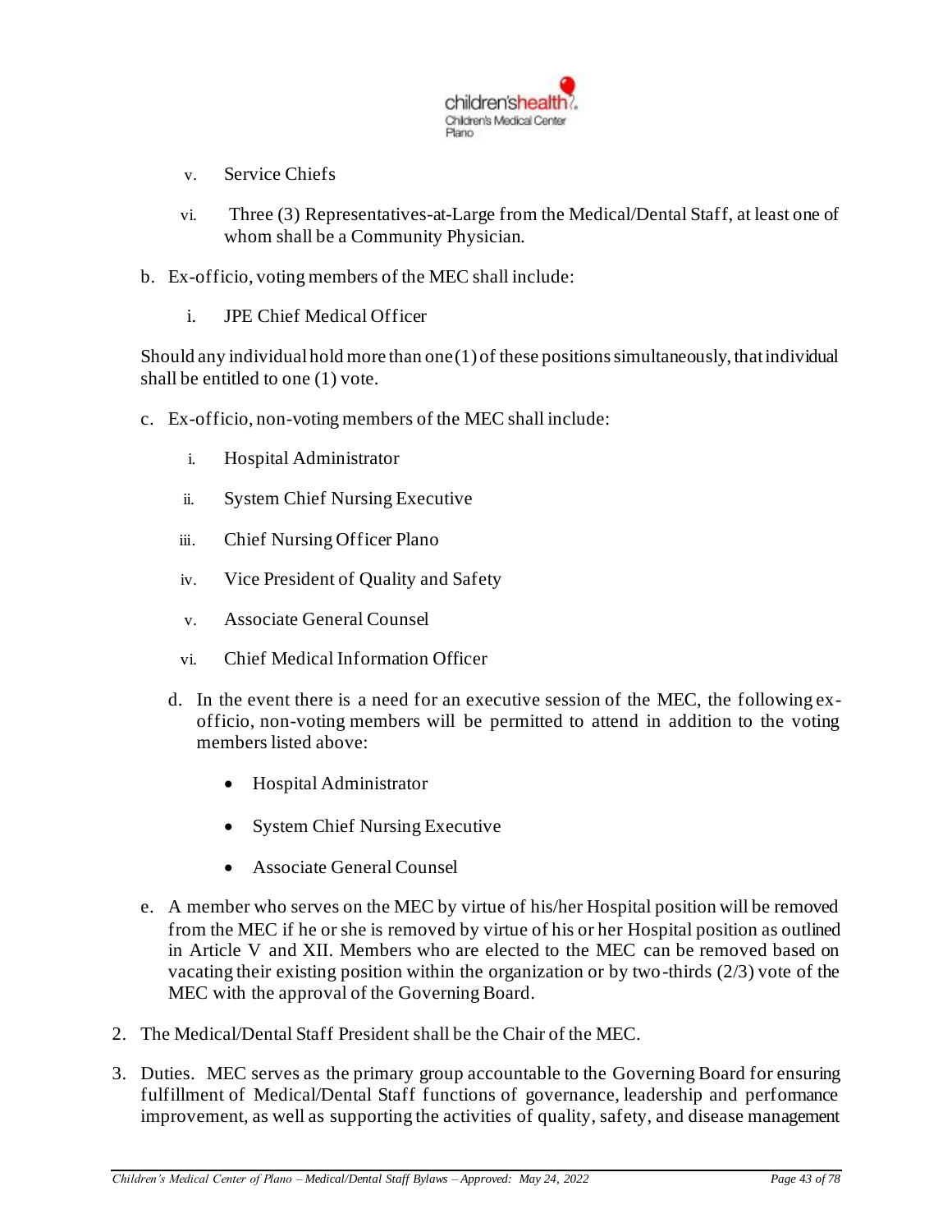v. Service Chiefs

vi. Three (3) Representatives-at-Large from the Medical/Dental Staff, at least one of whom shall be a Community Physician.

b. Ex-officio, voting members of the MEC shall include:

   i. JPE Chief Medical Officer

Should any individual hold more than one (1) of these positions simultaneously, that individual shall be entitled to one (1) vote.

c. Ex-officio, non-voting members of the MEC shall include:

   i. Hospital Administrator

   ii. System Chief Nursing Executive

   iii. Chief Nursing Officer Plano

   iv. Vice President of Quality and Safety

   v. Associate General Counsel

   vi. Chief Medical Information Officer

   d. In the event there is a need for an executive session of the MEC, the following ex-officio, non-voting members will be permitted to attend in addition to the voting members listed above:

      - Hospital Administrator
      - System Chief Nursing Executive
      - Associate General Counsel

e. A member who serves on the MEC by virtue of his/her Hospital position will be removed from the MEC if he or she is removed by virtue of his or her Hospital position as outlined in Article V and XII. Members who are elected to the MEC can be removed based on vacating their existing position within the organization or by two-thirds (2/3) vote of the MEC with the approval of the Governing Board.

2. The Medical/Dental Staff President shall be the Chair of the MEC.

3. Duties. MEC serves as the primary group accountable to the Governing Board for ensuring fulfillment of Medical/Dental Staff functions of governance, leadership and performance improvement, as well as supporting the activities of quality, safety, and disease management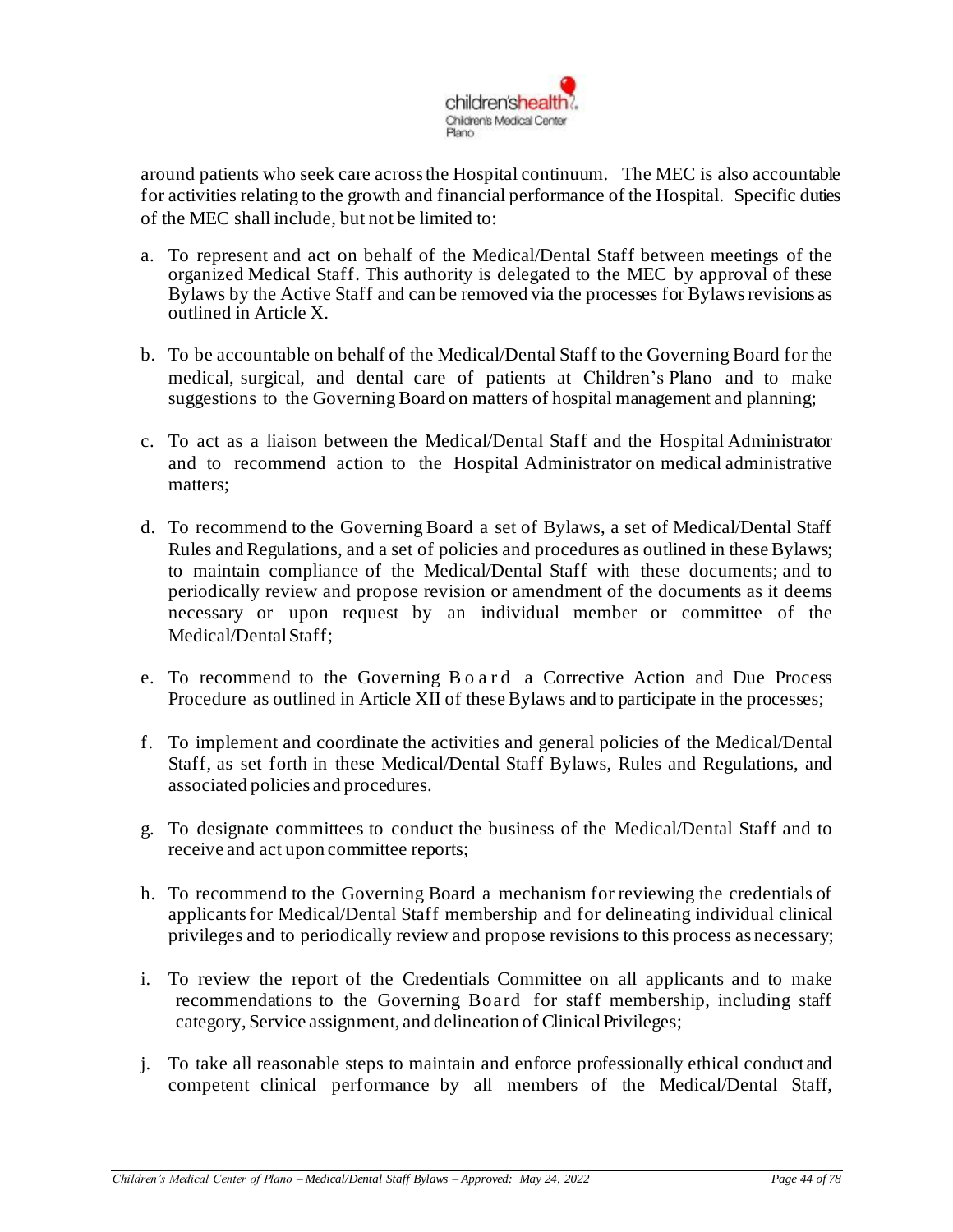around patients who seek care across the Hospital continuum. The MEC is also accountable for activities relating to the growth and financial performance of the Hospital. Specific duties of the MEC shall include, but not be limited to:

a. To represent and act on behalf of the Medical/Dental Staff between meetings of the organized Medical Staff. This authority is delegated to the MEC by approval of these Bylaws by the Active Staff and can be removed via the processes for Bylaws revisions as outlined in Article X.

b. To be accountable on behalf of the Medical/Dental Staff to the Governing Board for the medical, surgical, and dental care of patients at Children's Plano and to make suggestions to the Governing Board on matters of hospital management and planning;

c. To act as a liaison between the Medical/Dental Staff and the Hospital Administrator and to recommend action to the Hospital Administrator on medical administrative matters;

d. To recommend to the Governing Board a set of Bylaws, a set of Medical/Dental Staff Rules and Regulations, and a set of policies and procedures as outlined in these Bylaws; to maintain compliance of the Medical/Dental Staff with these documents; and to periodically review and propose revision or amendment of the documents as it deems necessary or upon request by an individual member or committee of the Medical/Dental Staff;

e. To recommend to the Governing Board a Corrective Action and Due Process Procedure as outlined in Article XII of these Bylaws and to participate in the processes;

f. To implement and coordinate the activities and general policies of the Medical/Dental Staff, as set forth in these Medical/Dental Staff Bylaws, Rules and Regulations, and associated policies and procedures.

g. To designate committees to conduct the business of the Medical/Dental Staff and to receive and act upon committee reports;

h. To recommend to the Governing Board a mechanism for reviewing the credentials of applicants for Medical/Dental Staff membership and for delineating individual clinical privileges and to periodically review and propose revisions to this process as necessary;

i. To review the report of the Credentials Committee on all applicants and to make recommendations to the Governing Board for staff membership, including staff category, Service assignment, and delineation of Clinical Privileges;

j. To take all reasonable steps to maintain and enforce professionally ethical conduct and competent clinical performance by all members of the Medical/Dental Staff,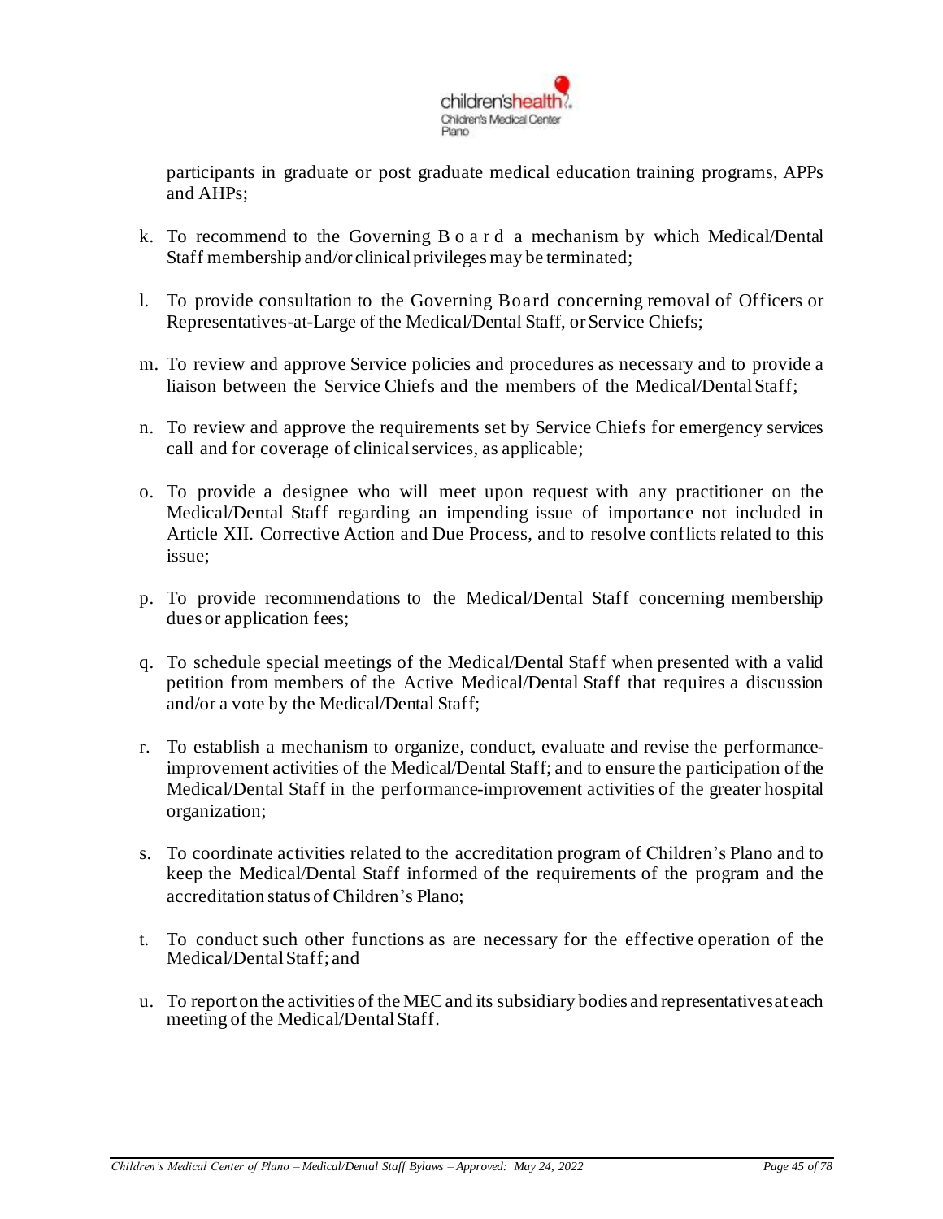participants in graduate or post graduate medical education training programs, APPs and AHPs;

k. To recommend to the Governing Board a mechanism by which Medical/Dental Staff membership and/or clinical privileges may be terminated;

l. To provide consultation to the Governing Board concerning removal of Officers or Representatives-at-Large of the Medical/Dental Staff, or Service Chiefs;

m. To review and approve Service policies and procedures as necessary and to provide a liaison between the Service Chiefs and the members of the Medical/Dental Staff;

n. To review and approve the requirements set by Service Chiefs for emergency services call and for coverage of clinical services, as applicable;

o. To provide a designee who will meet upon request with any practitioner on the Medical/Dental Staff regarding an impending issue of importance not included in Article XII. Corrective Action and Due Process, and to resolve conflicts related to this issue;

p. To provide recommendations to the Medical/Dental Staff concerning membership dues or application fees;

q. To schedule special meetings of the Medical/Dental Staff when presented with a valid petition from members of the Active Medical/Dental Staff that requires a discussion and/or a vote by the Medical/Dental Staff;

r. To establish a mechanism to organize, conduct, evaluate and revise the performance-improvement activities of the Medical/Dental Staff; and to ensure the participation of the Medical/Dental Staff in the performance-improvement activities of the greater hospital organization;

s. To coordinate activities related to the accreditation program of Children's Plano and to keep the Medical/Dental Staff informed of the requirements of the program and the accreditation status of Children's Plano;

t. To conduct such other functions as are necessary for the effective operation of the Medical/Dental Staff; and

u. To report on the activities of the MEC and its subsidiary bodies and representatives at each meeting of the Medical/Dental Staff.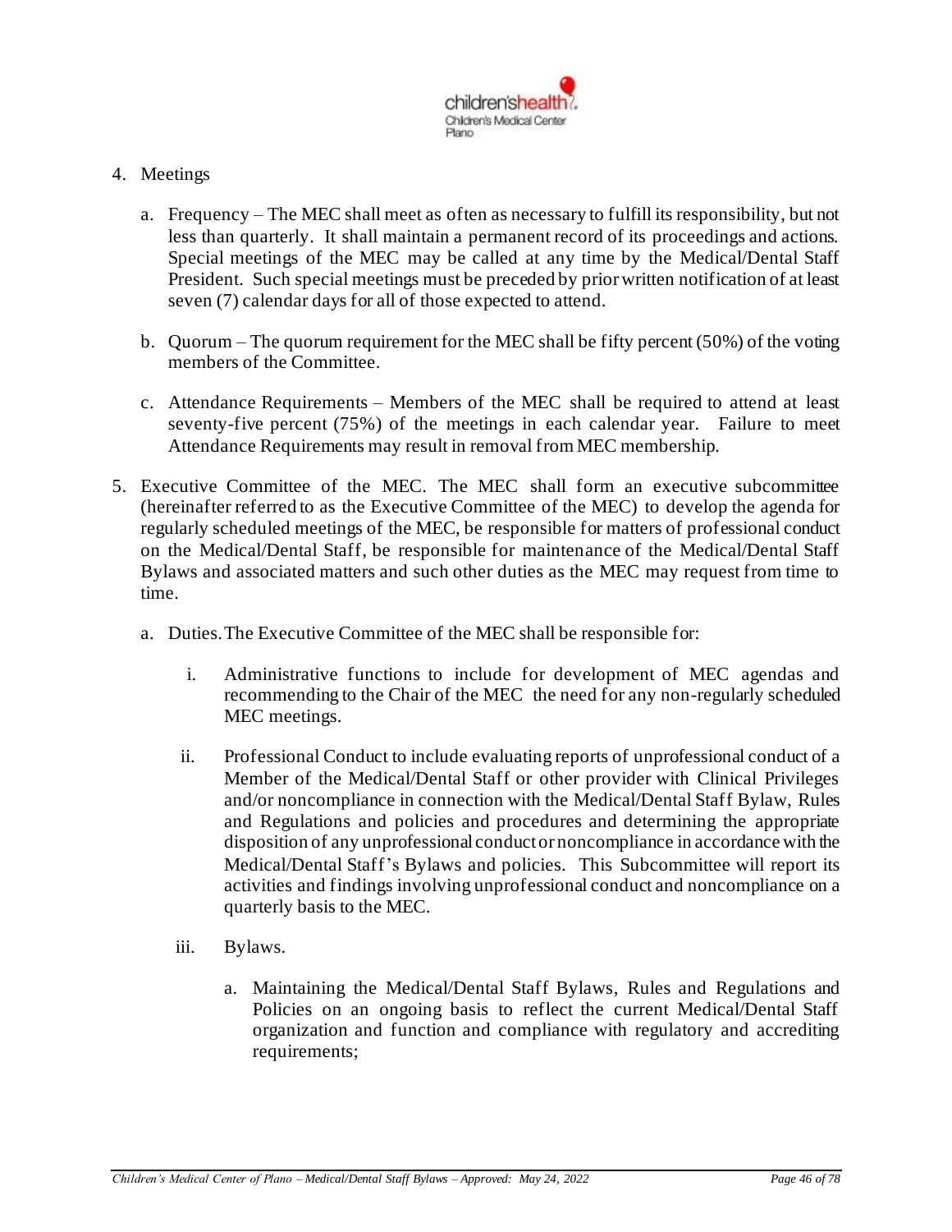4. Meetings

   a. Frequency – The MEC shall meet as often as necessary to fulfill its responsibility, but not less than quarterly. It shall maintain a permanent record of its proceedings and actions. Special meetings of the MEC may be called at any time by the Medical/Dental Staff President. Such special meetings must be preceded by prior written notification of at least seven (7) calendar days for all of those expected to attend.

   b. Quorum – The quorum requirement for the MEC shall be fifty percent (50%) of the voting members of the Committee.

   c. Attendance Requirements – Members of the MEC shall be required to attend at least seventy-five percent (75%) of the meetings in each calendar year. Failure to meet Attendance Requirements may result in removal from MEC membership.

5. Executive Committee of the MEC. The MEC shall form an executive subcommittee (hereinafter referred to as the Executive Committee of the MEC) to develop the agenda for regularly scheduled meetings of the MEC, be responsible for matters of professional conduct on the Medical/Dental Staff, be responsible for maintenance of the Medical/Dental Staff Bylaws and associated matters and such other duties as the MEC may request from time to time.

   a. Duties. The Executive Committee of the MEC shall be responsible for:

      i. Administrative functions to include for development of MEC agendas and recommending to the Chair of the MEC the need for any non-regularly scheduled MEC meetings.

      ii. Professional Conduct to include evaluating reports of unprofessional conduct of a Member of the Medical/Dental Staff or other provider with Clinical Privileges and/or noncompliance in connection with the Medical/Dental Staff Bylaw, Rules and Regulations and policies and procedures and determining the appropriate disposition of any unprofessional conduct or noncompliance in accordance with the Medical/Dental Staff's Bylaws and policies. This Subcommittee will report its activities and findings involving unprofessional conduct and noncompliance on a quarterly basis to the MEC.

      iii. Bylaws.

         a. Maintaining the Medical/Dental Staff Bylaws, Rules and Regulations and Policies on an ongoing basis to reflect the current Medical/Dental Staff organization and function and compliance with regulatory and accrediting requirements;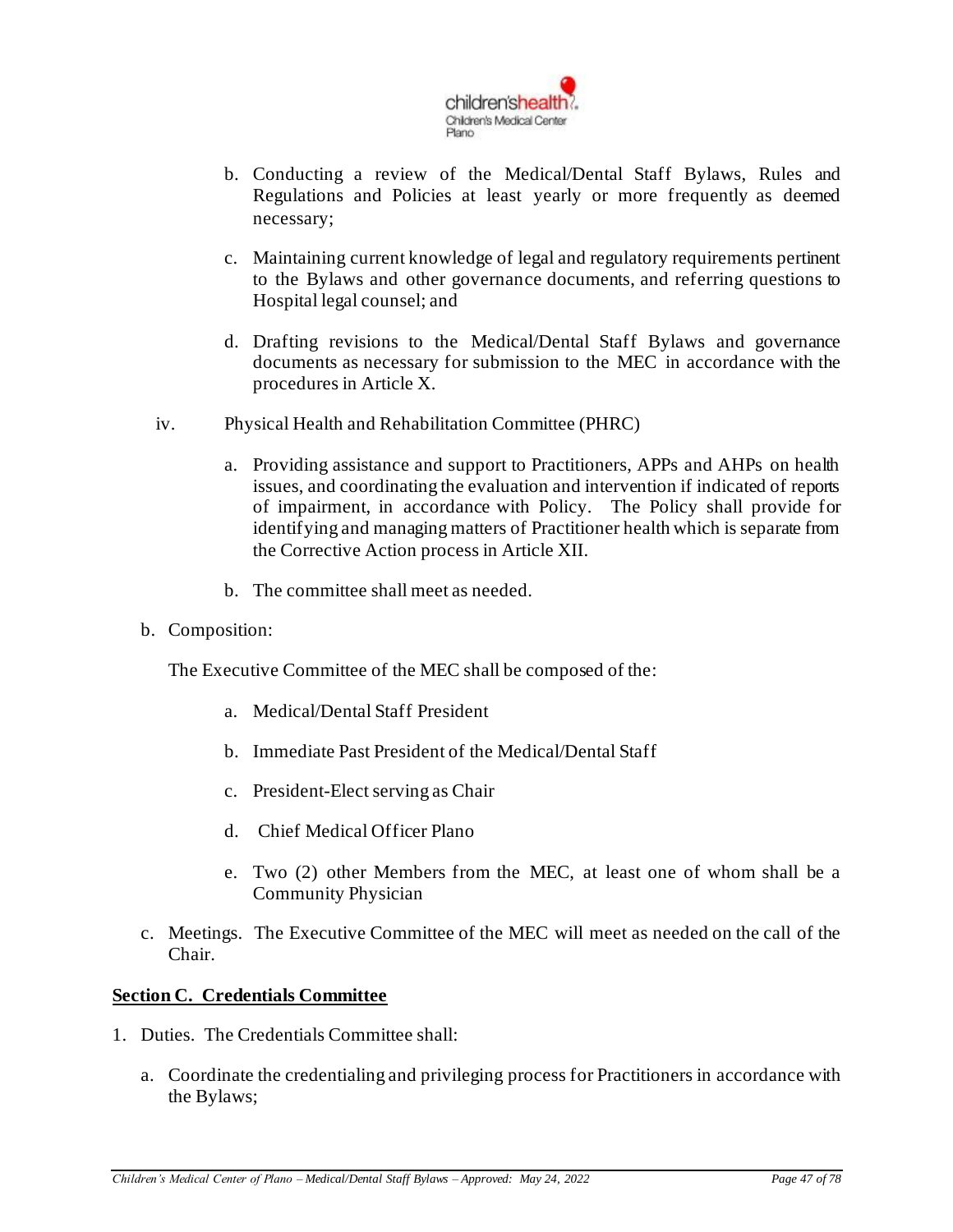b. Conducting a review of the Medical/Dental Staff Bylaws, Rules and Regulations and Policies at least yearly or more frequently as deemed necessary;

c. Maintaining current knowledge of legal and regulatory requirements pertinent to the Bylaws and other governance documents, and referring questions to Hospital legal counsel; and

d. Drafting revisions to the Medical/Dental Staff Bylaws and governance documents as necessary for submission to the MEC in accordance with the procedures in Article X.

iv. Physical Health and Rehabilitation Committee (PHRC)

a. Providing assistance and support to Practitioners, APPs and AHPs on health issues, and coordinating the evaluation and intervention if indicated of reports of impairment, in accordance with Policy. The Policy shall provide for identifying and managing matters of Practitioner health which is separate from the Corrective Action process in Article XII.

b. The committee shall meet as needed.

b. Composition:

The Executive Committee of the MEC shall be composed of the:

a. Medical/Dental Staff President

b. Immediate Past President of the Medical/Dental Staff

c. President-Elect serving as Chair

d. Chief Medical Officer Plano

e. Two (2) other Members from the MEC, at least one of whom shall be a Community Physician

c. Meetings. The Executive Committee of the MEC will meet as needed on the call of the Chair.

**Section C. Credentials Committee**

1. Duties. The Credentials Committee shall:

a. Coordinate the credentialing and privileging process for Practitioners in accordance with the Bylaws;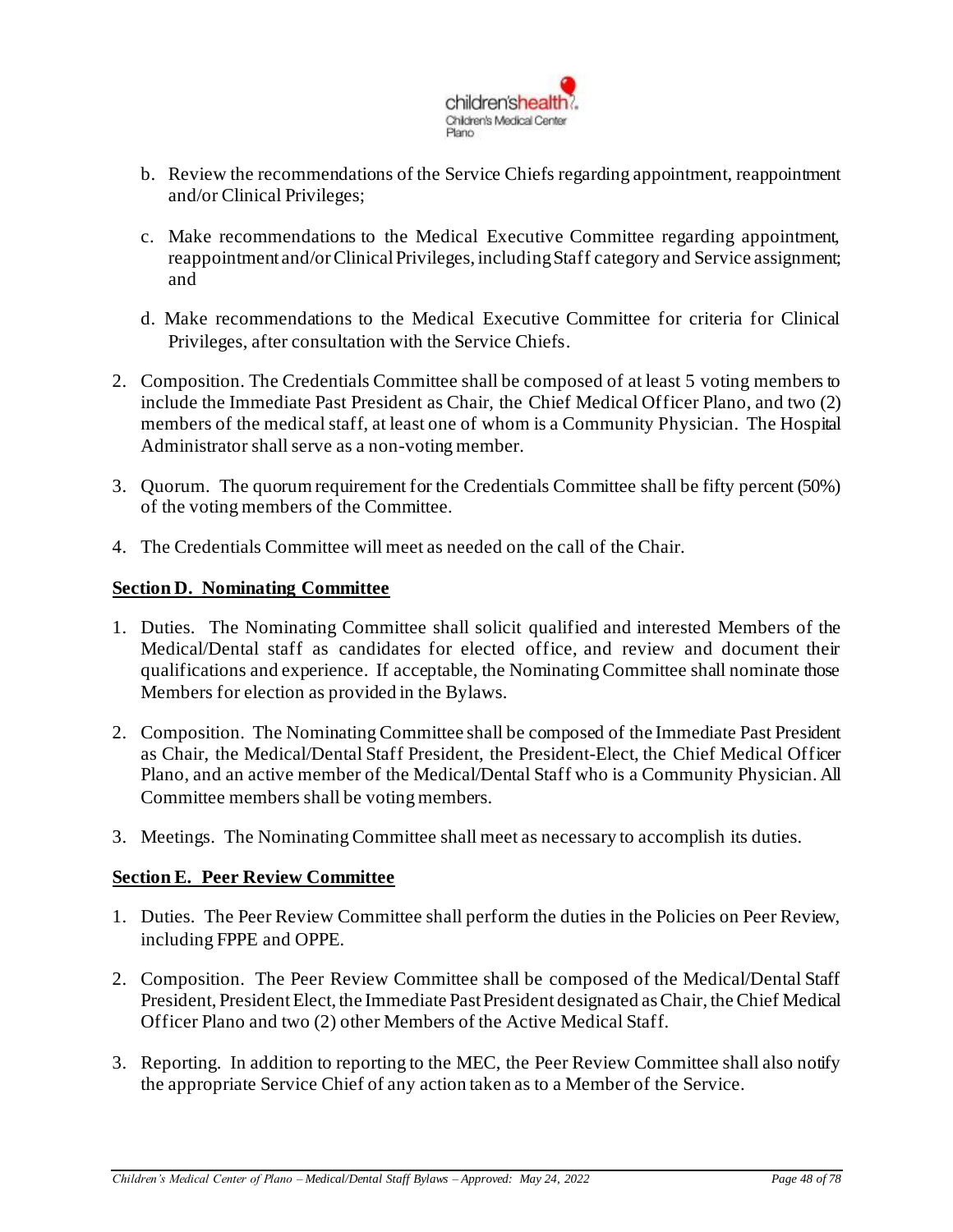b. Review the recommendations of the Service Chiefs regarding appointment, reappointment and/or Clinical Privileges;

c. Make recommendations to the Medical Executive Committee regarding appointment, reappointment and/or Clinical Privileges, including Staff category and Service assignment; and

d. Make recommendations to the Medical Executive Committee for criteria for Clinical Privileges, after consultation with the Service Chiefs.

2. Composition. The Credentials Committee shall be composed of at least 5 voting members to include the Immediate Past President as Chair, the Chief Medical Officer Plano, and two (2) members of the medical staff, at least one of whom is a Community Physician. The Hospital Administrator shall serve as a non-voting member.

3. Quorum. The quorum requirement for the Credentials Committee shall be fifty percent (50%) of the voting members of the Committee.

4. The Credentials Committee will meet as needed on the call of the Chair.

**Section D. Nominating Committee**

1. Duties. The Nominating Committee shall solicit qualified and interested Members of the Medical/Dental staff as candidates for elected office, and review and document their qualifications and experience. If acceptable, the Nominating Committee shall nominate those Members for election as provided in the Bylaws.

2. Composition. The Nominating Committee shall be composed of the Immediate Past President as Chair, the Medical/Dental Staff President, the President-Elect, the Chief Medical Officer Plano, and an active member of the Medical/Dental Staff who is a Community Physician. All Committee members shall be voting members.

3. Meetings. The Nominating Committee shall meet as necessary to accomplish its duties.

**Section E. Peer Review Committee**

1. Duties. The Peer Review Committee shall perform the duties in the Policies on Peer Review, including FPPE and OPPE.

2. Composition. The Peer Review Committee shall be composed of the Medical/Dental Staff President, President Elect, the Immediate Past President designated as Chair, the Chief Medical Officer Plano and two (2) other Members of the Active Medical Staff.

3. Reporting. In addition to reporting to the MEC, the Peer Review Committee shall also notify the appropriate Service Chief of any action taken as to a Member of the Service.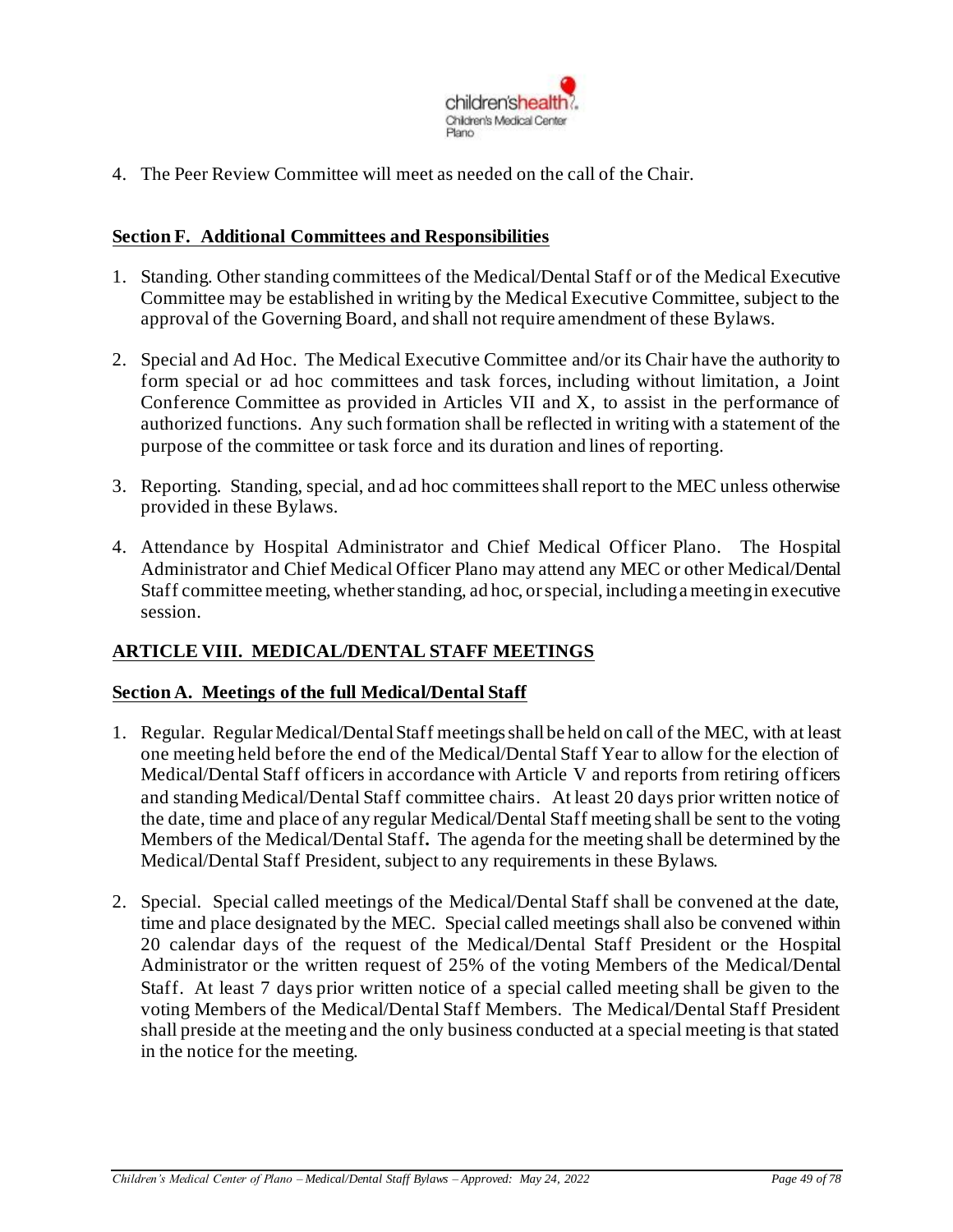4. The Peer Review Committee will meet as needed on the call of the Chair.

## Section F. Additional Committees and Responsibilities

1. Standing. Other standing committees of the Medical/Dental Staff or of the Medical Executive Committee may be established in writing by the Medical Executive Committee, subject to the approval of the Governing Board, and shall not require amendment of these Bylaws.

2. Special and Ad Hoc. The Medical Executive Committee and/or its Chair have the authority to form special or ad hoc committees and task forces, including without limitation, a Joint Conference Committee as provided in Articles VII and X, to assist in the performance of authorized functions. Any such formation shall be reflected in writing with a statement of the purpose of the committee or task force and its duration and lines of reporting.

3. Reporting. Standing, special, and ad hoc committees shall report to the MEC unless otherwise provided in these Bylaws.

4. Attendance by Hospital Administrator and Chief Medical Officer Plano. The Hospital Administrator and Chief Medical Officer Plano may attend any MEC or other Medical/Dental Staff committee meeting, whether standing, ad hoc, or special, including a meeting in executive session.

# ARTICLE VIII. MEDICAL/DENTAL STAFF MEETINGS

## Section A. Meetings of the full Medical/Dental Staff

1. Regular. Regular Medical/Dental Staff meetings shall be held on call of the MEC, with at least one meeting held before the end of the Medical/Dental Staff Year to allow for the election of Medical/Dental Staff officers in accordance with Article V and reports from retiring officers and standing Medical/Dental Staff committee chairs. At least 20 days prior written notice of the date, time and place of any regular Medical/Dental Staff meeting shall be sent to the voting Members of the Medical/Dental Staff**.** The agenda for the meeting shall be determined by the Medical/Dental Staff President, subject to any requirements in these Bylaws.

2. Special. Special called meetings of the Medical/Dental Staff shall be convened at the date, time and place designated by the MEC. Special called meetings shall also be convened within 20 calendar days of the request of the Medical/Dental Staff President or the Hospital Administrator or the written request of 25% of the voting Members of the Medical/Dental Staff. At least 7 days prior written notice of a special called meeting shall be given to the voting Members of the Medical/Dental Staff Members. The Medical/Dental Staff President shall preside at the meeting and the only business conducted at a special meeting is that stated in the notice for the meeting.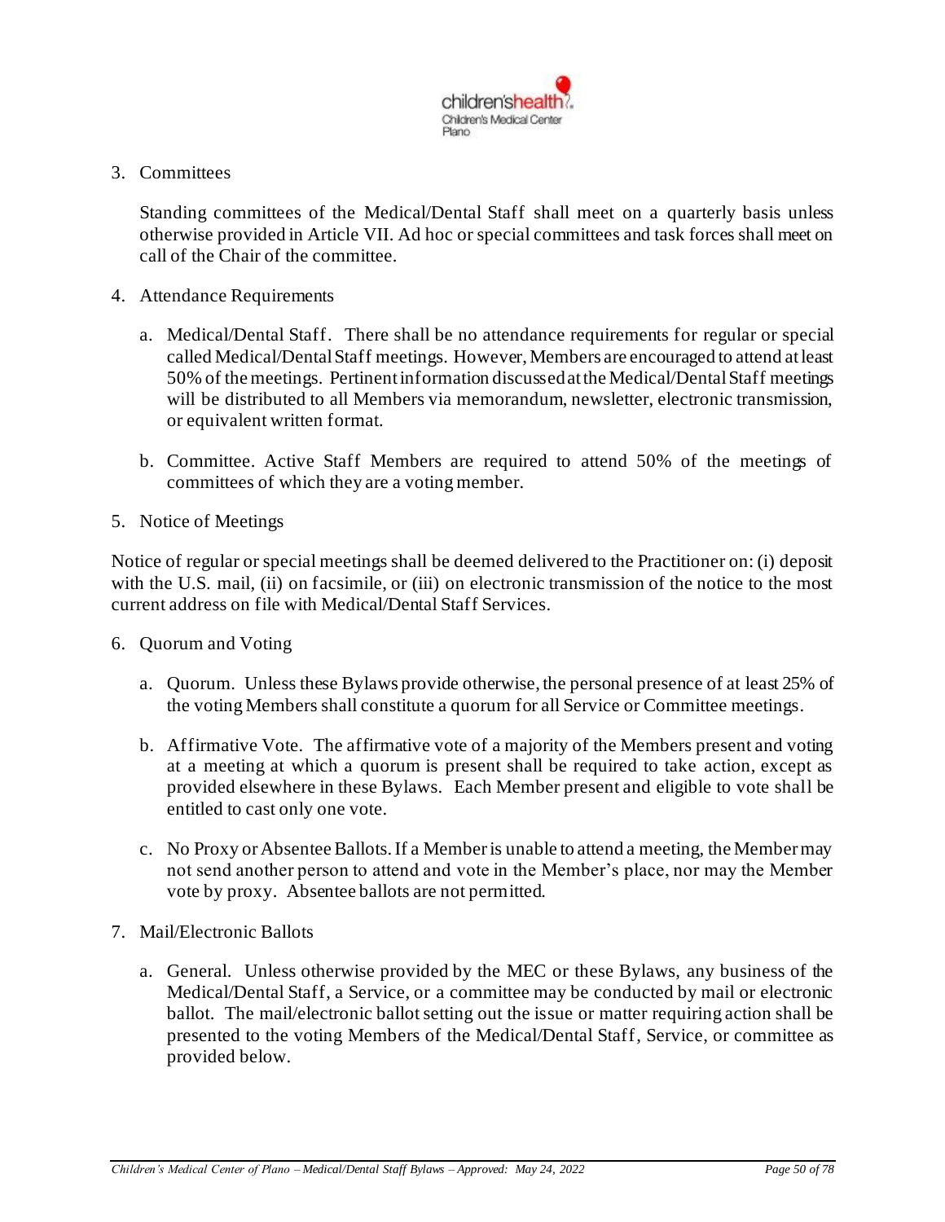3. Committees

   Standing committees of the Medical/Dental Staff shall meet on a quarterly basis unless otherwise provided in Article VII. Ad hoc or special committees and task forces shall meet on call of the Chair of the committee.

4. Attendance Requirements

   a. Medical/Dental Staff. There shall be no attendance requirements for regular or special called Medical/Dental Staff meetings. However, Members are encouraged to attend at least 50% of the meetings. Pertinent information discussed at the Medical/Dental Staff meetings will be distributed to all Members via memorandum, newsletter, electronic transmission, or equivalent written format.

   b. Committee. Active Staff Members are required to attend 50% of the meetings of committees of which they are a voting member.

5. Notice of Meetings

Notice of regular or special meetings shall be deemed delivered to the Practitioner on: (i) deposit with the U.S. mail, (ii) on facsimile, or (iii) on electronic transmission of the notice to the most current address on file with Medical/Dental Staff Services.

6. Quorum and Voting

   a. Quorum. Unless these Bylaws provide otherwise, the personal presence of at least 25% of the voting Members shall constitute a quorum for all Service or Committee meetings.

   b. Affirmative Vote. The affirmative vote of a majority of the Members present and voting at a meeting at which a quorum is present shall be required to take action, except as provided elsewhere in these Bylaws. Each Member present and eligible to vote shall be entitled to cast only one vote.

   c. No Proxy or Absentee Ballots. If a Member is unable to attend a meeting, the Member may not send another person to attend and vote in the Member's place, nor may the Member vote by proxy. Absentee ballots are not permitted.

7. Mail/Electronic Ballots

   a. General. Unless otherwise provided by the MEC or these Bylaws, any business of the Medical/Dental Staff, a Service, or a committee may be conducted by mail or electronic ballot. The mail/electronic ballot setting out the issue or matter requiring action shall be presented to the voting Members of the Medical/Dental Staff, Service, or committee as provided below.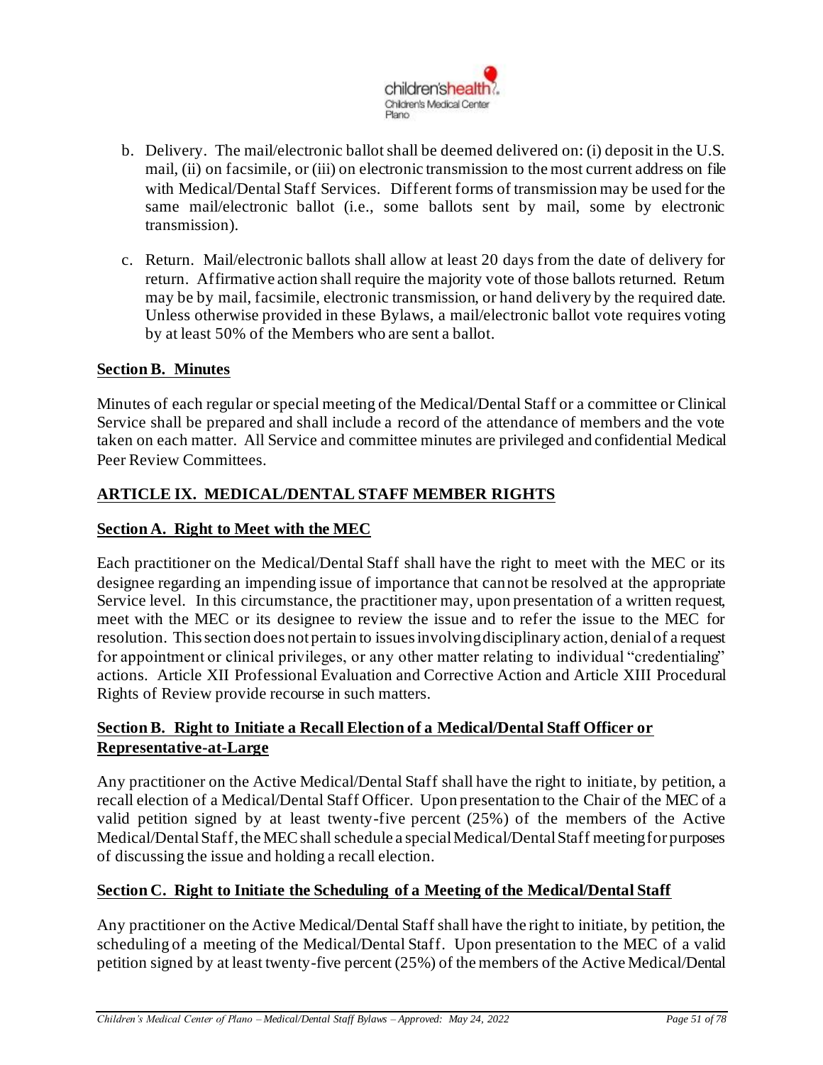b. Delivery. The mail/electronic ballot shall be deemed delivered on: (i) deposit in the U.S. mail, (ii) on facsimile, or (iii) on electronic transmission to the most current address on file with Medical/Dental Staff Services. Different forms of transmission may be used for the same mail/electronic ballot (i.e., some ballots sent by mail, some by electronic transmission).

c. Return. Mail/electronic ballots shall allow at least 20 days from the date of delivery for return. Affirmative action shall require the majority vote of those ballots returned. Return may be by mail, facsimile, electronic transmission, or hand delivery by the required date. Unless otherwise provided in these Bylaws, a mail/electronic ballot vote requires voting by at least 50% of the Members who are sent a ballot.

### Section B. Minutes

Minutes of each regular or special meeting of the Medical/Dental Staff or a committee or Clinical Service shall be prepared and shall include a record of the attendance of members and the vote taken on each matter. All Service and committee minutes are privileged and confidential Medical Peer Review Committees.

## ARTICLE IX. MEDICAL/DENTAL STAFF MEMBER RIGHTS

### Section A. Right to Meet with the MEC

Each practitioner on the Medical/Dental Staff shall have the right to meet with the MEC or its designee regarding an impending issue of importance that cannot be resolved at the appropriate Service level. In this circumstance, the practitioner may, upon presentation of a written request, meet with the MEC or its designee to review the issue and to refer the issue to the MEC for resolution. This section does not pertain to issues involving disciplinary action, denial of a request for appointment or clinical privileges, or any other matter relating to individual "credentialing" actions. Article XII Professional Evaluation and Corrective Action and Article XIII Procedural Rights of Review provide recourse in such matters.

### Section B. Right to Initiate a Recall Election of a Medical/Dental Staff Officer or Representative-at-Large

Any practitioner on the Active Medical/Dental Staff shall have the right to initiate, by petition, a recall election of a Medical/Dental Staff Officer. Upon presentation to the Chair of the MEC of a valid petition signed by at least twenty-five percent (25%) of the members of the Active Medical/Dental Staff, the MEC shall schedule a special Medical/Dental Staff meeting for purposes of discussing the issue and holding a recall election.

### Section C. Right to Initiate the Scheduling of a Meeting of the Medical/Dental Staff

Any practitioner on the Active Medical/Dental Staff shall have the right to initiate, by petition, the scheduling of a meeting of the Medical/Dental Staff. Upon presentation to the MEC of a valid petition signed by at least twenty-five percent (25%) of the members of the Active Medical/Dental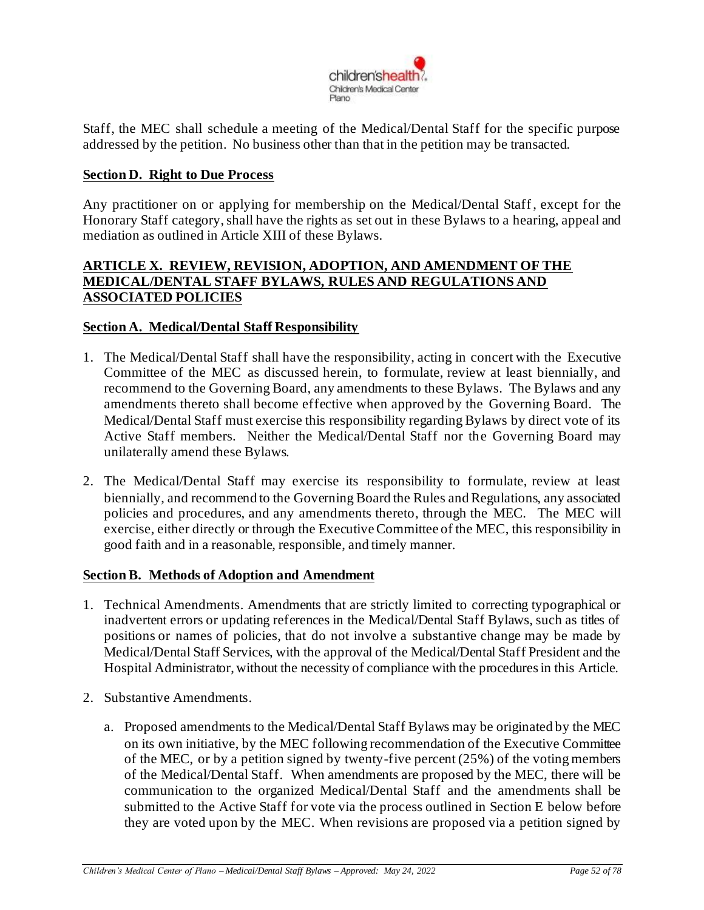Staff, the MEC shall schedule a meeting of the Medical/Dental Staff for the specific purpose addressed by the petition. No business other than that in the petition may be transacted.

**Section D. Right to Due Process**

Any practitioner on or applying for membership on the Medical/Dental Staff, except for the Honorary Staff category, shall have the rights as set out in these Bylaws to a hearing, appeal and mediation as outlined in Article XIII of these Bylaws.

## ARTICLE X. REVIEW, REVISION, ADOPTION, AND AMENDMENT OF THE MEDICAL/DENTAL STAFF BYLAWS, RULES AND REGULATIONS AND ASSOCIATED POLICIES

**Section A. Medical/Dental Staff Responsibility**

1. The Medical/Dental Staff shall have the responsibility, acting in concert with the Executive Committee of the MEC as discussed herein, to formulate, review at least biennially, and recommend to the Governing Board, any amendments to these Bylaws. The Bylaws and any amendments thereto shall become effective when approved by the Governing Board. The Medical/Dental Staff must exercise this responsibility regarding Bylaws by direct vote of its Active Staff members. Neither the Medical/Dental Staff nor the Governing Board may unilaterally amend these Bylaws.

2. The Medical/Dental Staff may exercise its responsibility to formulate, review at least biennially, and recommend to the Governing Board the Rules and Regulations, any associated policies and procedures, and any amendments thereto, through the MEC. The MEC will exercise, either directly or through the Executive Committee of the MEC, this responsibility in good faith and in a reasonable, responsible, and timely manner.

**Section B. Methods of Adoption and Amendment**

1. Technical Amendments. Amendments that are strictly limited to correcting typographical or inadvertent errors or updating references in the Medical/Dental Staff Bylaws, such as titles of positions or names of policies, that do not involve a substantive change may be made by Medical/Dental Staff Services, with the approval of the Medical/Dental Staff President and the Hospital Administrator, without the necessity of compliance with the procedures in this Article.

2. Substantive Amendments.

   a. Proposed amendments to the Medical/Dental Staff Bylaws may be originated by the MEC on its own initiative, by the MEC following recommendation of the Executive Committee of the MEC, or by a petition signed by twenty-five percent (25%) of the voting members of the Medical/Dental Staff. When amendments are proposed by the MEC, there will be communication to the organized Medical/Dental Staff and the amendments shall be submitted to the Active Staff for vote via the process outlined in Section E below before they are voted upon by the MEC. When revisions are proposed via a petition signed by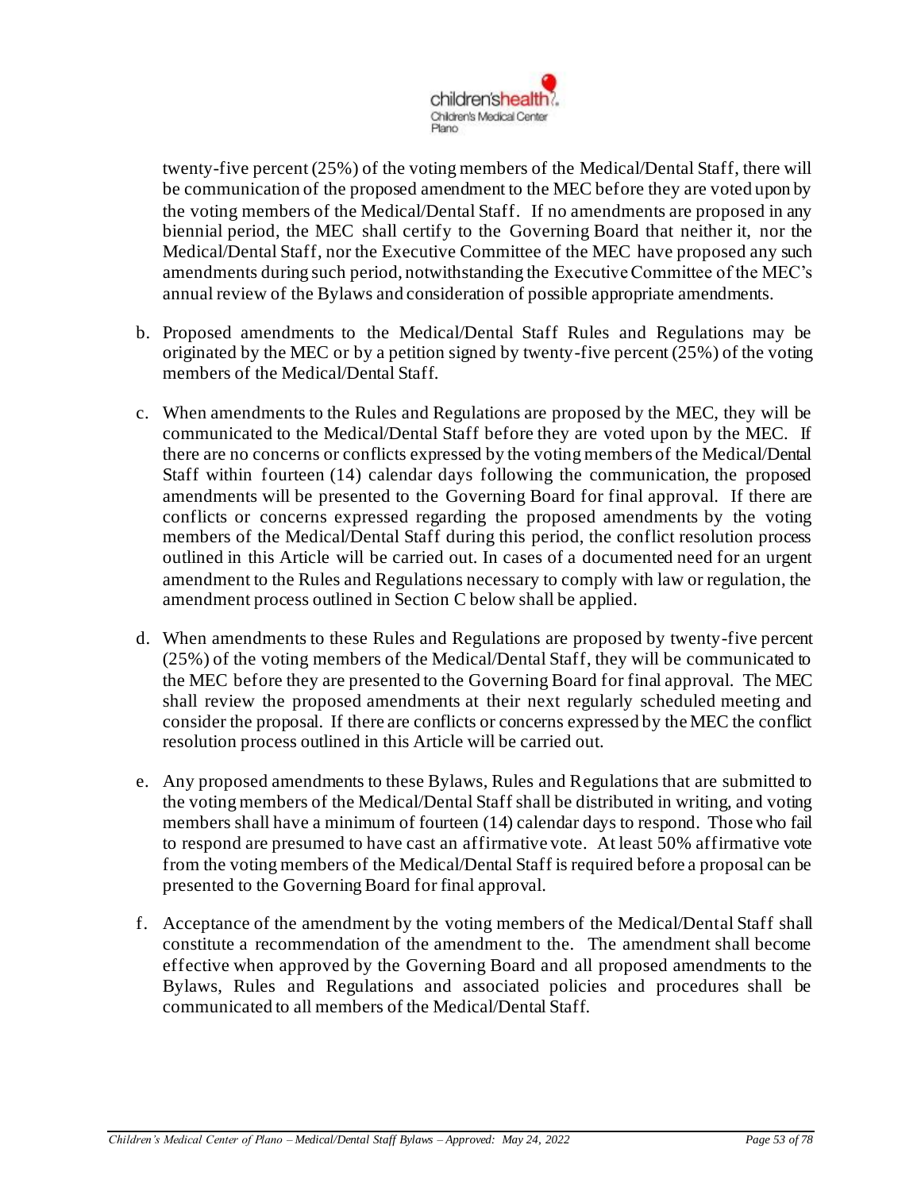twenty-five percent (25%) of the voting members of the Medical/Dental Staff, there will be communication of the proposed amendment to the MEC before they are voted upon by the voting members of the Medical/Dental Staff. If no amendments are proposed in any biennial period, the MEC shall certify to the Governing Board that neither it, nor the Medical/Dental Staff, nor the Executive Committee of the MEC have proposed any such amendments during such period, notwithstanding the Executive Committee of the MEC's annual review of the Bylaws and consideration of possible appropriate amendments.

b. Proposed amendments to the Medical/Dental Staff Rules and Regulations may be originated by the MEC or by a petition signed by twenty-five percent (25%) of the voting members of the Medical/Dental Staff.

c. When amendments to the Rules and Regulations are proposed by the MEC, they will be communicated to the Medical/Dental Staff before they are voted upon by the MEC. If there are no concerns or conflicts expressed by the voting members of the Medical/Dental Staff within fourteen (14) calendar days following the communication, the proposed amendments will be presented to the Governing Board for final approval. If there are conflicts or concerns expressed regarding the proposed amendments by the voting members of the Medical/Dental Staff during this period, the conflict resolution process outlined in this Article will be carried out. In cases of a documented need for an urgent amendment to the Rules and Regulations necessary to comply with law or regulation, the amendment process outlined in Section C below shall be applied.

d. When amendments to these Rules and Regulations are proposed by twenty-five percent (25%) of the voting members of the Medical/Dental Staff, they will be communicated to the MEC before they are presented to the Governing Board for final approval. The MEC shall review the proposed amendments at their next regularly scheduled meeting and consider the proposal. If there are conflicts or concerns expressed by the MEC the conflict resolution process outlined in this Article will be carried out.

e. Any proposed amendments to these Bylaws, Rules and Regulations that are submitted to the voting members of the Medical/Dental Staff shall be distributed in writing, and voting members shall have a minimum of fourteen (14) calendar days to respond. Those who fail to respond are presumed to have cast an affirmative vote. At least 50% affirmative vote from the voting members of the Medical/Dental Staff is required before a proposal can be presented to the Governing Board for final approval.

f. Acceptance of the amendment by the voting members of the Medical/Dental Staff shall constitute a recommendation of the amendment to the. The amendment shall become effective when approved by the Governing Board and all proposed amendments to the Bylaws, Rules and Regulations and associated policies and procedures shall be communicated to all members of the Medical/Dental Staff.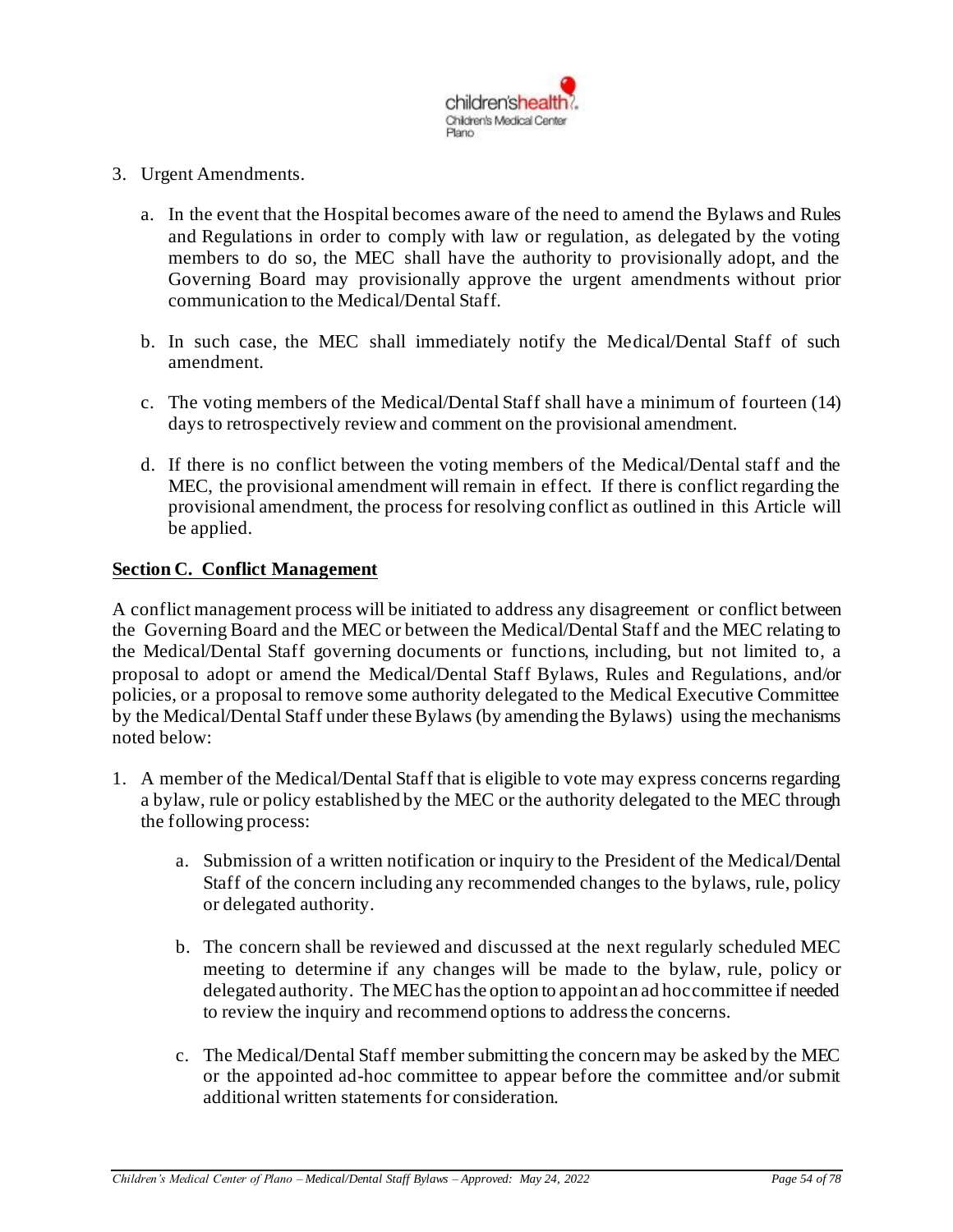3. Urgent Amendments.

    a. In the event that the Hospital becomes aware of the need to amend the Bylaws and Rules and Regulations in order to comply with law or regulation, as delegated by the voting members to do so, the MEC shall have the authority to provisionally adopt, and the Governing Board may provisionally approve the urgent amendments without prior communication to the Medical/Dental Staff.

    b. In such case, the MEC shall immediately notify the Medical/Dental Staff of such amendment.

    c. The voting members of the Medical/Dental Staff shall have a minimum of fourteen (14) days to retrospectively review and comment on the provisional amendment.

    d. If there is no conflict between the voting members of the Medical/Dental staff and the MEC, the provisional amendment will remain in effect. If there is conflict regarding the provisional amendment, the process for resolving conflict as outlined in this Article will be applied.

**<u>Section C. Conflict Management</u>**

A conflict management process will be initiated to address any disagreement or conflict between the Governing Board and the MEC or between the Medical/Dental Staff and the MEC relating to the Medical/Dental Staff governing documents or functions, including, but not limited to, a proposal to adopt or amend the Medical/Dental Staff Bylaws, Rules and Regulations, and/or policies, or a proposal to remove some authority delegated to the Medical Executive Committee by the Medical/Dental Staff under these Bylaws (by amending the Bylaws) using the mechanisms noted below:

1. A member of the Medical/Dental Staff that is eligible to vote may express concerns regarding a bylaw, rule or policy established by the MEC or the authority delegated to the MEC through the following process:

    a. Submission of a written notification or inquiry to the President of the Medical/Dental Staff of the concern including any recommended changes to the bylaws, rule, policy or delegated authority.

    b. The concern shall be reviewed and discussed at the next regularly scheduled MEC meeting to determine if any changes will be made to the bylaw, rule, policy or delegated authority. The MEC has the option to appoint an ad hoc committee if needed to review the inquiry and recommend options to address the concerns.

    c. The Medical/Dental Staff member submitting the concern may be asked by the MEC or the appointed ad-hoc committee to appear before the committee and/or submit additional written statements for consideration.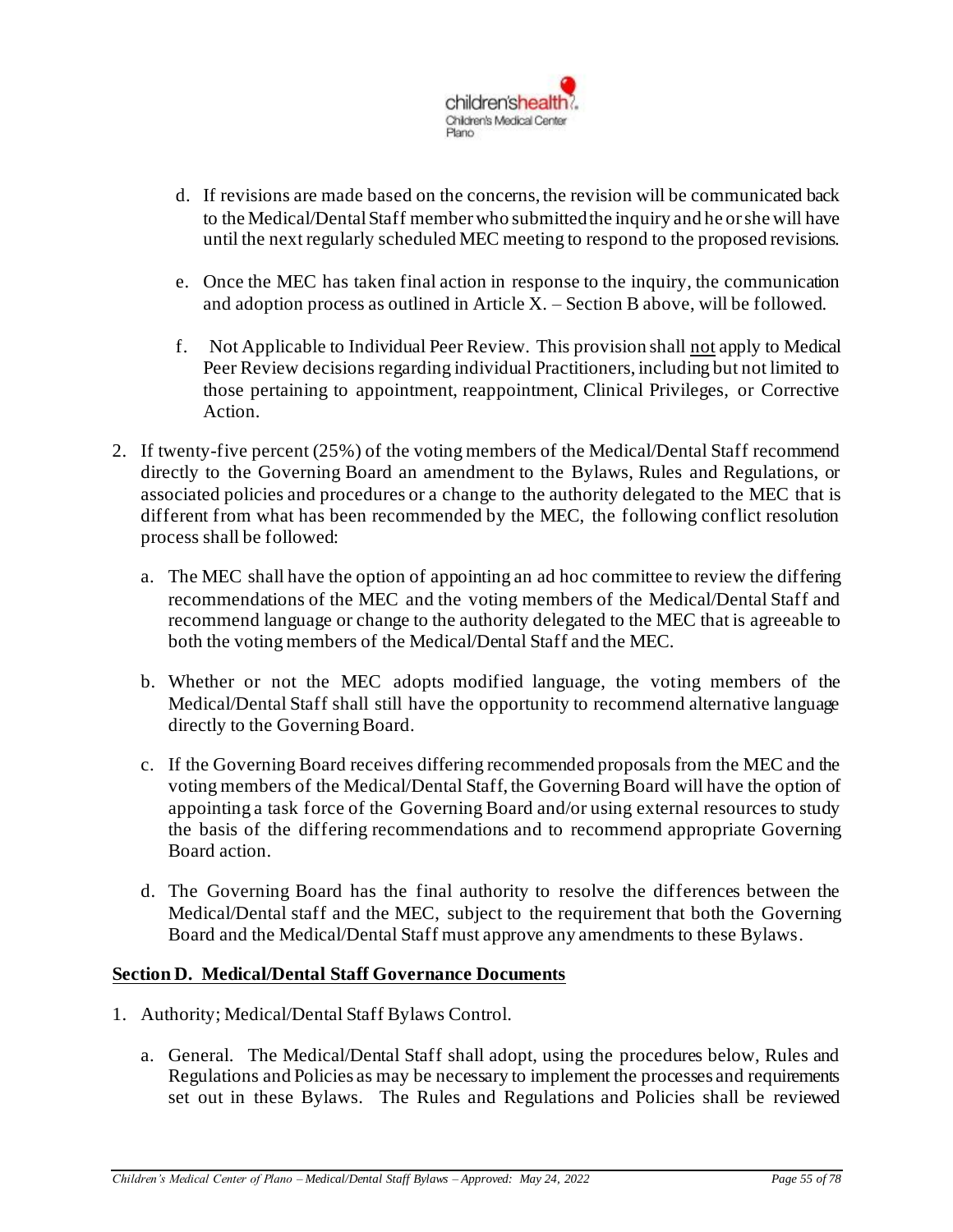d. If revisions are made based on the concerns, the revision will be communicated back to the Medical/Dental Staff member who submitted the inquiry and he or she will have until the next regularly scheduled MEC meeting to respond to the proposed revisions.

e. Once the MEC has taken final action in response to the inquiry, the communication and adoption process as outlined in Article X. – Section B above, will be followed.

f. Not Applicable to Individual Peer Review. This provision shall <u>not</u> apply to Medical Peer Review decisions regarding individual Practitioners, including but not limited to those pertaining to appointment, reappointment, Clinical Privileges, or Corrective Action.

2. If twenty-five percent (25%) of the voting members of the Medical/Dental Staff recommend directly to the Governing Board an amendment to the Bylaws, Rules and Regulations, or associated policies and procedures or a change to the authority delegated to the MEC that is different from what has been recommended by the MEC, the following conflict resolution process shall be followed:

   a. The MEC shall have the option of appointing an ad hoc committee to review the differing recommendations of the MEC and the voting members of the Medical/Dental Staff and recommend language or change to the authority delegated to the MEC that is agreeable to both the voting members of the Medical/Dental Staff and the MEC.

   b. Whether or not the MEC adopts modified language, the voting members of the Medical/Dental Staff shall still have the opportunity to recommend alternative language directly to the Governing Board.

   c. If the Governing Board receives differing recommended proposals from the MEC and the voting members of the Medical/Dental Staff, the Governing Board will have the option of appointing a task force of the Governing Board and/or using external resources to study the basis of the differing recommendations and to recommend appropriate Governing Board action.

   d. The Governing Board has the final authority to resolve the differences between the Medical/Dental staff and the MEC, subject to the requirement that both the Governing Board and the Medical/Dental Staff must approve any amendments to these Bylaws.

**<u>Section D. Medical/Dental Staff Governance Documents</u>**

1. Authority; Medical/Dental Staff Bylaws Control.

   a. General. The Medical/Dental Staff shall adopt, using the procedures below, Rules and Regulations and Policies as may be necessary to implement the processes and requirements set out in these Bylaws. The Rules and Regulations and Policies shall be reviewed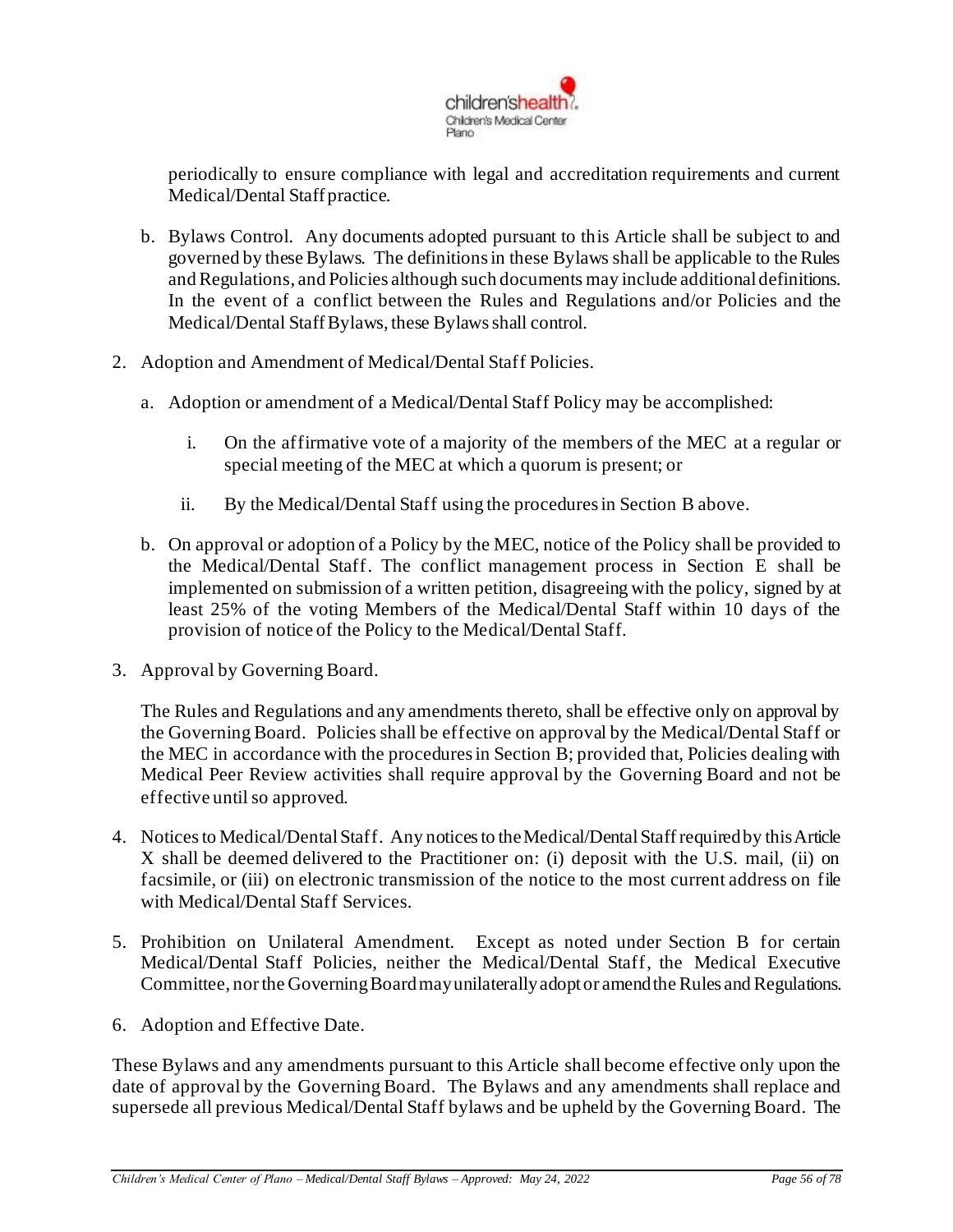periodically to ensure compliance with legal and accreditation requirements and current Medical/Dental Staff practice.

b. Bylaws Control. Any documents adopted pursuant to this Article shall be subject to and governed by these Bylaws. The definitions in these Bylaws shall be applicable to the Rules and Regulations, and Policies although such documents may include additional definitions. In the event of a conflict between the Rules and Regulations and/or Policies and the Medical/Dental Staff Bylaws, these Bylaws shall control.

2. Adoption and Amendment of Medical/Dental Staff Policies.

   a. Adoption or amendment of a Medical/Dental Staff Policy may be accomplished:

      i. On the affirmative vote of a majority of the members of the MEC at a regular or special meeting of the MEC at which a quorum is present; or

      ii. By the Medical/Dental Staff using the procedures in Section B above.

   b. On approval or adoption of a Policy by the MEC, notice of the Policy shall be provided to the Medical/Dental Staff. The conflict management process in Section E shall be implemented on submission of a written petition, disagreeing with the policy, signed by at least 25% of the voting Members of the Medical/Dental Staff within 10 days of the provision of notice of the Policy to the Medical/Dental Staff.

3. Approval by Governing Board.

   The Rules and Regulations and any amendments thereto, shall be effective only on approval by the Governing Board. Policies shall be effective on approval by the Medical/Dental Staff or the MEC in accordance with the procedures in Section B; provided that, Policies dealing with Medical Peer Review activities shall require approval by the Governing Board and not be effective until so approved.

4. Notices to Medical/Dental Staff. Any notices to the Medical/Dental Staff required by this Article X shall be deemed delivered to the Practitioner on: (i) deposit with the U.S. mail, (ii) on facsimile, or (iii) on electronic transmission of the notice to the most current address on file with Medical/Dental Staff Services.

5. Prohibition on Unilateral Amendment. Except as noted under Section B for certain Medical/Dental Staff Policies, neither the Medical/Dental Staff, the Medical Executive Committee, nor the Governing Board may unilaterally adopt or amend the Rules and Regulations.

6. Adoption and Effective Date.

These Bylaws and any amendments pursuant to this Article shall become effective only upon the date of approval by the Governing Board. The Bylaws and any amendments shall replace and supersede all previous Medical/Dental Staff bylaws and be upheld by the Governing Board. The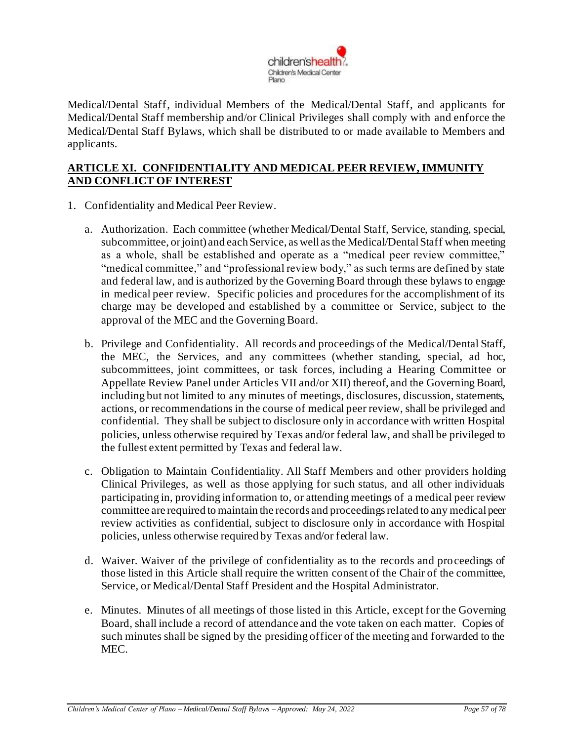Medical/Dental Staff, individual Members of the Medical/Dental Staff, and applicants for Medical/Dental Staff membership and/or Clinical Privileges shall comply with and enforce the Medical/Dental Staff Bylaws, which shall be distributed to or made available to Members and applicants.

## ARTICLE XI. CONFIDENTIALITY AND MEDICAL PEER REVIEW, IMMUNITY AND CONFLICT OF INTEREST

1. Confidentiality and Medical Peer Review.

   a. Authorization. Each committee (whether Medical/Dental Staff, Service, standing, special, subcommittee, or joint) and each Service, as well as the Medical/Dental Staff when meeting as a whole, shall be established and operate as a "medical peer review committee," "medical committee," and "professional review body," as such terms are defined by state and federal law, and is authorized by the Governing Board through these bylaws to engage in medical peer review. Specific policies and procedures for the accomplishment of its charge may be developed and established by a committee or Service, subject to the approval of the MEC and the Governing Board.

   b. Privilege and Confidentiality. All records and proceedings of the Medical/Dental Staff, the MEC, the Services, and any committees (whether standing, special, ad hoc, subcommittees, joint committees, or task forces, including a Hearing Committee or Appellate Review Panel under Articles VII and/or XII) thereof, and the Governing Board, including but not limited to any minutes of meetings, disclosures, discussion, statements, actions, or recommendations in the course of medical peer review, shall be privileged and confidential. They shall be subject to disclosure only in accordance with written Hospital policies, unless otherwise required by Texas and/or federal law, and shall be privileged to the fullest extent permitted by Texas and federal law.

   c. Obligation to Maintain Confidentiality. All Staff Members and other providers holding Clinical Privileges, as well as those applying for such status, and all other individuals participating in, providing information to, or attending meetings of a medical peer review committee are required to maintain the records and proceedings related to any medical peer review activities as confidential, subject to disclosure only in accordance with Hospital policies, unless otherwise required by Texas and/or federal law.

   d. Waiver. Waiver of the privilege of confidentiality as to the records and proceedings of those listed in this Article shall require the written consent of the Chair of the committee, Service, or Medical/Dental Staff President and the Hospital Administrator.

   e. Minutes. Minutes of all meetings of those listed in this Article, except for the Governing Board, shall include a record of attendance and the vote taken on each matter. Copies of such minutes shall be signed by the presiding officer of the meeting and forwarded to the MEC.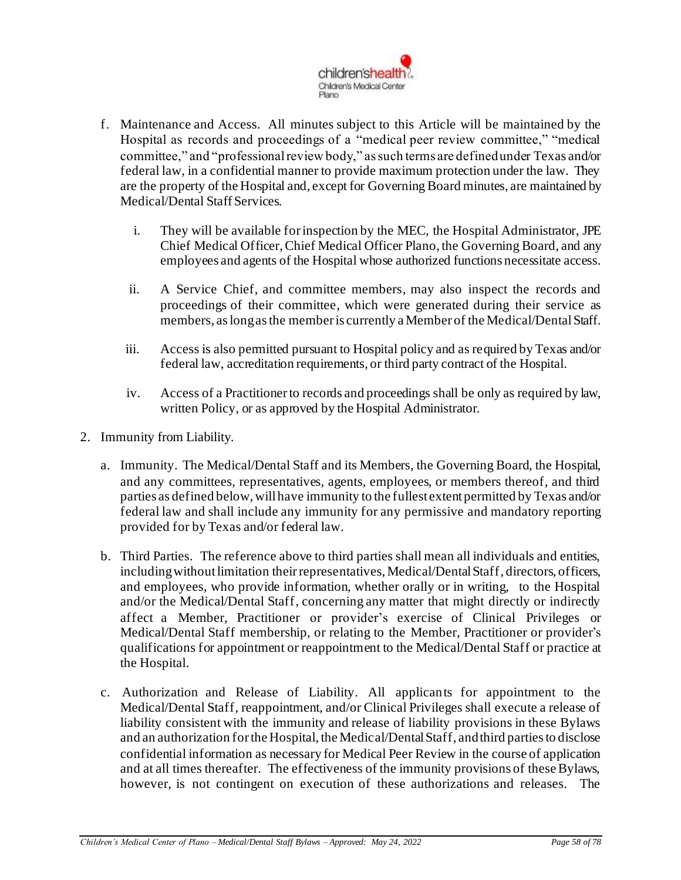f. Maintenance and Access. All minutes subject to this Article will be maintained by the Hospital as records and proceedings of a "medical peer review committee," "medical committee," and "professional review body," as such terms are defined under Texas and/or federal law, in a confidential manner to provide maximum protection under the law. They are the property of the Hospital and, except for Governing Board minutes, are maintained by Medical/Dental Staff Services.

   i. They will be available for inspection by the MEC, the Hospital Administrator, JPE Chief Medical Officer, Chief Medical Officer Plano, the Governing Board, and any employees and agents of the Hospital whose authorized functions necessitate access.

   ii. A Service Chief, and committee members, may also inspect the records and proceedings of their committee, which were generated during their service as members, as long as the member is currently a Member of the Medical/Dental Staff.

   iii. Access is also permitted pursuant to Hospital policy and as required by Texas and/or federal law, accreditation requirements, or third party contract of the Hospital.

   iv. Access of a Practitioner to records and proceedings shall be only as required by law, written Policy, or as approved by the Hospital Administrator.

2. Immunity from Liability.

   a. Immunity. The Medical/Dental Staff and its Members, the Governing Board, the Hospital, and any committees, representatives, agents, employees, or members thereof, and third parties as defined below, will have immunity to the fullest extent permitted by Texas and/or federal law and shall include any immunity for any permissive and mandatory reporting provided for by Texas and/or federal law.

   b. Third Parties. The reference above to third parties shall mean all individuals and entities, including without limitation their representatives, Medical/Dental Staff, directors, officers, and employees, who provide information, whether orally or in writing, to the Hospital and/or the Medical/Dental Staff, concerning any matter that might directly or indirectly affect a Member, Practitioner or provider's exercise of Clinical Privileges or Medical/Dental Staff membership, or relating to the Member, Practitioner or provider's qualifications for appointment or reappointment to the Medical/Dental Staff or practice at the Hospital.

   c. Authorization and Release of Liability. All applicants for appointment to the Medical/Dental Staff, reappointment, and/or Clinical Privileges shall execute a release of liability consistent with the immunity and release of liability provisions in these Bylaws and an authorization for the Hospital, the Medical/Dental Staff, and third parties to disclose confidential information as necessary for Medical Peer Review in the course of application and at all times thereafter. The effectiveness of the immunity provisions of these Bylaws, however, is not contingent on execution of these authorizations and releases. The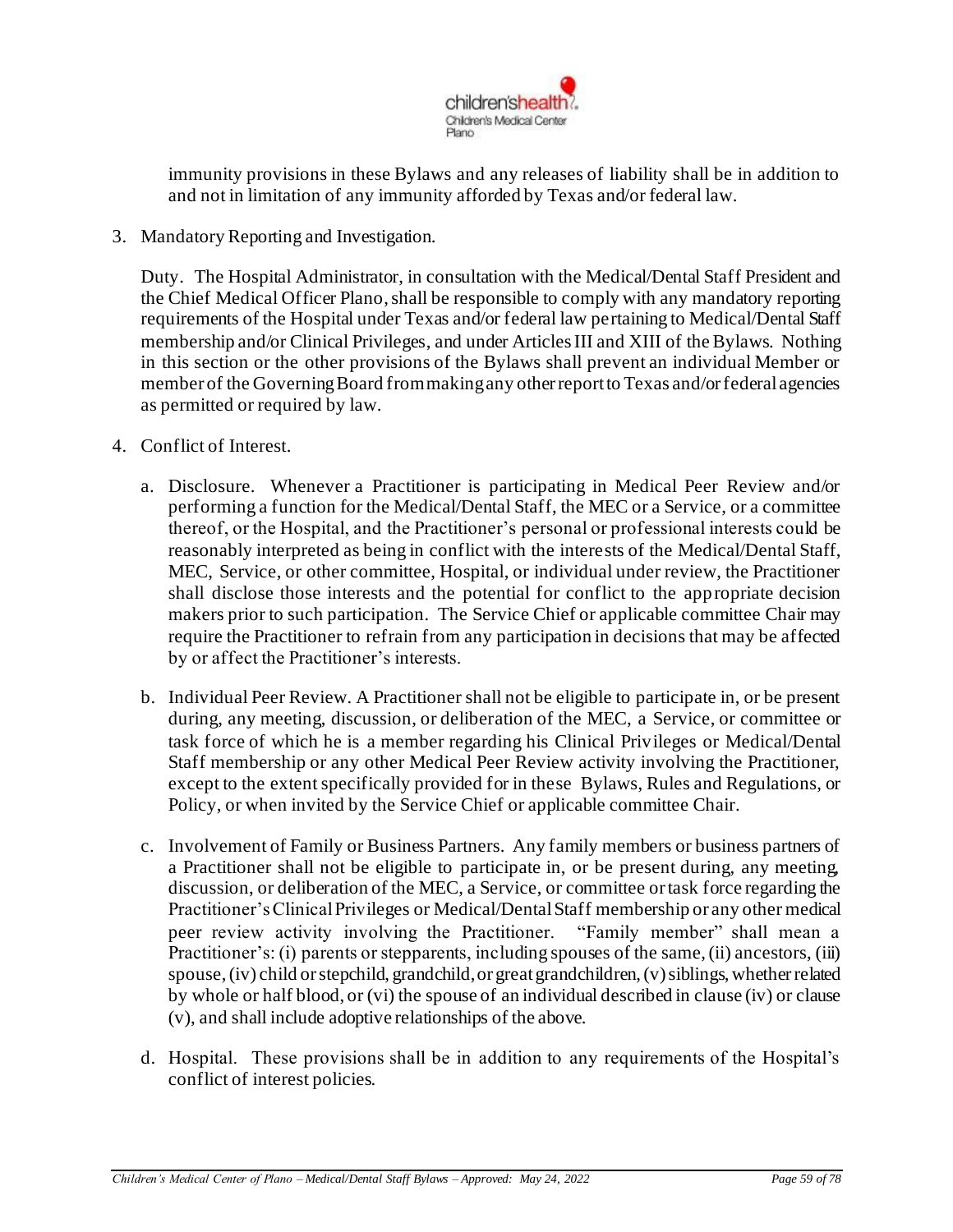immunity provisions in these Bylaws and any releases of liability shall be in addition to and not in limitation of any immunity afforded by Texas and/or federal law.

3. Mandatory Reporting and Investigation.

   Duty. The Hospital Administrator, in consultation with the Medical/Dental Staff President and the Chief Medical Officer Plano, shall be responsible to comply with any mandatory reporting requirements of the Hospital under Texas and/or federal law pertaining to Medical/Dental Staff membership and/or Clinical Privileges, and under Articles III and XIII of the Bylaws. Nothing in this section or the other provisions of the Bylaws shall prevent an individual Member or member of the Governing Board from making any other report to Texas and/or federal agencies as permitted or required by law.

4. Conflict of Interest.

   a. Disclosure. Whenever a Practitioner is participating in Medical Peer Review and/or performing a function for the Medical/Dental Staff, the MEC or a Service, or a committee thereof, or the Hospital, and the Practitioner's personal or professional interests could be reasonably interpreted as being in conflict with the interests of the Medical/Dental Staff, MEC, Service, or other committee, Hospital, or individual under review, the Practitioner shall disclose those interests and the potential for conflict to the appropriate decision makers prior to such participation. The Service Chief or applicable committee Chair may require the Practitioner to refrain from any participation in decisions that may be affected by or affect the Practitioner's interests.

   b. Individual Peer Review. A Practitioner shall not be eligible to participate in, or be present during, any meeting, discussion, or deliberation of the MEC, a Service, or committee or task force of which he is a member regarding his Clinical Privileges or Medical/Dental Staff membership or any other Medical Peer Review activity involving the Practitioner, except to the extent specifically provided for in these Bylaws, Rules and Regulations, or Policy, or when invited by the Service Chief or applicable committee Chair.

   c. Involvement of Family or Business Partners. Any family members or business partners of a Practitioner shall not be eligible to participate in, or be present during, any meeting, discussion, or deliberation of the MEC, a Service, or committee or task force regarding the Practitioner's Clinical Privileges or Medical/Dental Staff membership or any other medical peer review activity involving the Practitioner. "Family member" shall mean a Practitioner's: (i) parents or stepparents, including spouses of the same, (ii) ancestors, (iii) spouse, (iv) child or stepchild, grandchild, or great grandchildren, (v) siblings, whether related by whole or half blood, or (vi) the spouse of an individual described in clause (iv) or clause (v), and shall include adoptive relationships of the above.

   d. Hospital. These provisions shall be in addition to any requirements of the Hospital's conflict of interest policies.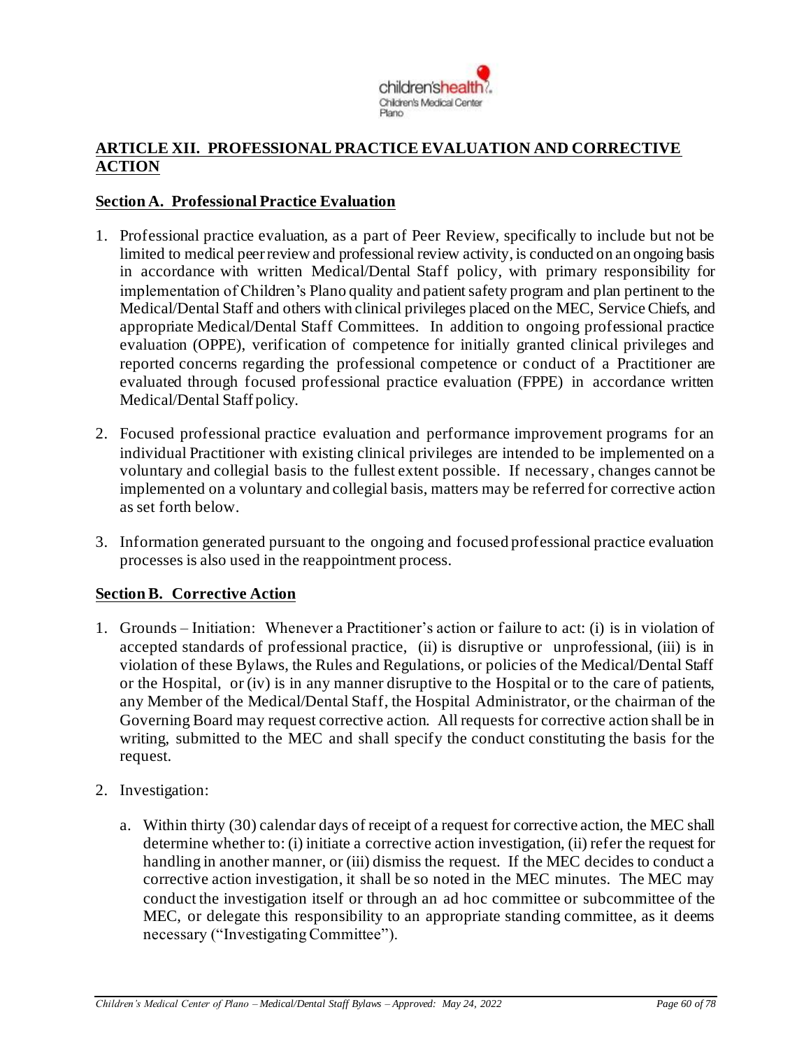## ARTICLE XII. PROFESSIONAL PRACTICE EVALUATION AND CORRECTIVE ACTION

### Section A. Professional Practice Evaluation

1. Professional practice evaluation, as a part of Peer Review, specifically to include but not be limited to medical peer review and professional review activity, is conducted on an ongoing basis in accordance with written Medical/Dental Staff policy, with primary responsibility for implementation of Children's Plano quality and patient safety program and plan pertinent to the Medical/Dental Staff and others with clinical privileges placed on the MEC, Service Chiefs, and appropriate Medical/Dental Staff Committees. In addition to ongoing professional practice evaluation (OPPE), verification of competence for initially granted clinical privileges and reported concerns regarding the professional competence or conduct of a Practitioner are evaluated through focused professional practice evaluation (FPPE) in accordance written Medical/Dental Staff policy.

2. Focused professional practice evaluation and performance improvement programs for an individual Practitioner with existing clinical privileges are intended to be implemented on a voluntary and collegial basis to the fullest extent possible. If necessary, changes cannot be implemented on a voluntary and collegial basis, matters may be referred for corrective action as set forth below.

3. Information generated pursuant to the ongoing and focused professional practice evaluation processes is also used in the reappointment process.

### Section B. Corrective Action

1. Grounds – Initiation: Whenever a Practitioner's action or failure to act: (i) is in violation of accepted standards of professional practice, (ii) is disruptive or unprofessional, (iii) is in violation of these Bylaws, the Rules and Regulations, or policies of the Medical/Dental Staff or the Hospital, or (iv) is in any manner disruptive to the Hospital or to the care of patients, any Member of the Medical/Dental Staff, the Hospital Administrator, or the chairman of the Governing Board may request corrective action. All requests for corrective action shall be in writing, submitted to the MEC and shall specify the conduct constituting the basis for the request.

2. Investigation:

   a. Within thirty (30) calendar days of receipt of a request for corrective action, the MEC shall determine whether to: (i) initiate a corrective action investigation, (ii) refer the request for handling in another manner, or (iii) dismiss the request. If the MEC decides to conduct a corrective action investigation, it shall be so noted in the MEC minutes. The MEC may conduct the investigation itself or through an ad hoc committee or subcommittee of the MEC, or delegate this responsibility to an appropriate standing committee, as it deems necessary ("Investigating Committee").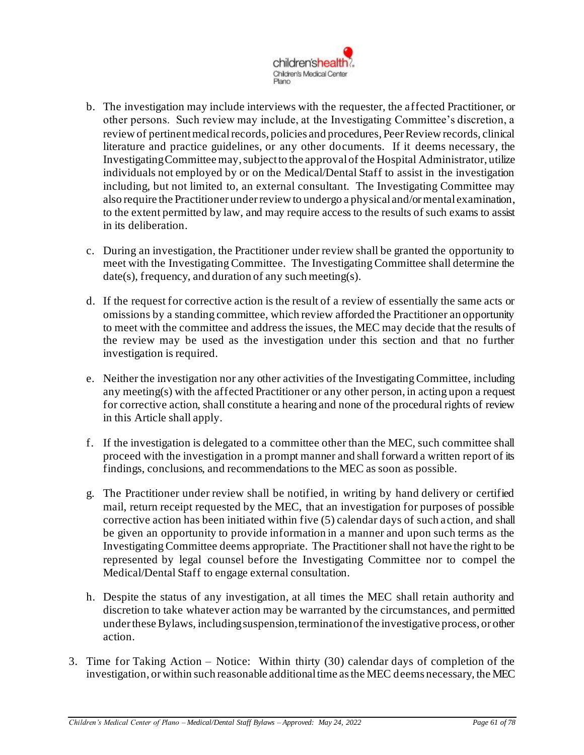b. The investigation may include interviews with the requester, the affected Practitioner, or other persons. Such review may include, at the Investigating Committee's discretion, a review of pertinent medical records, policies and procedures, Peer Review records, clinical literature and practice guidelines, or any other documents. If it deems necessary, the Investigating Committee may, subject to the approval of the Hospital Administrator, utilize individuals not employed by or on the Medical/Dental Staff to assist in the investigation including, but not limited to, an external consultant. The Investigating Committee may also require the Practitioner under review to undergo a physical and/or mental examination, to the extent permitted by law, and may require access to the results of such exams to assist in its deliberation.

c. During an investigation, the Practitioner under review shall be granted the opportunity to meet with the Investigating Committee. The Investigating Committee shall determine the date(s), frequency, and duration of any such meeting(s).

d. If the request for corrective action is the result of a review of essentially the same acts or omissions by a standing committee, which review afforded the Practitioner an opportunity to meet with the committee and address the issues, the MEC may decide that the results of the review may be used as the investigation under this section and that no further investigation is required.

e. Neither the investigation nor any other activities of the Investigating Committee, including any meeting(s) with the affected Practitioner or any other person, in acting upon a request for corrective action, shall constitute a hearing and none of the procedural rights of review in this Article shall apply.

f. If the investigation is delegated to a committee other than the MEC, such committee shall proceed with the investigation in a prompt manner and shall forward a written report of its findings, conclusions, and recommendations to the MEC as soon as possible.

g. The Practitioner under review shall be notified, in writing by hand delivery or certified mail, return receipt requested by the MEC, that an investigation for purposes of possible corrective action has been initiated within five (5) calendar days of such action, and shall be given an opportunity to provide information in a manner and upon such terms as the Investigating Committee deems appropriate. The Practitioner shall not have the right to be represented by legal counsel before the Investigating Committee nor to compel the Medical/Dental Staff to engage external consultation.

h. Despite the status of any investigation, at all times the MEC shall retain authority and discretion to take whatever action may be warranted by the circumstances, and permitted under these Bylaws, including suspension, termination of the investigative process, or other action.

3. Time for Taking Action – Notice: Within thirty (30) calendar days of completion of the investigation, or within such reasonable additional time as the MEC deems necessary, the MEC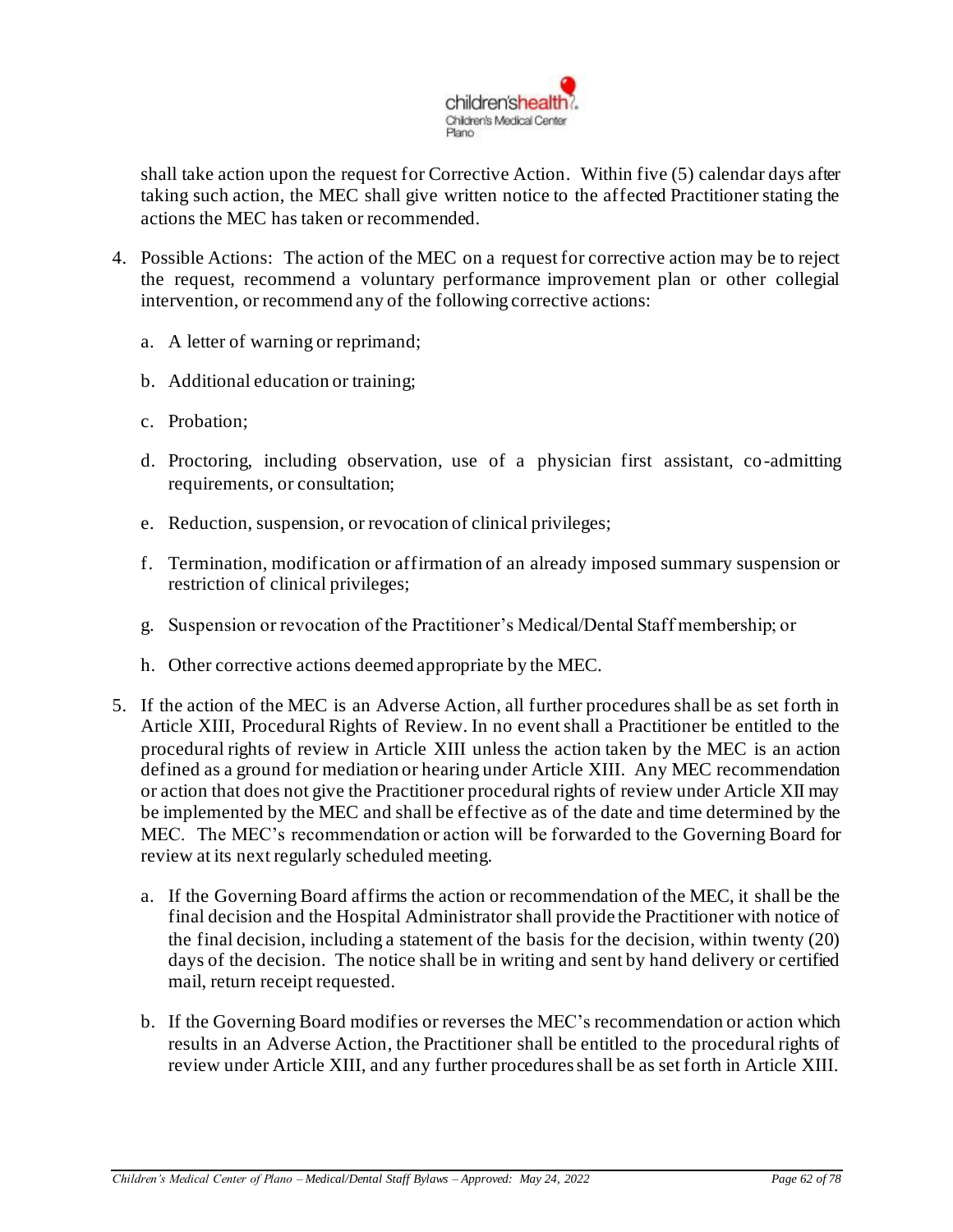shall take action upon the request for Corrective Action. Within five (5) calendar days after taking such action, the MEC shall give written notice to the affected Practitioner stating the actions the MEC has taken or recommended.

4. Possible Actions: The action of the MEC on a request for corrective action may be to reject the request, recommend a voluntary performance improvement plan or other collegial intervention, or recommend any of the following corrective actions:

   a. A letter of warning or reprimand;

   b. Additional education or training;

   c. Probation;

   d. Proctoring, including observation, use of a physician first assistant, co-admitting requirements, or consultation;

   e. Reduction, suspension, or revocation of clinical privileges;

   f. Termination, modification or affirmation of an already imposed summary suspension or restriction of clinical privileges;

   g. Suspension or revocation of the Practitioner's Medical/Dental Staff membership; or

   h. Other corrective actions deemed appropriate by the MEC.

5. If the action of the MEC is an Adverse Action, all further procedures shall be as set forth in Article XIII, Procedural Rights of Review. In no event shall a Practitioner be entitled to the procedural rights of review in Article XIII unless the action taken by the MEC is an action defined as a ground for mediation or hearing under Article XIII. Any MEC recommendation or action that does not give the Practitioner procedural rights of review under Article XII may be implemented by the MEC and shall be effective as of the date and time determined by the MEC. The MEC's recommendation or action will be forwarded to the Governing Board for review at its next regularly scheduled meeting.

   a. If the Governing Board affirms the action or recommendation of the MEC, it shall be the final decision and the Hospital Administrator shall provide the Practitioner with notice of the final decision, including a statement of the basis for the decision, within twenty (20) days of the decision. The notice shall be in writing and sent by hand delivery or certified mail, return receipt requested.

   b. If the Governing Board modifies or reverses the MEC's recommendation or action which results in an Adverse Action, the Practitioner shall be entitled to the procedural rights of review under Article XIII, and any further procedures shall be as set forth in Article XIII.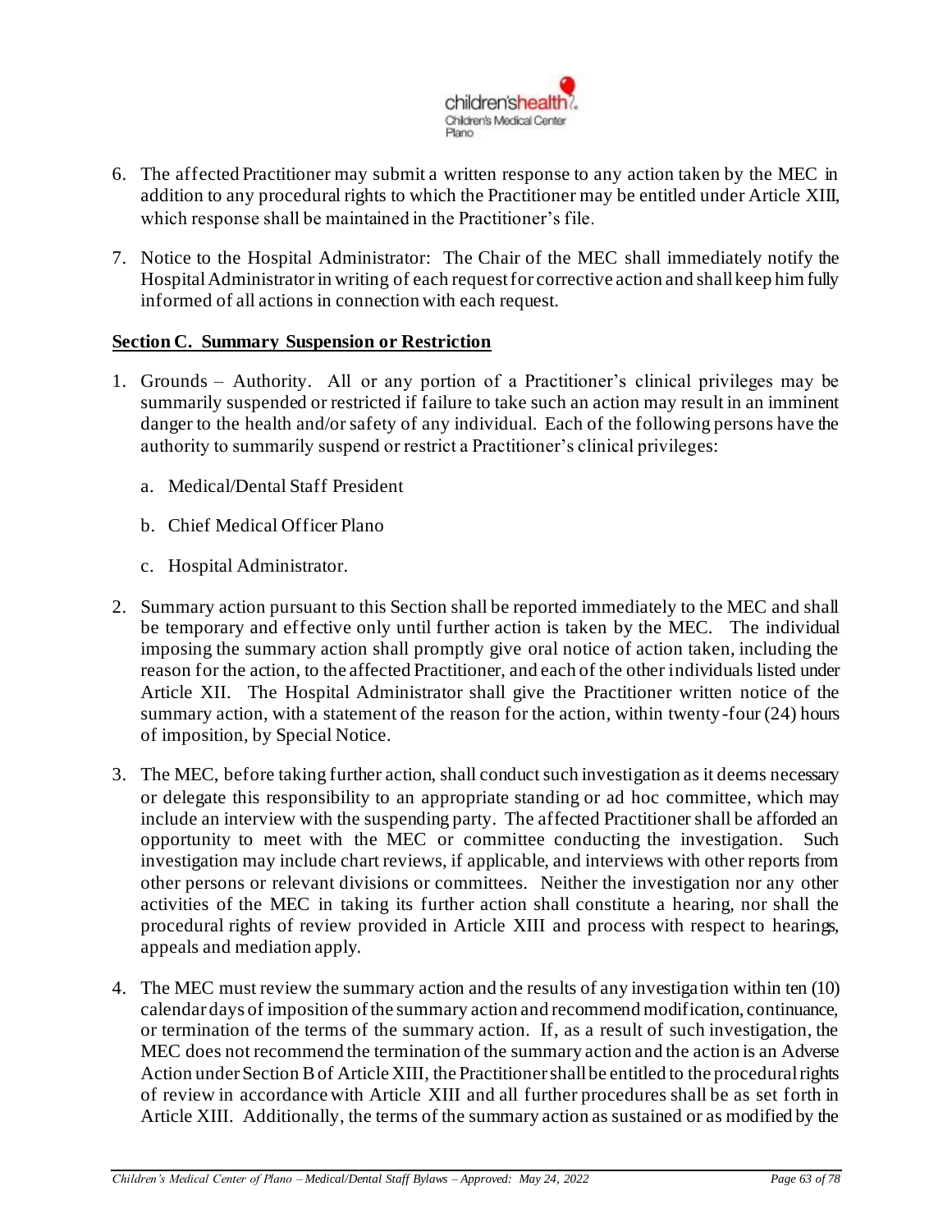6. The affected Practitioner may submit a written response to any action taken by the MEC in addition to any procedural rights to which the Practitioner may be entitled under Article XIII, which response shall be maintained in the Practitioner's file.

7. Notice to the Hospital Administrator: The Chair of the MEC shall immediately notify the Hospital Administrator in writing of each request for corrective action and shall keep him fully informed of all actions in connection with each request.

**Section C. Summary Suspension or Restriction**

1. Grounds – Authority. All or any portion of a Practitioner's clinical privileges may be summarily suspended or restricted if failure to take such an action may result in an imminent danger to the health and/or safety of any individual. Each of the following persons have the authority to summarily suspend or restrict a Practitioner's clinical privileges:

   a. Medical/Dental Staff President

   b. Chief Medical Officer Plano

   c. Hospital Administrator.

2. Summary action pursuant to this Section shall be reported immediately to the MEC and shall be temporary and effective only until further action is taken by the MEC. The individual imposing the summary action shall promptly give oral notice of action taken, including the reason for the action, to the affected Practitioner, and each of the other individuals listed under Article XII. The Hospital Administrator shall give the Practitioner written notice of the summary action, with a statement of the reason for the action, within twenty-four (24) hours of imposition, by Special Notice.

3. The MEC, before taking further action, shall conduct such investigation as it deems necessary or delegate this responsibility to an appropriate standing or ad hoc committee, which may include an interview with the suspending party. The affected Practitioner shall be afforded an opportunity to meet with the MEC or committee conducting the investigation. Such investigation may include chart reviews, if applicable, and interviews with other reports from other persons or relevant divisions or committees. Neither the investigation nor any other activities of the MEC in taking its further action shall constitute a hearing, nor shall the procedural rights of review provided in Article XIII and process with respect to hearings, appeals and mediation apply.

4. The MEC must review the summary action and the results of any investigation within ten (10) calendar days of imposition of the summary action and recommend modification, continuance, or termination of the terms of the summary action. If, as a result of such investigation, the MEC does not recommend the termination of the summary action and the action is an Adverse Action under Section B of Article XIII, the Practitioner shall be entitled to the procedural rights of review in accordance with Article XIII and all further procedures shall be as set forth in Article XIII. Additionally, the terms of the summary action as sustained or as modified by the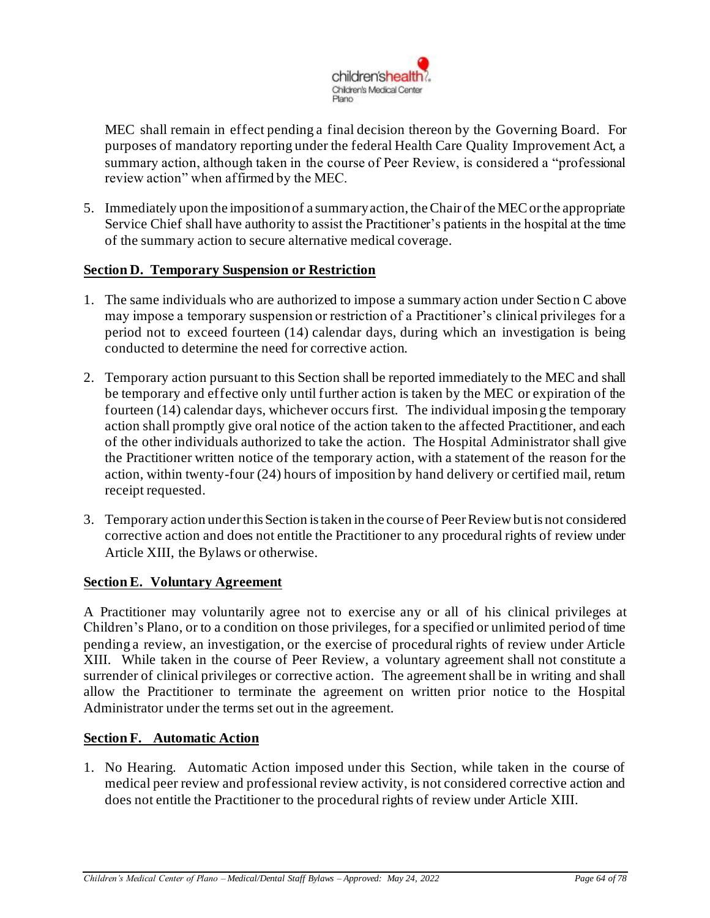MEC shall remain in effect pending a final decision thereon by the Governing Board. For purposes of mandatory reporting under the federal Health Care Quality Improvement Act, a summary action, although taken in the course of Peer Review, is considered a "professional review action" when affirmed by the MEC.

5. Immediately upon the imposition of a summary action, the Chair of the MEC or the appropriate Service Chief shall have authority to assist the Practitioner's patients in the hospital at the time of the summary action to secure alternative medical coverage.

**Section D. Temporary Suspension or Restriction**

1. The same individuals who are authorized to impose a summary action under Section C above may impose a temporary suspension or restriction of a Practitioner's clinical privileges for a period not to exceed fourteen (14) calendar days, during which an investigation is being conducted to determine the need for corrective action.

2. Temporary action pursuant to this Section shall be reported immediately to the MEC and shall be temporary and effective only until further action is taken by the MEC or expiration of the fourteen (14) calendar days, whichever occurs first. The individual imposing the temporary action shall promptly give oral notice of the action taken to the affected Practitioner, and each of the other individuals authorized to take the action. The Hospital Administrator shall give the Practitioner written notice of the temporary action, with a statement of the reason for the action, within twenty-four (24) hours of imposition by hand delivery or certified mail, return receipt requested.

3. Temporary action under this Section is taken in the course of Peer Review but is not considered corrective action and does not entitle the Practitioner to any procedural rights of review under Article XIII, the Bylaws or otherwise.

**Section E. Voluntary Agreement**

A Practitioner may voluntarily agree not to exercise any or all of his clinical privileges at Children's Plano, or to a condition on those privileges, for a specified or unlimited period of time pending a review, an investigation, or the exercise of procedural rights of review under Article XIII. While taken in the course of Peer Review, a voluntary agreement shall not constitute a surrender of clinical privileges or corrective action. The agreement shall be in writing and shall allow the Practitioner to terminate the agreement on written prior notice to the Hospital Administrator under the terms set out in the agreement.

**Section F. Automatic Action**

1. No Hearing. Automatic Action imposed under this Section, while taken in the course of medical peer review and professional review activity, is not considered corrective action and does not entitle the Practitioner to the procedural rights of review under Article XIII.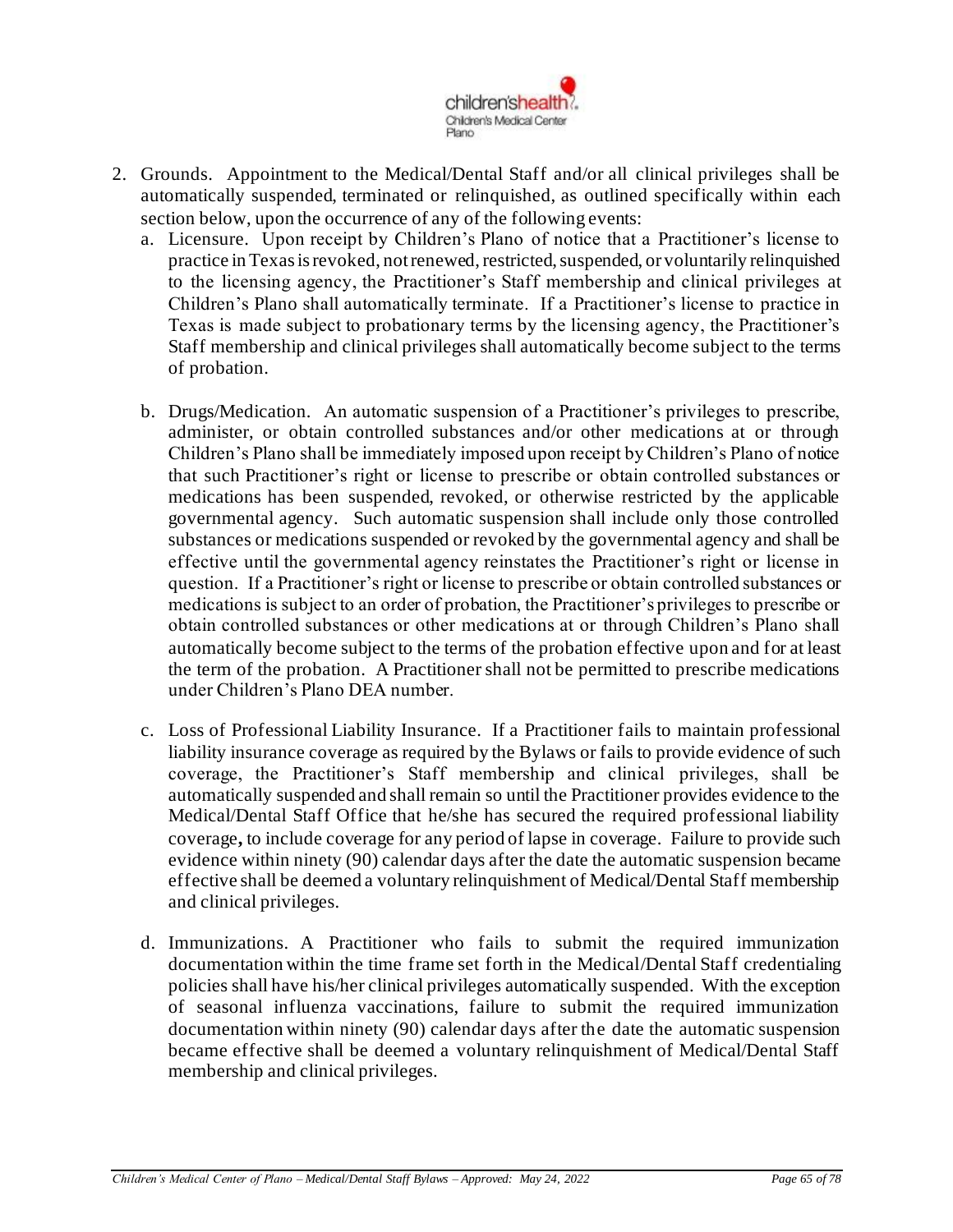2. Grounds. Appointment to the Medical/Dental Staff and/or all clinical privileges shall be automatically suspended, terminated or relinquished, as outlined specifically within each section below, upon the occurrence of any of the following events:
   a. Licensure. Upon receipt by Children's Plano of notice that a Practitioner's license to practice in Texas is revoked, not renewed, restricted, suspended, or voluntarily relinquished to the licensing agency, the Practitioner's Staff membership and clinical privileges at Children's Plano shall automatically terminate. If a Practitioner's license to practice in Texas is made subject to probationary terms by the licensing agency, the Practitioner's Staff membership and clinical privileges shall automatically become subject to the terms of probation.

   b. Drugs/Medication. An automatic suspension of a Practitioner's privileges to prescribe, administer, or obtain controlled substances and/or other medications at or through Children's Plano shall be immediately imposed upon receipt by Children's Plano of notice that such Practitioner's right or license to prescribe or obtain controlled substances or medications has been suspended, revoked, or otherwise restricted by the applicable governmental agency. Such automatic suspension shall include only those controlled substances or medications suspended or revoked by the governmental agency and shall be effective until the governmental agency reinstates the Practitioner's right or license in question. If a Practitioner's right or license to prescribe or obtain controlled substances or medications is subject to an order of probation, the Practitioner's privileges to prescribe or obtain controlled substances or other medications at or through Children's Plano shall automatically become subject to the terms of the probation effective upon and for at least the term of the probation. A Practitioner shall not be permitted to prescribe medications under Children's Plano DEA number.

   c. Loss of Professional Liability Insurance. If a Practitioner fails to maintain professional liability insurance coverage as required by the Bylaws or fails to provide evidence of such coverage, the Practitioner's Staff membership and clinical privileges, shall be automatically suspended and shall remain so until the Practitioner provides evidence to the Medical/Dental Staff Office that he/she has secured the required professional liability coverage**,** to include coverage for any period of lapse in coverage. Failure to provide such evidence within ninety (90) calendar days after the date the automatic suspension became effective shall be deemed a voluntary relinquishment of Medical/Dental Staff membership and clinical privileges.

   d. Immunizations. A Practitioner who fails to submit the required immunization documentation within the time frame set forth in the Medical/Dental Staff credentialing policies shall have his/her clinical privileges automatically suspended. With the exception of seasonal influenza vaccinations, failure to submit the required immunization documentation within ninety (90) calendar days after the date the automatic suspension became effective shall be deemed a voluntary relinquishment of Medical/Dental Staff membership and clinical privileges.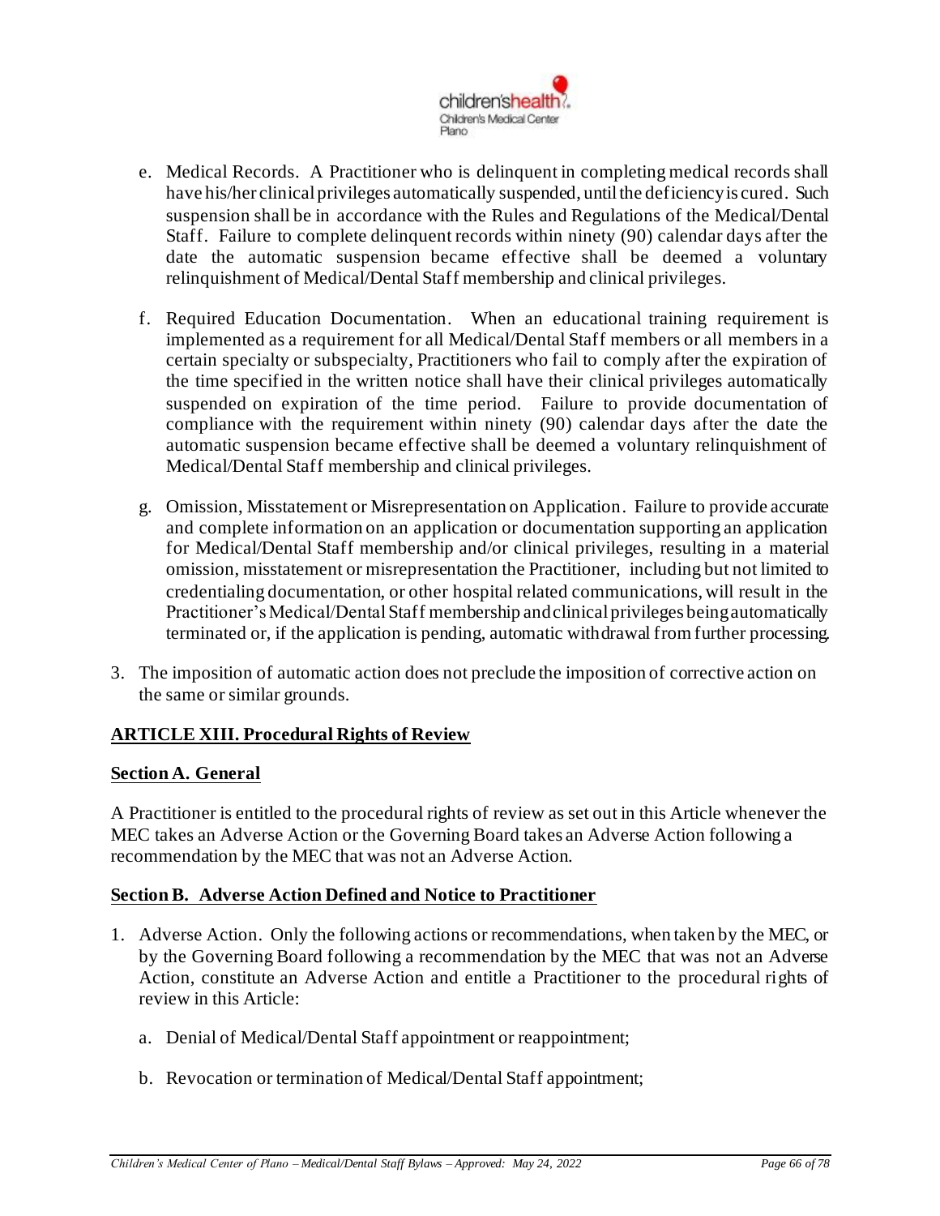e. Medical Records. A Practitioner who is delinquent in completing medical records shall have his/her clinical privileges automatically suspended, until the deficiency is cured. Such suspension shall be in accordance with the Rules and Regulations of the Medical/Dental Staff. Failure to complete delinquent records within ninety (90) calendar days after the date the automatic suspension became effective shall be deemed a voluntary relinquishment of Medical/Dental Staff membership and clinical privileges.

f. Required Education Documentation. When an educational training requirement is implemented as a requirement for all Medical/Dental Staff members or all members in a certain specialty or subspecialty, Practitioners who fail to comply after the expiration of the time specified in the written notice shall have their clinical privileges automatically suspended on expiration of the time period. Failure to provide documentation of compliance with the requirement within ninety (90) calendar days after the date the automatic suspension became effective shall be deemed a voluntary relinquishment of Medical/Dental Staff membership and clinical privileges.

g. Omission, Misstatement or Misrepresentation on Application. Failure to provide accurate and complete information on an application or documentation supporting an application for Medical/Dental Staff membership and/or clinical privileges, resulting in a material omission, misstatement or misrepresentation the Practitioner, including but not limited to credentialing documentation, or other hospital related communications, will result in the Practitioner's Medical/Dental Staff membership and clinical privileges being automatically terminated or, if the application is pending, automatic withdrawal from further processing.

3. The imposition of automatic action does not preclude the imposition of corrective action on the same or similar grounds.

## ARTICLE XIII. Procedural Rights of Review

### Section A. General

A Practitioner is entitled to the procedural rights of review as set out in this Article whenever the MEC takes an Adverse Action or the Governing Board takes an Adverse Action following a recommendation by the MEC that was not an Adverse Action.

### Section B. Adverse Action Defined and Notice to Practitioner

1. Adverse Action. Only the following actions or recommendations, when taken by the MEC, or by the Governing Board following a recommendation by the MEC that was not an Adverse Action, constitute an Adverse Action and entitle a Practitioner to the procedural rights of review in this Article:

   a. Denial of Medical/Dental Staff appointment or reappointment;

   b. Revocation or termination of Medical/Dental Staff appointment;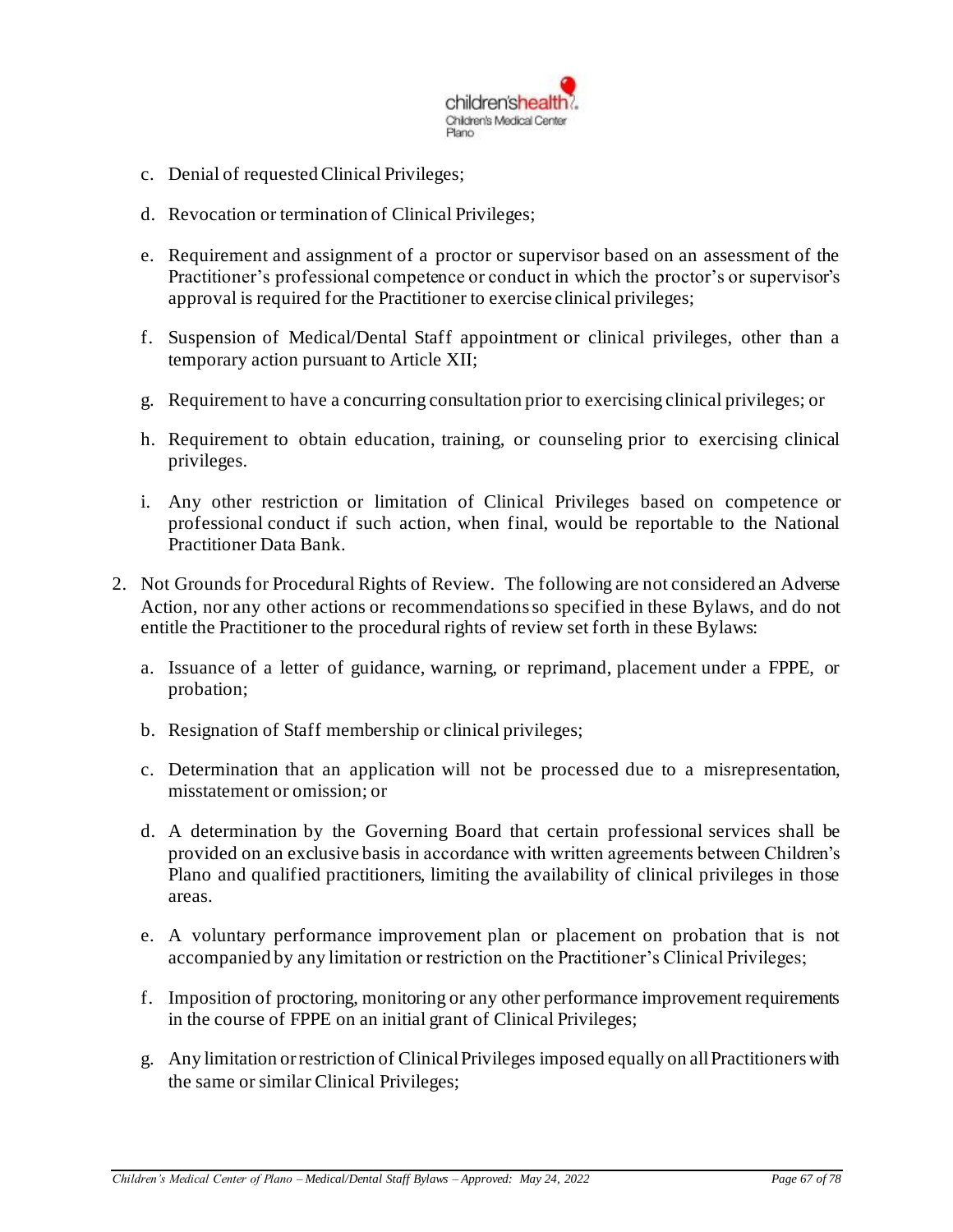c. Denial of requested Clinical Privileges;

d. Revocation or termination of Clinical Privileges;

e. Requirement and assignment of a proctor or supervisor based on an assessment of the Practitioner's professional competence or conduct in which the proctor's or supervisor's approval is required for the Practitioner to exercise clinical privileges;

f. Suspension of Medical/Dental Staff appointment or clinical privileges, other than a temporary action pursuant to Article XII;

g. Requirement to have a concurring consultation prior to exercising clinical privileges; or

h. Requirement to obtain education, training, or counseling prior to exercising clinical privileges.

i. Any other restriction or limitation of Clinical Privileges based on competence or professional conduct if such action, when final, would be reportable to the National Practitioner Data Bank.

2. Not Grounds for Procedural Rights of Review. The following are not considered an Adverse Action, nor any other actions or recommendations so specified in these Bylaws, and do not entitle the Practitioner to the procedural rights of review set forth in these Bylaws:

   a. Issuance of a letter of guidance, warning, or reprimand, placement under a FPPE, or probation;

   b. Resignation of Staff membership or clinical privileges;

   c. Determination that an application will not be processed due to a misrepresentation, misstatement or omission; or

   d. A determination by the Governing Board that certain professional services shall be provided on an exclusive basis in accordance with written agreements between Children's Plano and qualified practitioners, limiting the availability of clinical privileges in those areas.

   e. A voluntary performance improvement plan or placement on probation that is not accompanied by any limitation or restriction on the Practitioner's Clinical Privileges;

   f. Imposition of proctoring, monitoring or any other performance improvement requirements in the course of FPPE on an initial grant of Clinical Privileges;

   g. Any limitation or restriction of Clinical Privileges imposed equally on all Practitioners with the same or similar Clinical Privileges;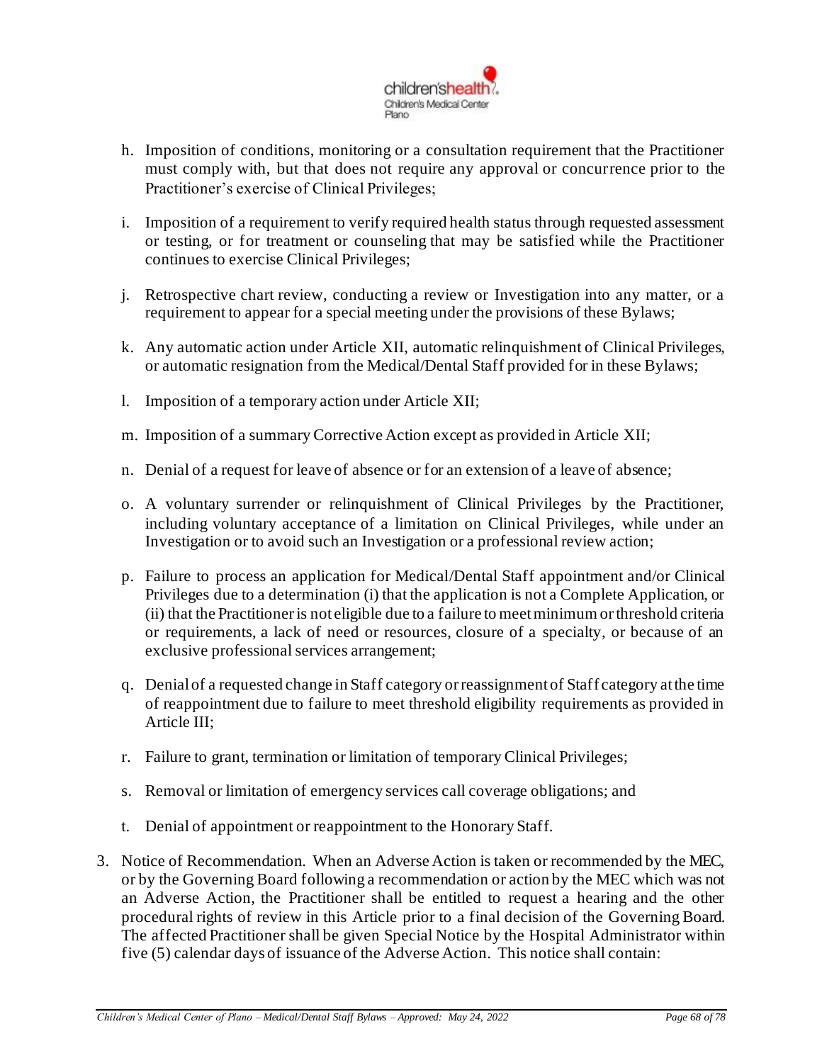h. Imposition of conditions, monitoring or a consultation requirement that the Practitioner must comply with, but that does not require any approval or concurrence prior to the Practitioner's exercise of Clinical Privileges;

i. Imposition of a requirement to verify required health status through requested assessment or testing, or for treatment or counseling that may be satisfied while the Practitioner continues to exercise Clinical Privileges;

j. Retrospective chart review, conducting a review or Investigation into any matter, or a requirement to appear for a special meeting under the provisions of these Bylaws;

k. Any automatic action under Article XII, automatic relinquishment of Clinical Privileges, or automatic resignation from the Medical/Dental Staff provided for in these Bylaws;

l. Imposition of a temporary action under Article XII;

m. Imposition of a summary Corrective Action except as provided in Article XII;

n. Denial of a request for leave of absence or for an extension of a leave of absence;

o. A voluntary surrender or relinquishment of Clinical Privileges by the Practitioner, including voluntary acceptance of a limitation on Clinical Privileges, while under an Investigation or to avoid such an Investigation or a professional review action;

p. Failure to process an application for Medical/Dental Staff appointment and/or Clinical Privileges due to a determination (i) that the application is not a Complete Application, or (ii) that the Practitioner is not eligible due to a failure to meet minimum or threshold criteria or requirements, a lack of need or resources, closure of a specialty, or because of an exclusive professional services arrangement;

q. Denial of a requested change in Staff category or reassignment of Staff category at the time of reappointment due to failure to meet threshold eligibility requirements as provided in Article III;

r. Failure to grant, termination or limitation of temporary Clinical Privileges;

s. Removal or limitation of emergency services call coverage obligations; and

t. Denial of appointment or reappointment to the Honorary Staff.

3. Notice of Recommendation. When an Adverse Action is taken or recommended by the MEC, or by the Governing Board following a recommendation or action by the MEC which was not an Adverse Action, the Practitioner shall be entitled to request a hearing and the other procedural rights of review in this Article prior to a final decision of the Governing Board. The affected Practitioner shall be given Special Notice by the Hospital Administrator within five (5) calendar days of issuance of the Adverse Action. This notice shall contain: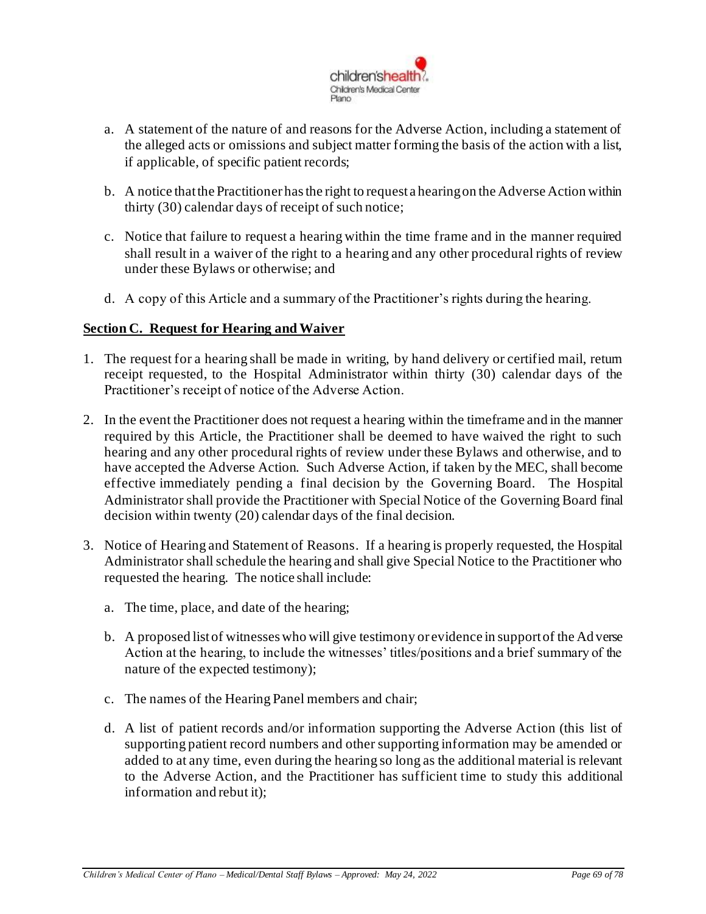a. A statement of the nature of and reasons for the Adverse Action, including a statement of the alleged acts or omissions and subject matter forming the basis of the action with a list, if applicable, of specific patient records;

b. A notice that the Practitioner has the right to request a hearing on the Adverse Action within thirty (30) calendar days of receipt of such notice;

c. Notice that failure to request a hearing within the time frame and in the manner required shall result in a waiver of the right to a hearing and any other procedural rights of review under these Bylaws or otherwise; and

d. A copy of this Article and a summary of the Practitioner's rights during the hearing.

**Section C. Request for Hearing and Waiver**

1. The request for a hearing shall be made in writing, by hand delivery or certified mail, return receipt requested, to the Hospital Administrator within thirty (30) calendar days of the Practitioner's receipt of notice of the Adverse Action.

2. In the event the Practitioner does not request a hearing within the timeframe and in the manner required by this Article, the Practitioner shall be deemed to have waived the right to such hearing and any other procedural rights of review under these Bylaws and otherwise, and to have accepted the Adverse Action. Such Adverse Action, if taken by the MEC, shall become effective immediately pending a final decision by the Governing Board. The Hospital Administrator shall provide the Practitioner with Special Notice of the Governing Board final decision within twenty (20) calendar days of the final decision.

3. Notice of Hearing and Statement of Reasons. If a hearing is properly requested, the Hospital Administrator shall schedule the hearing and shall give Special Notice to the Practitioner who requested the hearing. The notice shall include:

   a. The time, place, and date of the hearing;

   b. A proposed list of witnesses who will give testimony or evidence in support of the Adverse Action at the hearing, to include the witnesses' titles/positions and a brief summary of the nature of the expected testimony);

   c. The names of the Hearing Panel members and chair;

   d. A list of patient records and/or information supporting the Adverse Action (this list of supporting patient record numbers and other supporting information may be amended or added to at any time, even during the hearing so long as the additional material is relevant to the Adverse Action, and the Practitioner has sufficient time to study this additional information and rebut it);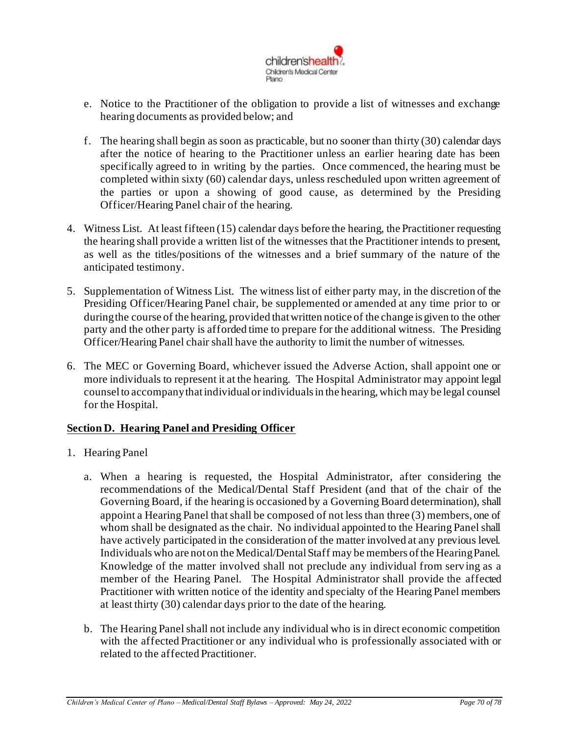e. Notice to the Practitioner of the obligation to provide a list of witnesses and exchange hearing documents as provided below; and

f. The hearing shall begin as soon as practicable, but no sooner than thirty (30) calendar days after the notice of hearing to the Practitioner unless an earlier hearing date has been specifically agreed to in writing by the parties. Once commenced, the hearing must be completed within sixty (60) calendar days, unless rescheduled upon written agreement of the parties or upon a showing of good cause, as determined by the Presiding Officer/Hearing Panel chair of the hearing.

4. Witness List. At least fifteen (15) calendar days before the hearing, the Practitioner requesting the hearing shall provide a written list of the witnesses that the Practitioner intends to present, as well as the titles/positions of the witnesses and a brief summary of the nature of the anticipated testimony.

5. Supplementation of Witness List. The witness list of either party may, in the discretion of the Presiding Officer/Hearing Panel chair, be supplemented or amended at any time prior to or during the course of the hearing, provided that written notice of the change is given to the other party and the other party is afforded time to prepare for the additional witness. The Presiding Officer/Hearing Panel chair shall have the authority to limit the number of witnesses.

6. The MEC or Governing Board, whichever issued the Adverse Action, shall appoint one or more individuals to represent it at the hearing. The Hospital Administrator may appoint legal counsel to accompany that individual or individuals in the hearing, which may be legal counsel for the Hospital.

**Section D. Hearing Panel and Presiding Officer**

1. Hearing Panel

   a. When a hearing is requested, the Hospital Administrator, after considering the recommendations of the Medical/Dental Staff President (and that of the chair of the Governing Board, if the hearing is occasioned by a Governing Board determination), shall appoint a Hearing Panel that shall be composed of not less than three (3) members, one of whom shall be designated as the chair. No individual appointed to the Hearing Panel shall have actively participated in the consideration of the matter involved at any previous level. Individuals who are not on the Medical/Dental Staff may be members of the Hearing Panel. Knowledge of the matter involved shall not preclude any individual from serving as a member of the Hearing Panel. The Hospital Administrator shall provide the affected Practitioner with written notice of the identity and specialty of the Hearing Panel members at least thirty (30) calendar days prior to the date of the hearing.

   b. The Hearing Panel shall not include any individual who is in direct economic competition with the affected Practitioner or any individual who is professionally associated with or related to the affected Practitioner.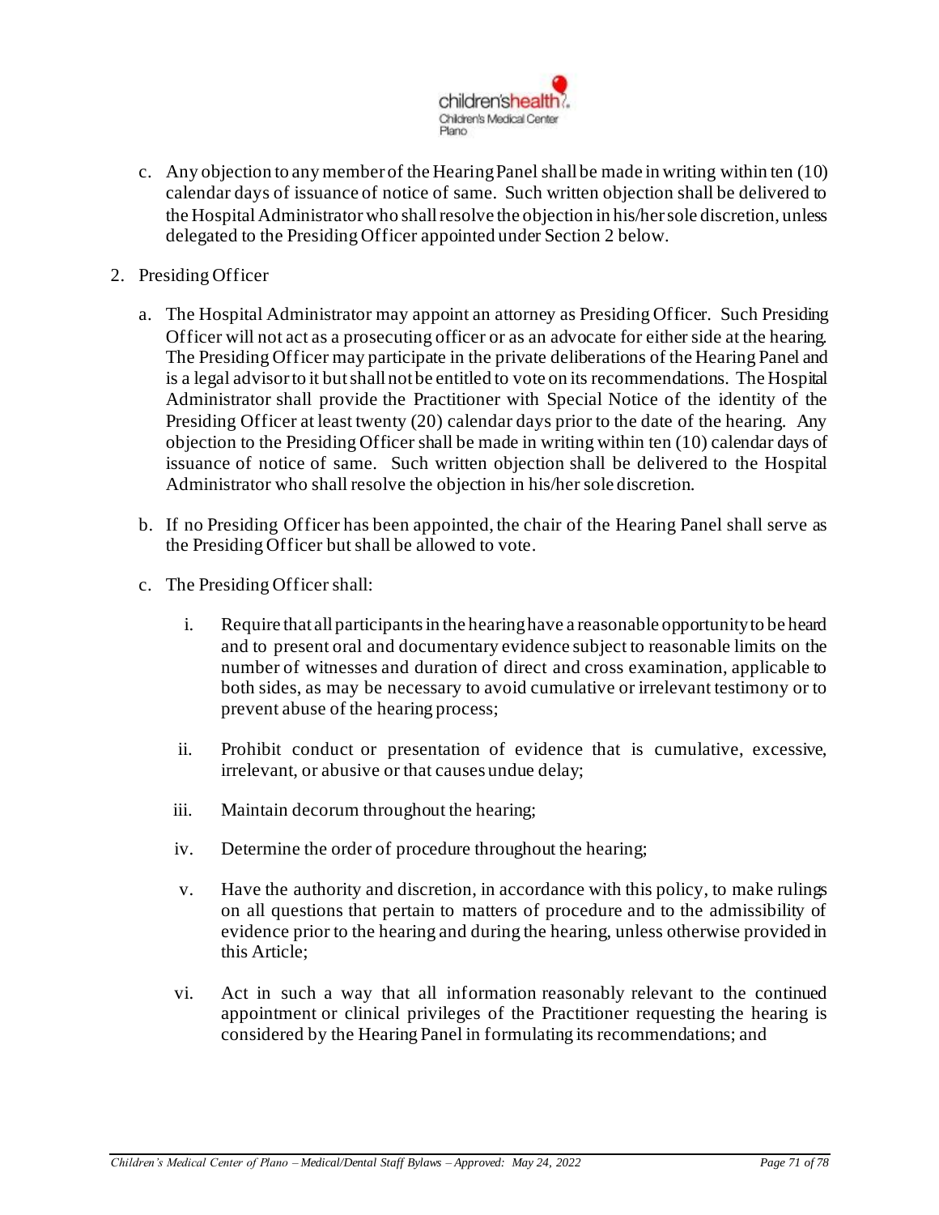c. Any objection to any member of the Hearing Panel shall be made in writing within ten (10) calendar days of issuance of notice of same. Such written objection shall be delivered to the Hospital Administrator who shall resolve the objection in his/her sole discretion, unless delegated to the Presiding Officer appointed under Section 2 below.

2. Presiding Officer

   a. The Hospital Administrator may appoint an attorney as Presiding Officer. Such Presiding Officer will not act as a prosecuting officer or as an advocate for either side at the hearing. The Presiding Officer may participate in the private deliberations of the Hearing Panel and is a legal advisor to it but shall not be entitled to vote on its recommendations. The Hospital Administrator shall provide the Practitioner with Special Notice of the identity of the Presiding Officer at least twenty (20) calendar days prior to the date of the hearing. Any objection to the Presiding Officer shall be made in writing within ten (10) calendar days of issuance of notice of same. Such written objection shall be delivered to the Hospital Administrator who shall resolve the objection in his/her sole discretion.

   b. If no Presiding Officer has been appointed, the chair of the Hearing Panel shall serve as the Presiding Officer but shall be allowed to vote.

   c. The Presiding Officer shall:

      i. Require that all participants in the hearing have a reasonable opportunity to be heard and to present oral and documentary evidence subject to reasonable limits on the number of witnesses and duration of direct and cross examination, applicable to both sides, as may be necessary to avoid cumulative or irrelevant testimony or to prevent abuse of the hearing process;

      ii. Prohibit conduct or presentation of evidence that is cumulative, excessive, irrelevant, or abusive or that causes undue delay;

      iii. Maintain decorum throughout the hearing;

      iv. Determine the order of procedure throughout the hearing;

      v. Have the authority and discretion, in accordance with this policy, to make rulings on all questions that pertain to matters of procedure and to the admissibility of evidence prior to the hearing and during the hearing, unless otherwise provided in this Article;

      vi. Act in such a way that all information reasonably relevant to the continued appointment or clinical privileges of the Practitioner requesting the hearing is considered by the Hearing Panel in formulating its recommendations; and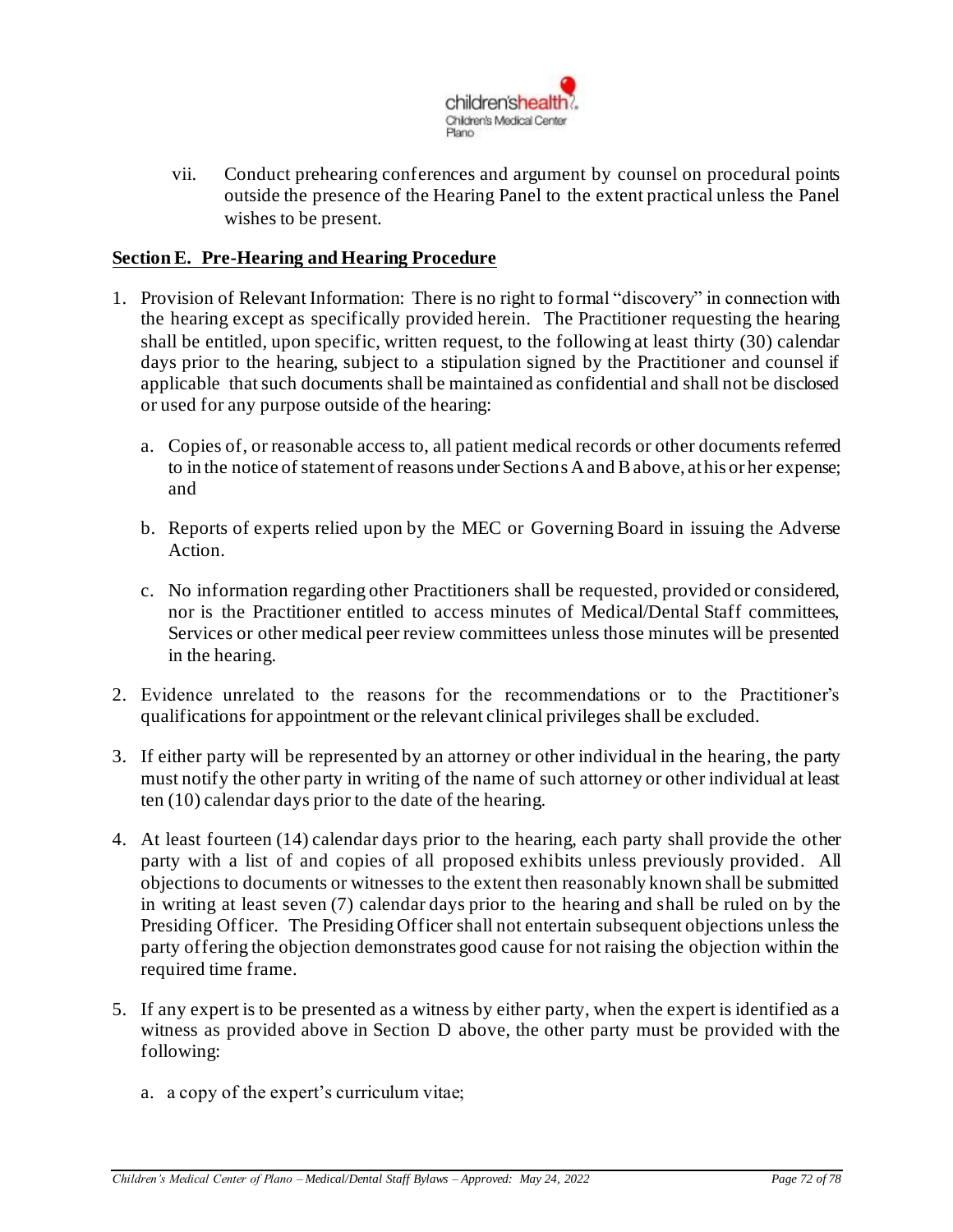vii. Conduct prehearing conferences and argument by counsel on procedural points outside the presence of the Hearing Panel to the extent practical unless the Panel wishes to be present.

**<u>Section E. Pre-Hearing and Hearing Procedure</u>**

1. Provision of Relevant Information: There is no right to formal "discovery" in connection with the hearing except as specifically provided herein. The Practitioner requesting the hearing shall be entitled, upon specific, written request, to the following at least thirty (30) calendar days prior to the hearing, subject to a stipulation signed by the Practitioner and counsel if applicable that such documents shall be maintained as confidential and shall not be disclosed or used for any purpose outside of the hearing:

   a. Copies of, or reasonable access to, all patient medical records or other documents referred to in the notice of statement of reasons under Sections A and B above, at his or her expense; and

   b. Reports of experts relied upon by the MEC or Governing Board in issuing the Adverse Action.

   c. No information regarding other Practitioners shall be requested, provided or considered, nor is the Practitioner entitled to access minutes of Medical/Dental Staff committees, Services or other medical peer review committees unless those minutes will be presented in the hearing.

2. Evidence unrelated to the reasons for the recommendations or to the Practitioner's qualifications for appointment or the relevant clinical privileges shall be excluded.

3. If either party will be represented by an attorney or other individual in the hearing, the party must notify the other party in writing of the name of such attorney or other individual at least ten (10) calendar days prior to the date of the hearing.

4. At least fourteen (14) calendar days prior to the hearing, each party shall provide the other party with a list of and copies of all proposed exhibits unless previously provided. All objections to documents or witnesses to the extent then reasonably known shall be submitted in writing at least seven (7) calendar days prior to the hearing and shall be ruled on by the Presiding Officer. The Presiding Officer shall not entertain subsequent objections unless the party offering the objection demonstrates good cause for not raising the objection within the required time frame.

5. If any expert is to be presented as a witness by either party, when the expert is identified as a witness as provided above in Section D above, the other party must be provided with the following:

   a. a copy of the expert's curriculum vitae;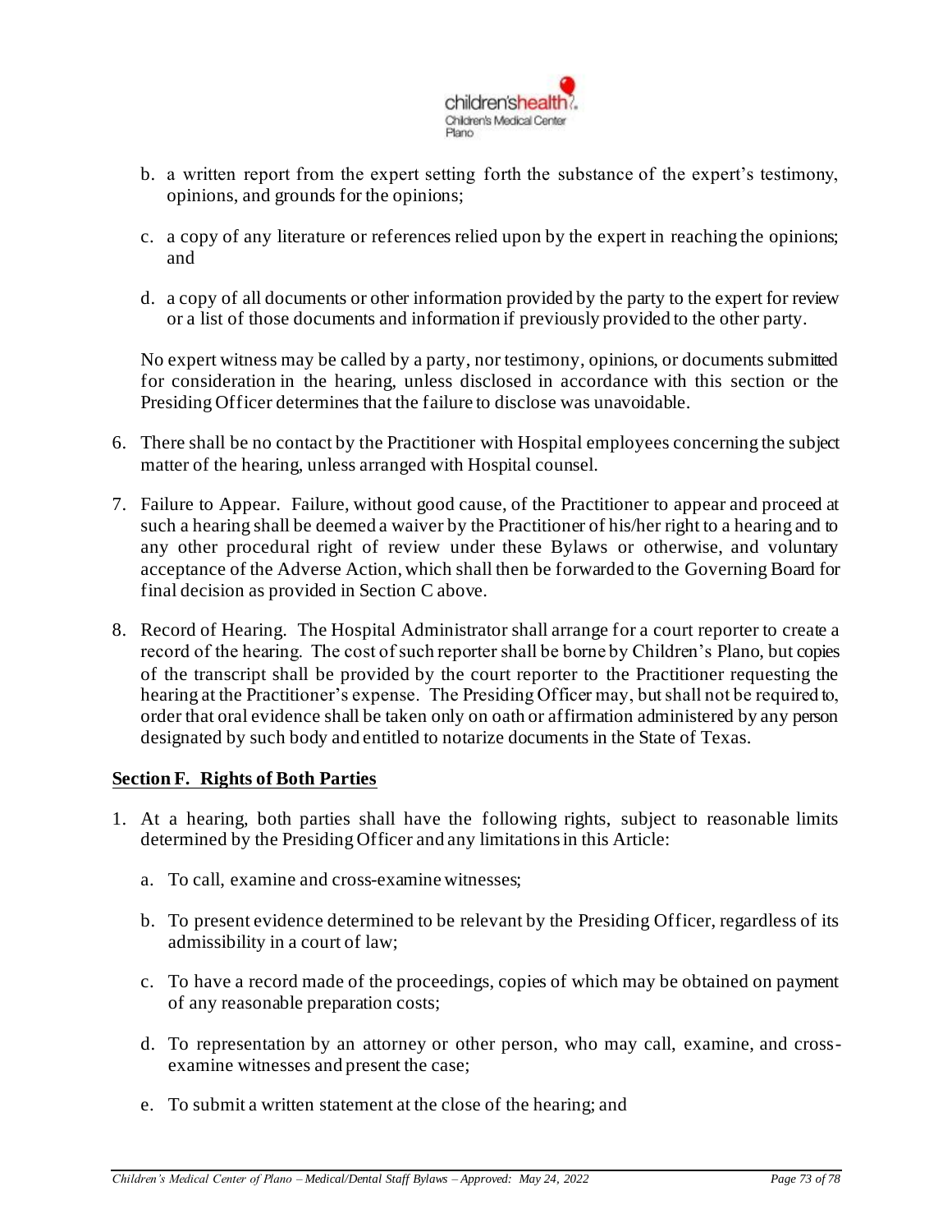b. a written report from the expert setting forth the substance of the expert's testimony, opinions, and grounds for the opinions;

c. a copy of any literature or references relied upon by the expert in reaching the opinions; and

d. a copy of all documents or other information provided by the party to the expert for review or a list of those documents and information if previously provided to the other party.

No expert witness may be called by a party, nor testimony, opinions, or documents submitted for consideration in the hearing, unless disclosed in accordance with this section or the Presiding Officer determines that the failure to disclose was unavoidable.

6. There shall be no contact by the Practitioner with Hospital employees concerning the subject matter of the hearing, unless arranged with Hospital counsel.

7. Failure to Appear. Failure, without good cause, of the Practitioner to appear and proceed at such a hearing shall be deemed a waiver by the Practitioner of his/her right to a hearing and to any other procedural right of review under these Bylaws or otherwise, and voluntary acceptance of the Adverse Action, which shall then be forwarded to the Governing Board for final decision as provided in Section C above.

8. Record of Hearing. The Hospital Administrator shall arrange for a court reporter to create a record of the hearing. The cost of such reporter shall be borne by Children's Plano, but copies of the transcript shall be provided by the court reporter to the Practitioner requesting the hearing at the Practitioner's expense. The Presiding Officer may, but shall not be required to, order that oral evidence shall be taken only on oath or affirmation administered by any person designated by such body and entitled to notarize documents in the State of Texas.

**Section F. Rights of Both Parties**

1. At a hearing, both parties shall have the following rights, subject to reasonable limits determined by the Presiding Officer and any limitations in this Article:

   a. To call, examine and cross-examine witnesses;

   b. To present evidence determined to be relevant by the Presiding Officer, regardless of its admissibility in a court of law;

   c. To have a record made of the proceedings, copies of which may be obtained on payment of any reasonable preparation costs;

   d. To representation by an attorney or other person, who may call, examine, and cross-examine witnesses and present the case;

   e. To submit a written statement at the close of the hearing; and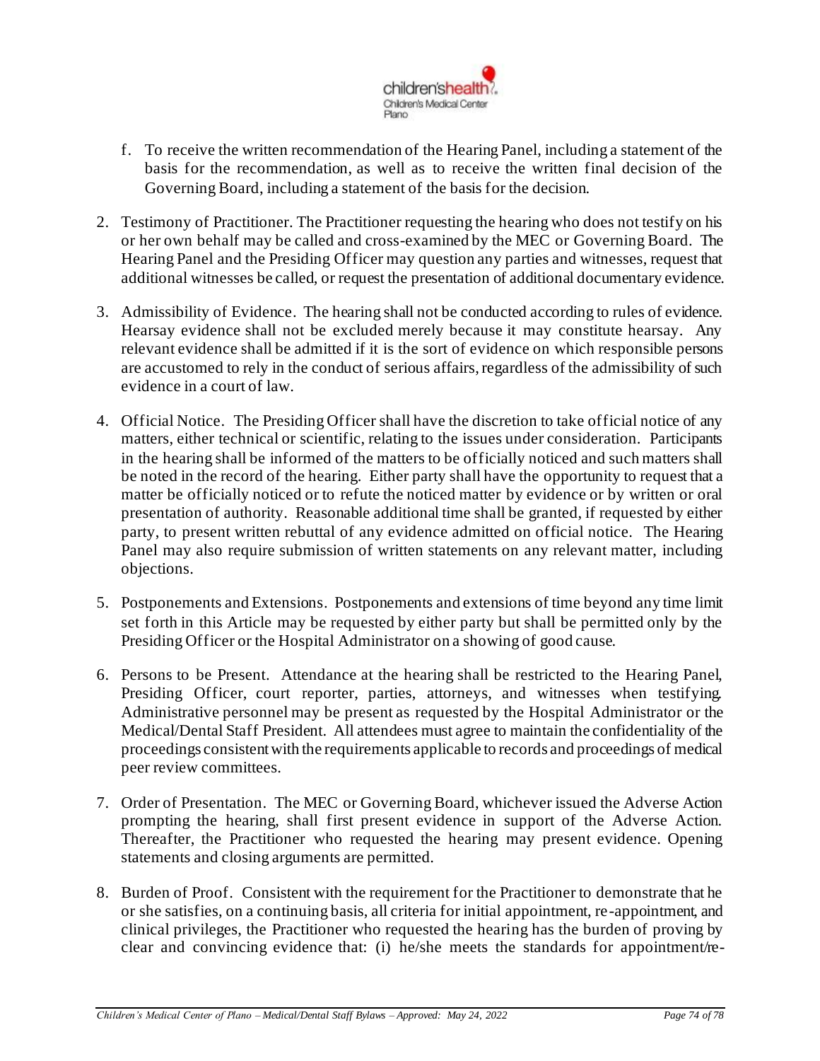f. To receive the written recommendation of the Hearing Panel, including a statement of the basis for the recommendation, as well as to receive the written final decision of the Governing Board, including a statement of the basis for the decision.

2. Testimony of Practitioner. The Practitioner requesting the hearing who does not testify on his or her own behalf may be called and cross-examined by the MEC or Governing Board. The Hearing Panel and the Presiding Officer may question any parties and witnesses, request that additional witnesses be called, or request the presentation of additional documentary evidence.

3. Admissibility of Evidence. The hearing shall not be conducted according to rules of evidence. Hearsay evidence shall not be excluded merely because it may constitute hearsay. Any relevant evidence shall be admitted if it is the sort of evidence on which responsible persons are accustomed to rely in the conduct of serious affairs, regardless of the admissibility of such evidence in a court of law.

4. Official Notice. The Presiding Officer shall have the discretion to take official notice of any matters, either technical or scientific, relating to the issues under consideration. Participants in the hearing shall be informed of the matters to be officially noticed and such matters shall be noted in the record of the hearing. Either party shall have the opportunity to request that a matter be officially noticed or to refute the noticed matter by evidence or by written or oral presentation of authority. Reasonable additional time shall be granted, if requested by either party, to present written rebuttal of any evidence admitted on official notice. The Hearing Panel may also require submission of written statements on any relevant matter, including objections.

5. Postponements and Extensions. Postponements and extensions of time beyond any time limit set forth in this Article may be requested by either party but shall be permitted only by the Presiding Officer or the Hospital Administrator on a showing of good cause.

6. Persons to be Present. Attendance at the hearing shall be restricted to the Hearing Panel, Presiding Officer, court reporter, parties, attorneys, and witnesses when testifying. Administrative personnel may be present as requested by the Hospital Administrator or the Medical/Dental Staff President. All attendees must agree to maintain the confidentiality of the proceedings consistent with the requirements applicable to records and proceedings of medical peer review committees.

7. Order of Presentation. The MEC or Governing Board, whichever issued the Adverse Action prompting the hearing, shall first present evidence in support of the Adverse Action. Thereafter, the Practitioner who requested the hearing may present evidence. Opening statements and closing arguments are permitted.

8. Burden of Proof. Consistent with the requirement for the Practitioner to demonstrate that he or she satisfies, on a continuing basis, all criteria for initial appointment, re-appointment, and clinical privileges, the Practitioner who requested the hearing has the burden of proving by clear and convincing evidence that: (i) he/she meets the standards for appointment/re-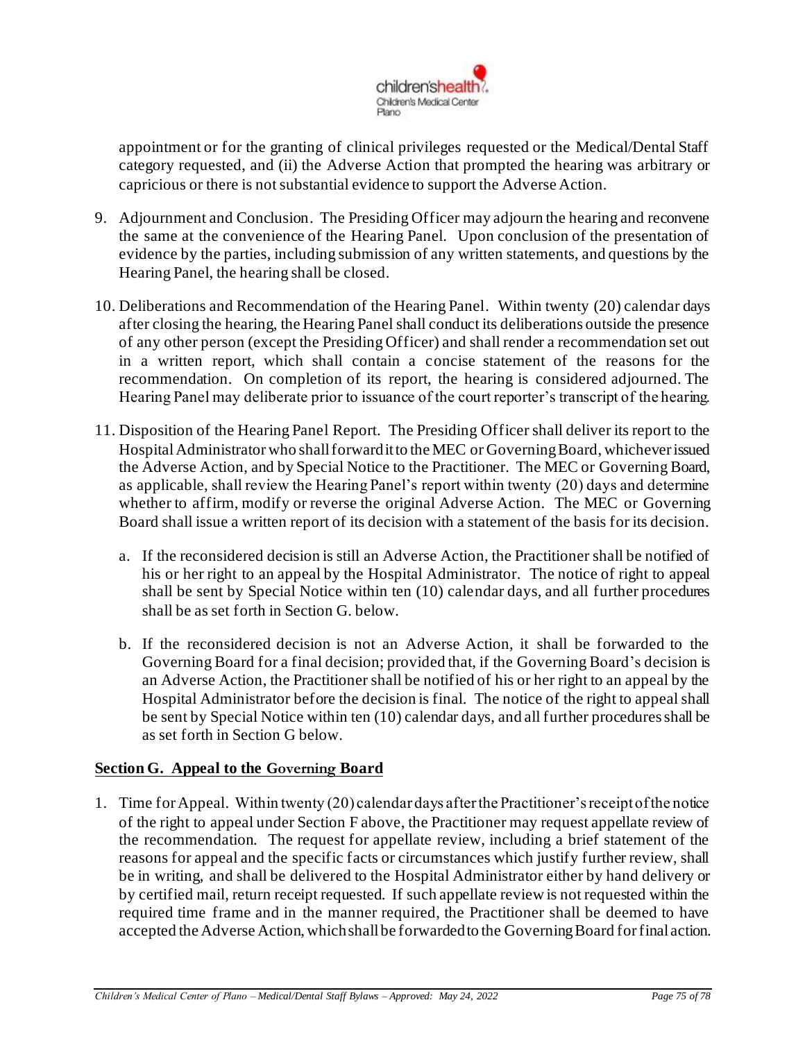appointment or for the granting of clinical privileges requested or the Medical/Dental Staff category requested, and (ii) the Adverse Action that prompted the hearing was arbitrary or capricious or there is not substantial evidence to support the Adverse Action.

9. Adjournment and Conclusion. The Presiding Officer may adjourn the hearing and reconvene the same at the convenience of the Hearing Panel. Upon conclusion of the presentation of evidence by the parties, including submission of any written statements, and questions by the Hearing Panel, the hearing shall be closed.

10. Deliberations and Recommendation of the Hearing Panel. Within twenty (20) calendar days after closing the hearing, the Hearing Panel shall conduct its deliberations outside the presence of any other person (except the Presiding Officer) and shall render a recommendation set out in a written report, which shall contain a concise statement of the reasons for the recommendation. On completion of its report, the hearing is considered adjourned. The Hearing Panel may deliberate prior to issuance of the court reporter's transcript of the hearing.

11. Disposition of the Hearing Panel Report. The Presiding Officer shall deliver its report to the Hospital Administrator who shall forward it to the MEC or Governing Board, whichever issued the Adverse Action, and by Special Notice to the Practitioner. The MEC or Governing Board, as applicable, shall review the Hearing Panel's report within twenty (20) days and determine whether to affirm, modify or reverse the original Adverse Action. The MEC or Governing Board shall issue a written report of its decision with a statement of the basis for its decision.

    a. If the reconsidered decision is still an Adverse Action, the Practitioner shall be notified of his or her right to an appeal by the Hospital Administrator. The notice of right to appeal shall be sent by Special Notice within ten (10) calendar days, and all further procedures shall be as set forth in Section G. below.

    b. If the reconsidered decision is not an Adverse Action, it shall be forwarded to the Governing Board for a final decision; provided that, if the Governing Board's decision is an Adverse Action, the Practitioner shall be notified of his or her right to an appeal by the Hospital Administrator before the decision is final. The notice of the right to appeal shall be sent by Special Notice within ten (10) calendar days, and all further procedures shall be as set forth in Section G below.

**Section G. Appeal to the Governing Board**

1. Time for Appeal. Within twenty (20) calendar days after the Practitioner's receipt of the notice of the right to appeal under Section F above, the Practitioner may request appellate review of the recommendation. The request for appellate review, including a brief statement of the reasons for appeal and the specific facts or circumstances which justify further review, shall be in writing, and shall be delivered to the Hospital Administrator either by hand delivery or by certified mail, return receipt requested. If such appellate review is not requested within the required time frame and in the manner required, the Practitioner shall be deemed to have accepted the Adverse Action, which shall be forwarded to the Governing Board for final action.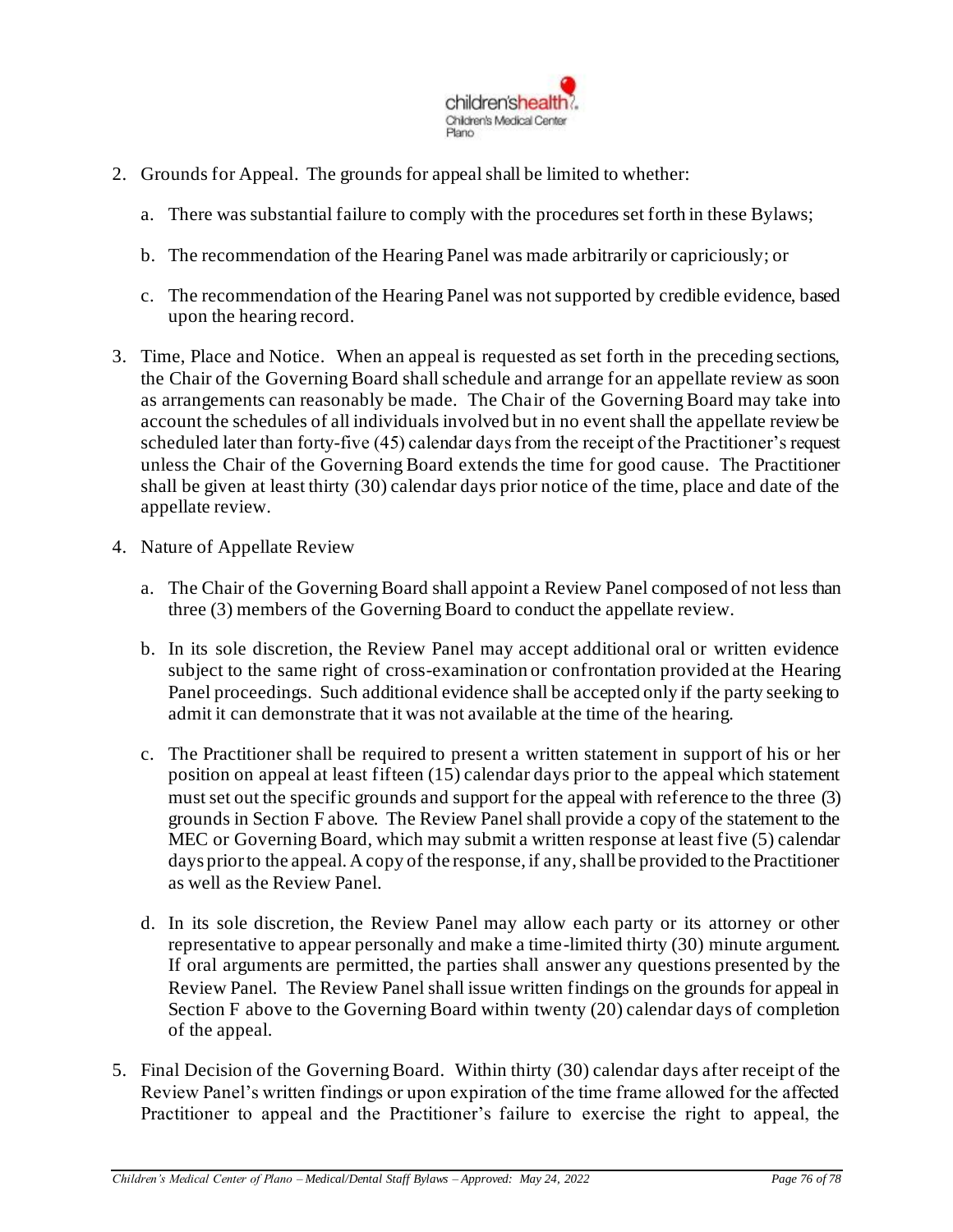2. Grounds for Appeal. The grounds for appeal shall be limited to whether:

   a. There was substantial failure to comply with the procedures set forth in these Bylaws;

   b. The recommendation of the Hearing Panel was made arbitrarily or capriciously; or

   c. The recommendation of the Hearing Panel was not supported by credible evidence, based upon the hearing record.

3. Time, Place and Notice. When an appeal is requested as set forth in the preceding sections, the Chair of the Governing Board shall schedule and arrange for an appellate review as soon as arrangements can reasonably be made. The Chair of the Governing Board may take into account the schedules of all individuals involved but in no event shall the appellate review be scheduled later than forty-five (45) calendar days from the receipt of the Practitioner's request unless the Chair of the Governing Board extends the time for good cause. The Practitioner shall be given at least thirty (30) calendar days prior notice of the time, place and date of the appellate review.

4. Nature of Appellate Review

   a. The Chair of the Governing Board shall appoint a Review Panel composed of not less than three (3) members of the Governing Board to conduct the appellate review.

   b. In its sole discretion, the Review Panel may accept additional oral or written evidence subject to the same right of cross-examination or confrontation provided at the Hearing Panel proceedings. Such additional evidence shall be accepted only if the party seeking to admit it can demonstrate that it was not available at the time of the hearing.

   c. The Practitioner shall be required to present a written statement in support of his or her position on appeal at least fifteen (15) calendar days prior to the appeal which statement must set out the specific grounds and support for the appeal with reference to the three (3) grounds in Section F above. The Review Panel shall provide a copy of the statement to the MEC or Governing Board, which may submit a written response at least five (5) calendar days prior to the appeal. A copy of the response, if any, shall be provided to the Practitioner as well as the Review Panel.

   d. In its sole discretion, the Review Panel may allow each party or its attorney or other representative to appear personally and make a time-limited thirty (30) minute argument. If oral arguments are permitted, the parties shall answer any questions presented by the Review Panel. The Review Panel shall issue written findings on the grounds for appeal in Section F above to the Governing Board within twenty (20) calendar days of completion of the appeal.

5. Final Decision of the Governing Board. Within thirty (30) calendar days after receipt of the Review Panel's written findings or upon expiration of the time frame allowed for the affected Practitioner to appeal and the Practitioner's failure to exercise the right to appeal, the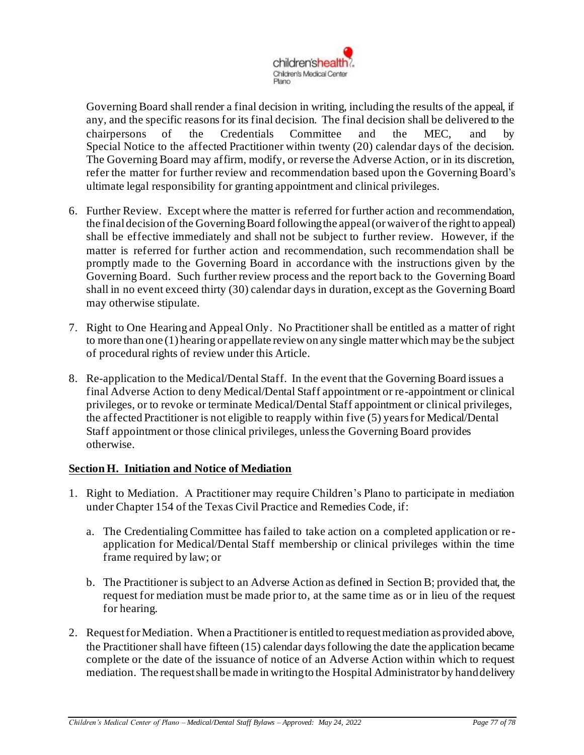Governing Board shall render a final decision in writing, including the results of the appeal, if any, and the specific reasons for its final decision. The final decision shall be delivered to the chairpersons of the Credentials Committee and the MEC, and by Special Notice to the affected Practitioner within twenty (20) calendar days of the decision. The Governing Board may affirm, modify, or reverse the Adverse Action, or in its discretion, refer the matter for further review and recommendation based upon the Governing Board's ultimate legal responsibility for granting appointment and clinical privileges.

6. Further Review. Except where the matter is referred for further action and recommendation, the final decision of the Governing Board following the appeal (or waiver of the right to appeal) shall be effective immediately and shall not be subject to further review. However, if the matter is referred for further action and recommendation, such recommendation shall be promptly made to the Governing Board in accordance with the instructions given by the Governing Board. Such further review process and the report back to the Governing Board shall in no event exceed thirty (30) calendar days in duration, except as the Governing Board may otherwise stipulate.

7. Right to One Hearing and Appeal Only. No Practitioner shall be entitled as a matter of right to more than one (1) hearing or appellate review on any single matter which may be the subject of procedural rights of review under this Article.

8. Re-application to the Medical/Dental Staff. In the event that the Governing Board issues a final Adverse Action to deny Medical/Dental Staff appointment or re-appointment or clinical privileges, or to revoke or terminate Medical/Dental Staff appointment or clinical privileges, the affected Practitioner is not eligible to reapply within five (5) years for Medical/Dental Staff appointment or those clinical privileges, unless the Governing Board provides otherwise.

**Section H. Initiation and Notice of Mediation**

1. Right to Mediation. A Practitioner may require Children's Plano to participate in mediation under Chapter 154 of the Texas Civil Practice and Remedies Code, if:

   a. The Credentialing Committee has failed to take action on a completed application or re-application for Medical/Dental Staff membership or clinical privileges within the time frame required by law; or

   b. The Practitioner is subject to an Adverse Action as defined in Section B; provided that, the request for mediation must be made prior to, at the same time as or in lieu of the request for hearing.

2. Request for Mediation. When a Practitioner is entitled to request mediation as provided above, the Practitioner shall have fifteen (15) calendar days following the date the application became complete or the date of the issuance of notice of an Adverse Action within which to request mediation. The request shall be made in writing to the Hospital Administrator by hand delivery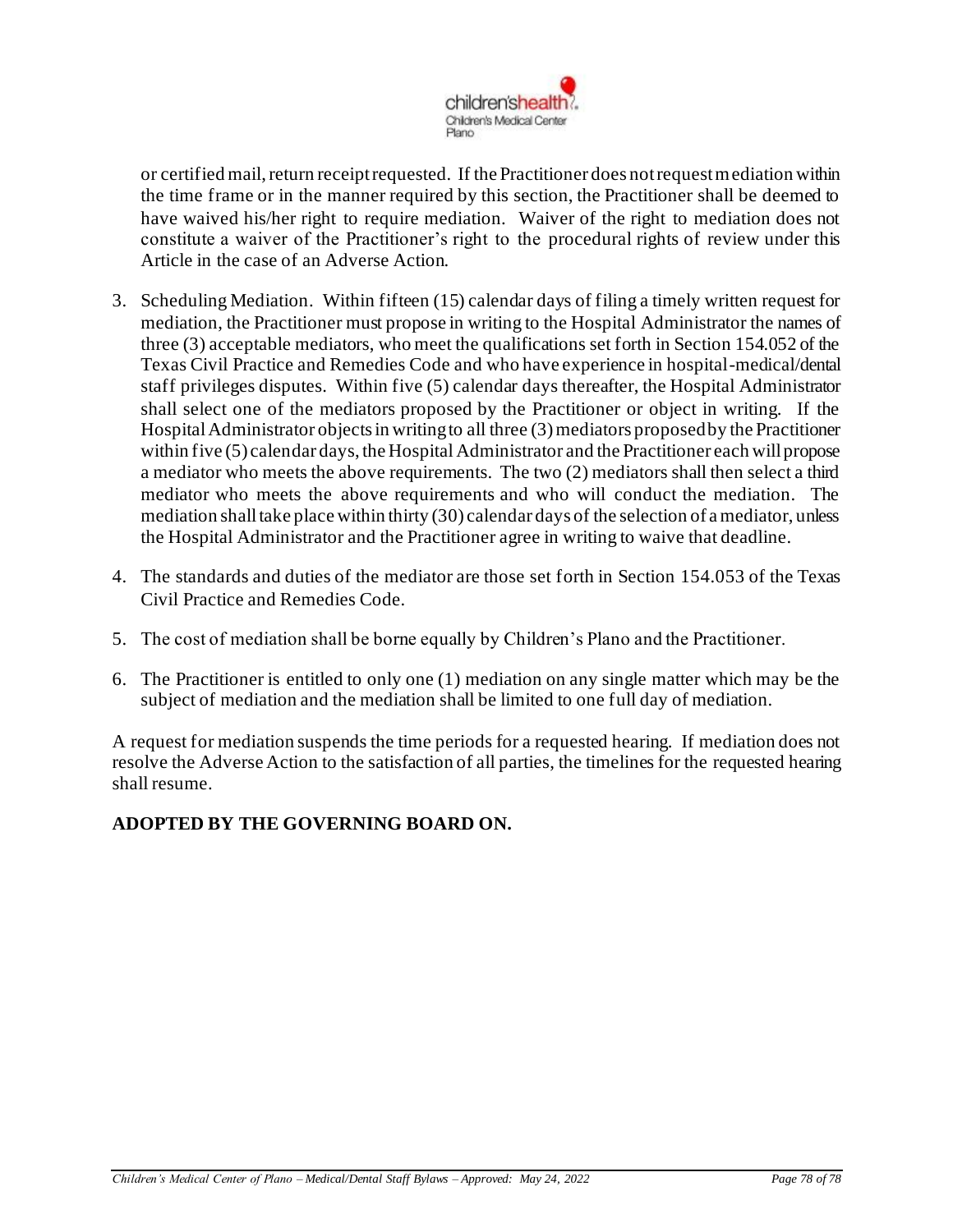or certified mail, return receipt requested. If the Practitioner does not request mediation within the time frame or in the manner required by this section, the Practitioner shall be deemed to have waived his/her right to require mediation. Waiver of the right to mediation does not constitute a waiver of the Practitioner's right to the procedural rights of review under this Article in the case of an Adverse Action.

3. Scheduling Mediation. Within fifteen (15) calendar days of filing a timely written request for mediation, the Practitioner must propose in writing to the Hospital Administrator the names of three (3) acceptable mediators, who meet the qualifications set forth in Section 154.052 of the Texas Civil Practice and Remedies Code and who have experience in hospital-medical/dental staff privileges disputes. Within five (5) calendar days thereafter, the Hospital Administrator shall select one of the mediators proposed by the Practitioner or object in writing. If the Hospital Administrator objects in writing to all three (3) mediators proposed by the Practitioner within five (5) calendar days, the Hospital Administrator and the Practitioner each will propose a mediator who meets the above requirements. The two (2) mediators shall then select a third mediator who meets the above requirements and who will conduct the mediation. The mediation shall take place within thirty (30) calendar days of the selection of a mediator, unless the Hospital Administrator and the Practitioner agree in writing to waive that deadline.

4. The standards and duties of the mediator are those set forth in Section 154.053 of the Texas Civil Practice and Remedies Code.

5. The cost of mediation shall be borne equally by Children's Plano and the Practitioner.

6. The Practitioner is entitled to only one (1) mediation on any single matter which may be the subject of mediation and the mediation shall be limited to one full day of mediation.

A request for mediation suspends the time periods for a requested hearing. If mediation does not resolve the Adverse Action to the satisfaction of all parties, the timelines for the requested hearing shall resume.

**ADOPTED BY THE GOVERNING BOARD ON.**